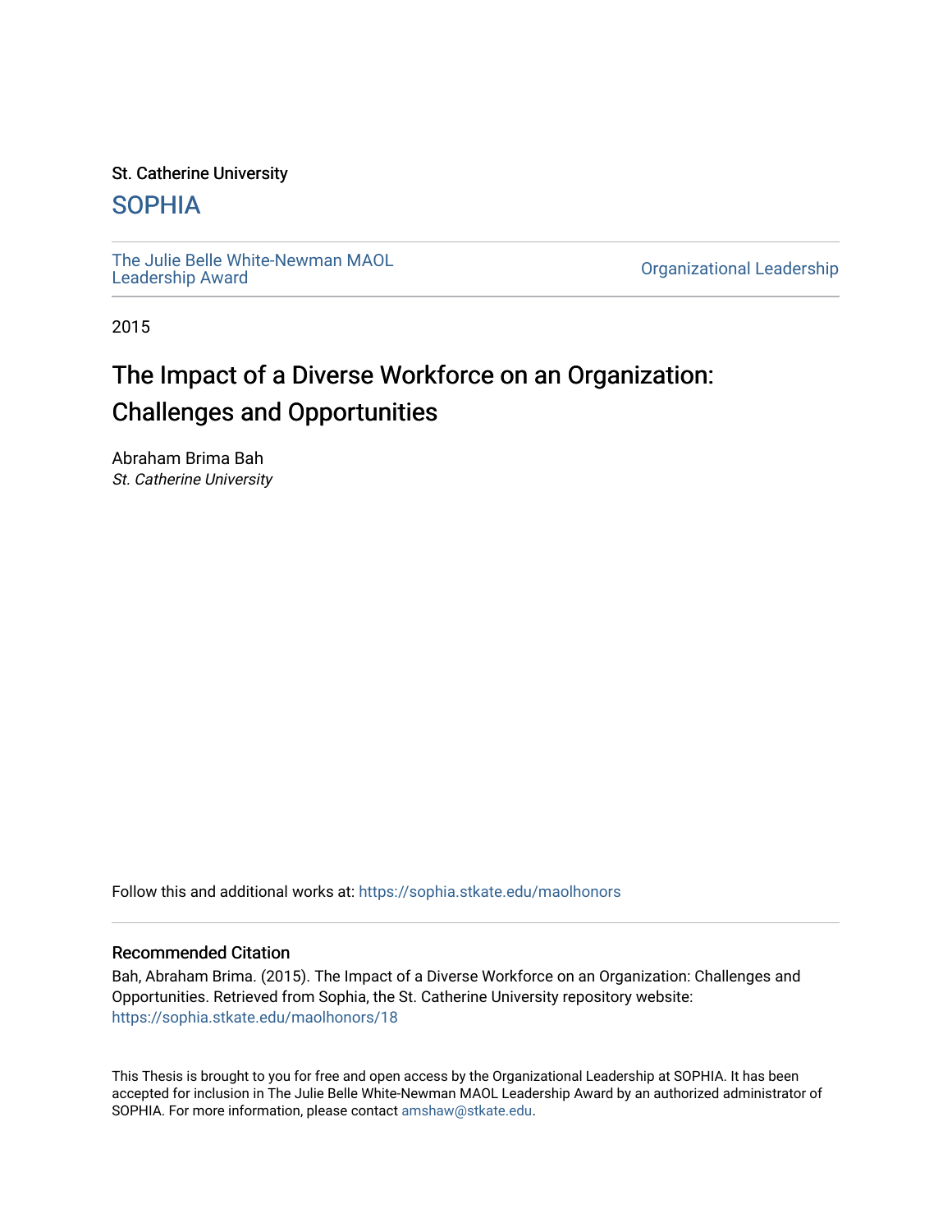St. Catherine University

# SOPHIA

The Julie Belle White-Newman MAOL Leadership Award | Organizational Leadership

2015

# The Impact of a Diverse Workforce on an Organization: Challenges and Opportunities

Abraham Brima Bah

*St. Catherine University*

Follow this and additional works at: https://sophia.stkate.edu/maolhonors

### Recommended Citation

Bah, Abraham Brima. (2015). The Impact of a Diverse Workforce on an Organization: Challenges and Opportunities. Retrieved from Sophia, the St. Catherine University repository website: https://sophia.stkate.edu/maolhonors/18

This Thesis is brought to you for free and open access by the Organizational Leadership at SOPHIA. It has been accepted for inclusion in The Julie Belle White-Newman MAOL Leadership Award by an authorized administrator of SOPHIA. For more information, please contact amshaw@stkate.edu.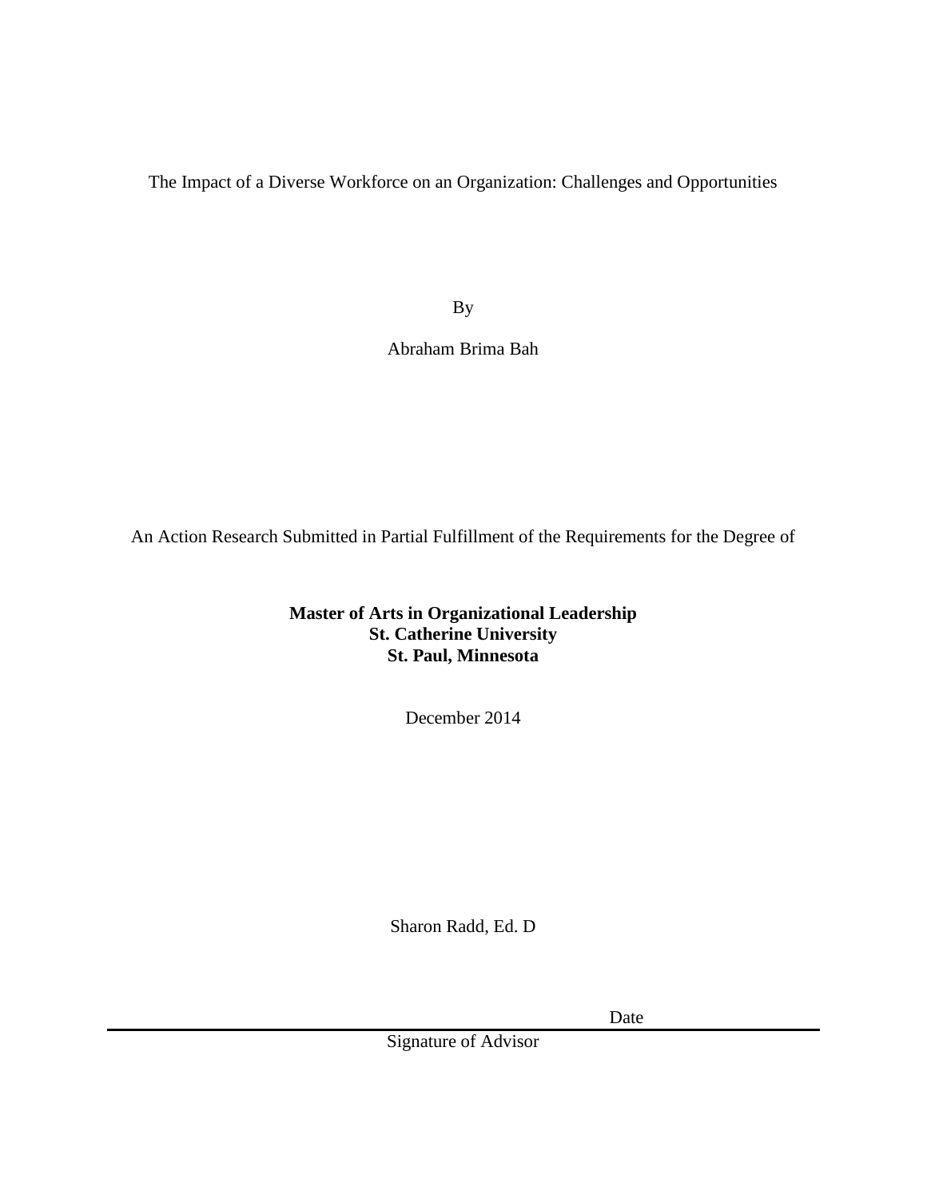The Impact of a Diverse Workforce on an Organization: Challenges and Opportunities

By

Abraham Brima Bah

An Action Research Submitted in Partial Fulfillment of the Requirements for the Degree of

**Master of Arts in Organizational Leadership**
**St. Catherine University**
**St. Paul, Minnesota**

December 2014

Sharon Radd, Ed. D

Date

Signature of Advisor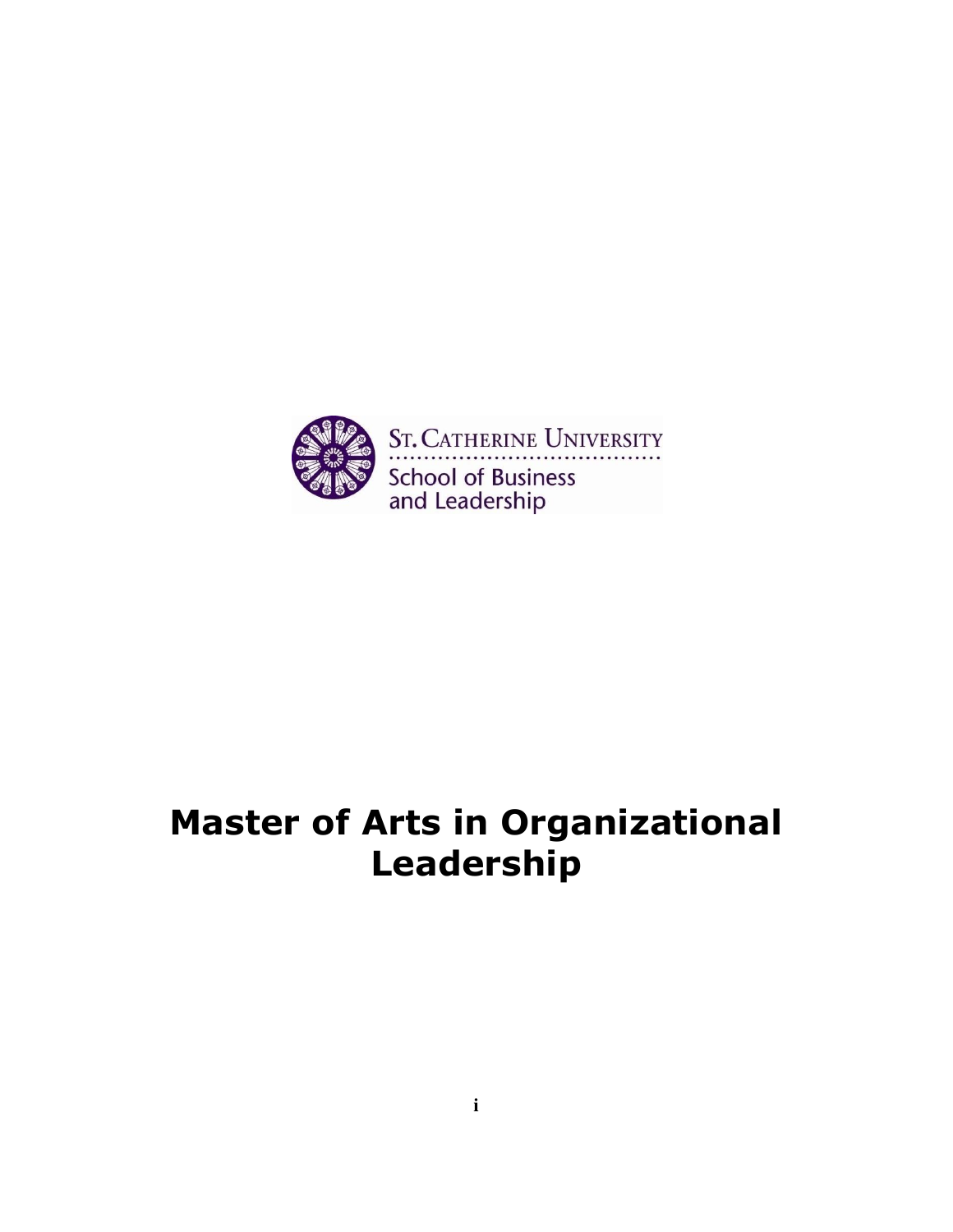ST. CATHERINE UNIVERSITY

School of Business and Leadership

# Master of Arts in Organizational Leadership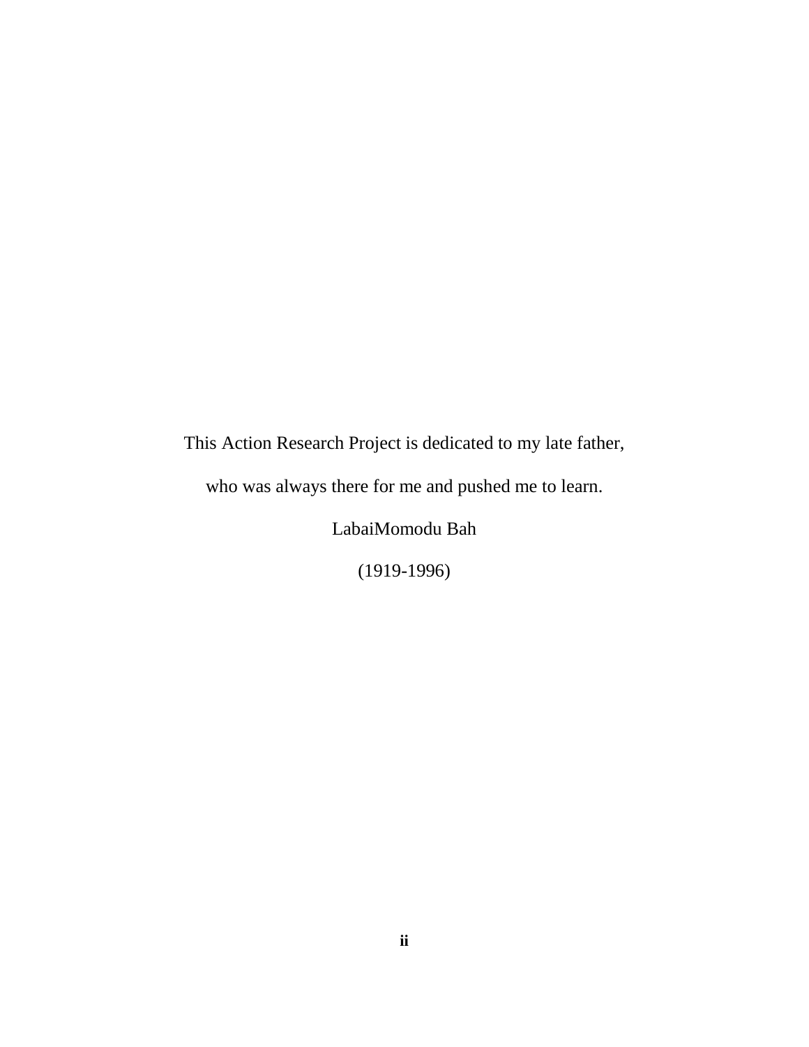This Action Research Project is dedicated to my late father,

who was always there for me and pushed me to learn.

LabaiMomodu Bah

(1919-1996)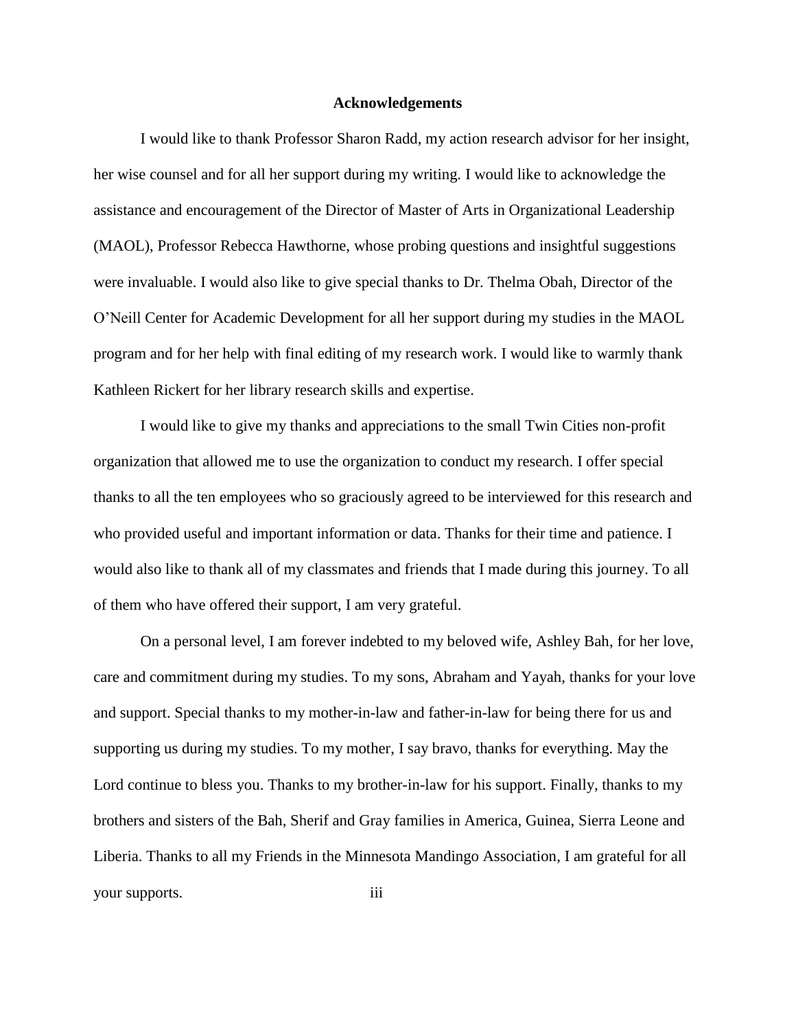# Acknowledgements

I would like to thank Professor Sharon Radd, my action research advisor for her insight, her wise counsel and for all her support during my writing. I would like to acknowledge the assistance and encouragement of the Director of Master of Arts in Organizational Leadership (MAOL), Professor Rebecca Hawthorne, whose probing questions and insightful suggestions were invaluable. I would also like to give special thanks to Dr. Thelma Obah, Director of the O'Neill Center for Academic Development for all her support during my studies in the MAOL program and for her help with final editing of my research work. I would like to warmly thank Kathleen Rickert for her library research skills and expertise.

I would like to give my thanks and appreciations to the small Twin Cities non-profit organization that allowed me to use the organization to conduct my research. I offer special thanks to all the ten employees who so graciously agreed to be interviewed for this research and who provided useful and important information or data. Thanks for their time and patience. I would also like to thank all of my classmates and friends that I made during this journey. To all of them who have offered their support, I am very grateful.

On a personal level, I am forever indebted to my beloved wife, Ashley Bah, for her love, care and commitment during my studies. To my sons, Abraham and Yayah, thanks for your love and support. Special thanks to my mother-in-law and father-in-law for being there for us and supporting us during my studies. To my mother, I say bravo, thanks for everything. May the Lord continue to bless you. Thanks to my brother-in-law for his support. Finally, thanks to my brothers and sisters of the Bah, Sherif and Gray families in America, Guinea, Sierra Leone and Liberia. Thanks to all my Friends in the Minnesota Mandingo Association, I am grateful for all your supports.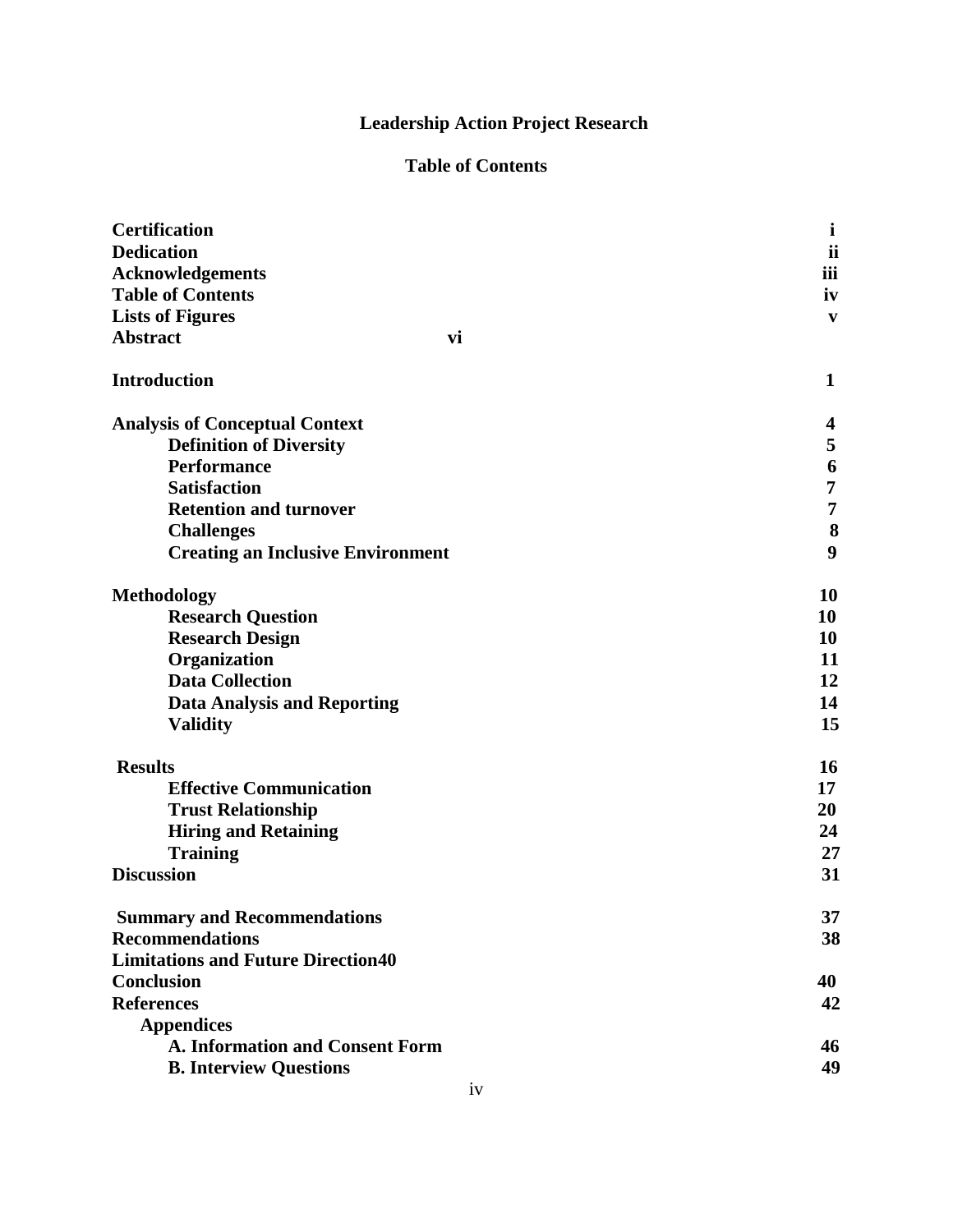# Leadership Action Project Research

## Table of Contents

| | |
|---|---|
| **Certification** | **i** |
| **Dedication** | **ii** |
| **Acknowledgements** | **iii** |
| **Table of Contents** | **iv** |
| **Lists of Figures** | **v** |
| **Abstract** | **vi** |
| **Introduction** | **1** |
| **Analysis of Conceptual Context** | **4** |
| **Definition of Diversity** | **5** |
| **Performance** | **6** |
| **Satisfaction** | **7** |
| **Retention and turnover** | **7** |
| **Challenges** | **8** |
| **Creating an Inclusive Environment** | **9** |
| **Methodology** | **10** |
| **Research Question** | **10** |
| **Research Design** | **10** |
| **Organization** | **11** |
| **Data Collection** | **12** |
| **Data Analysis and Reporting** | **14** |
| **Validity** | **15** |
| **Results** | **16** |
| **Effective Communication** | **17** |
| **Trust Relationship** | **20** |
| **Hiring and Retaining** | **24** |
| **Training** | **27** |
| **Discussion** | **31** |
| **Summary and Recommendations** | **37** |
| **Recommendations** | **38** |
| **Limitations and Future Direction** | **40** |
| **Conclusion** | **40** |
| **References** | **42** |
| **Appendices** | |
| **A. Information and Consent Form** | **46** |
| **B. Interview Questions** | **49** |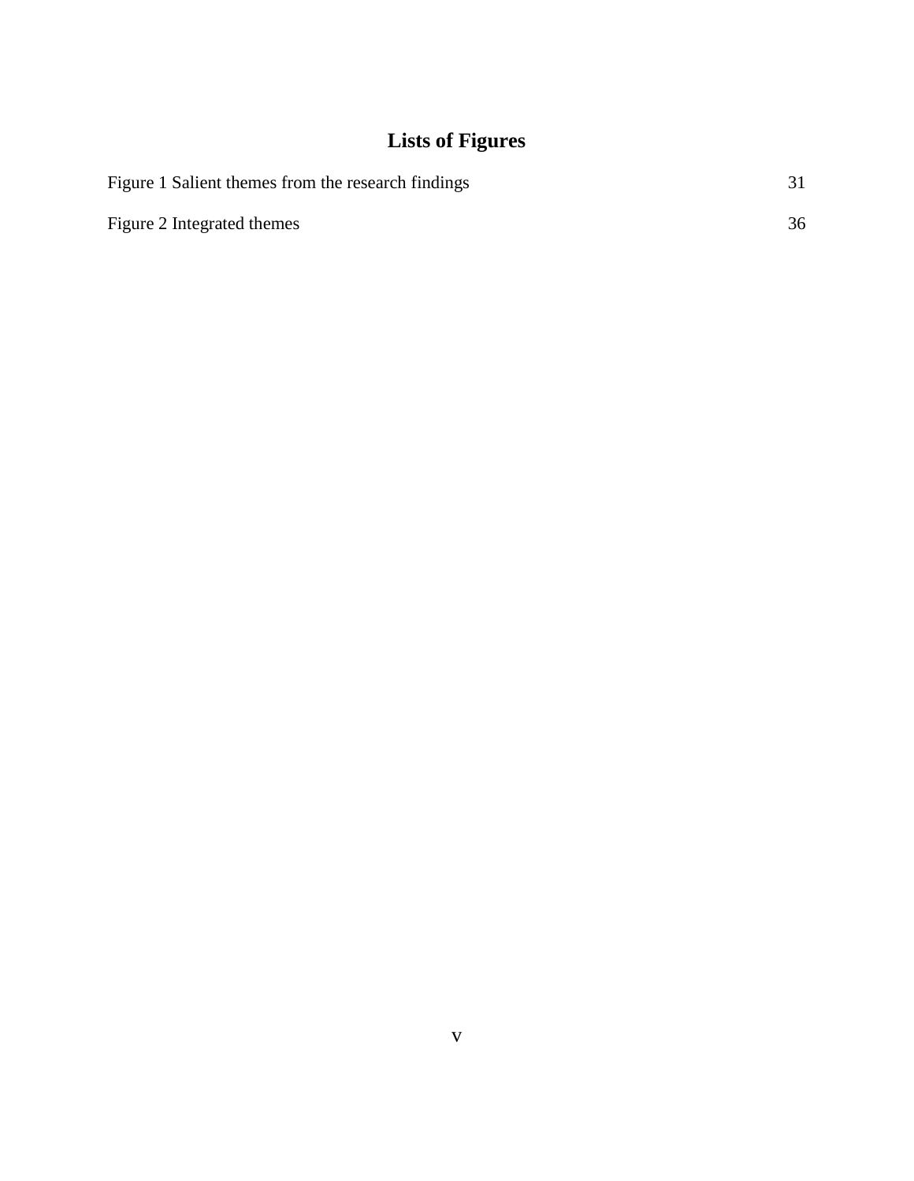# Lists of Figures

Figure 1 Salient themes from the research findings 31

Figure 2 Integrated themes 36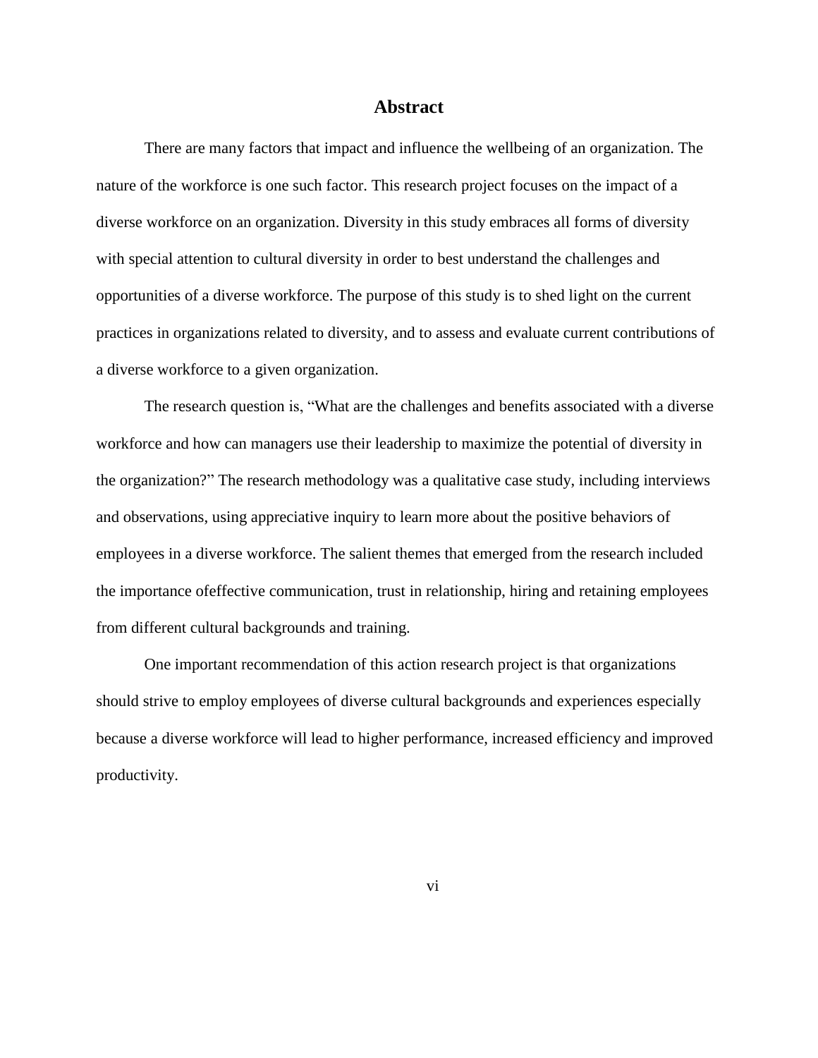# Abstract

There are many factors that impact and influence the wellbeing of an organization. The nature of the workforce is one such factor. This research project focuses on the impact of a diverse workforce on an organization. Diversity in this study embraces all forms of diversity with special attention to cultural diversity in order to best understand the challenges and opportunities of a diverse workforce. The purpose of this study is to shed light on the current practices in organizations related to diversity, and to assess and evaluate current contributions of a diverse workforce to a given organization.

The research question is, "What are the challenges and benefits associated with a diverse workforce and how can managers use their leadership to maximize the potential of diversity in the organization?" The research methodology was a qualitative case study, including interviews and observations, using appreciative inquiry to learn more about the positive behaviors of employees in a diverse workforce. The salient themes that emerged from the research included the importance oeffective communication, trust in relationship, hiring and retaining employees from different cultural backgrounds and training.

One important recommendation of this action research project is that organizations should strive to employ employees of diverse cultural backgrounds and experiences especially because a diverse workforce will lead to higher performance, increased efficiency and improved productivity.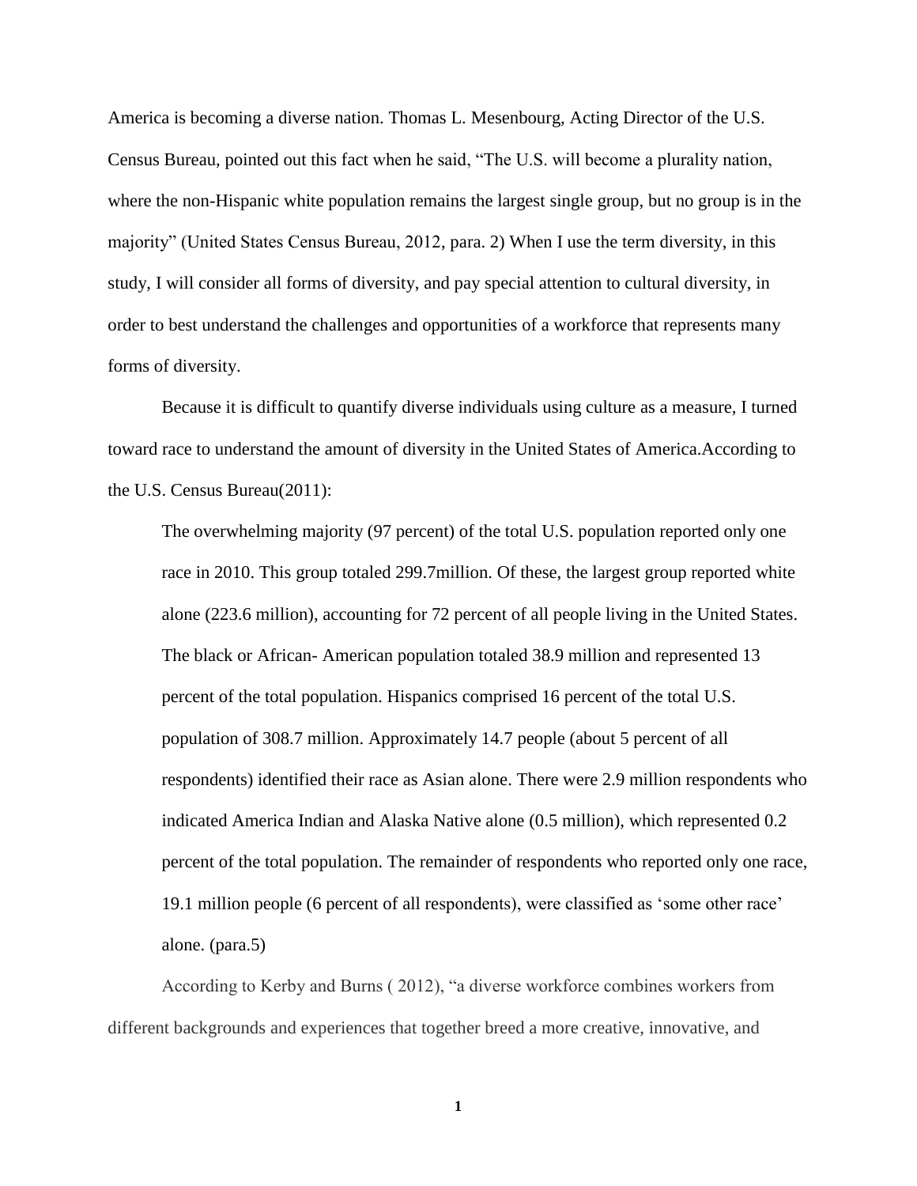America is becoming a diverse nation. Thomas L. Mesenbourg, Acting Director of the U.S. Census Bureau, pointed out this fact when he said, "The U.S. will become a plurality nation, where the non-Hispanic white population remains the largest single group, but no group is in the majority" (United States Census Bureau, 2012, para. 2) When I use the term diversity, in this study, I will consider all forms of diversity, and pay special attention to cultural diversity, in order to best understand the challenges and opportunities of a workforce that represents many forms of diversity.

Because it is difficult to quantify diverse individuals using culture as a measure, I turned toward race to understand the amount of diversity in the United States of America.According to the U.S. Census Bureau(2011):

> The overwhelming majority (97 percent) of the total U.S. population reported only one race in 2010. This group totaled 299.7million. Of these, the largest group reported white alone (223.6 million), accounting for 72 percent of all people living in the United States. The black or African- American population totaled 38.9 million and represented 13 percent of the total population. Hispanics comprised 16 percent of the total U.S. population of 308.7 million. Approximately 14.7 people (about 5 percent of all respondents) identified their race as Asian alone. There were 2.9 million respondents who indicated America Indian and Alaska Native alone (0.5 million), which represented 0.2 percent of the total population. The remainder of respondents who reported only one race, 19.1 million people (6 percent of all respondents), were classified as 'some other race' alone. (para.5)

According to Kerby and Burns ( 2012), "a diverse workforce combines workers from different backgrounds and experiences that together breed a more creative, innovative, and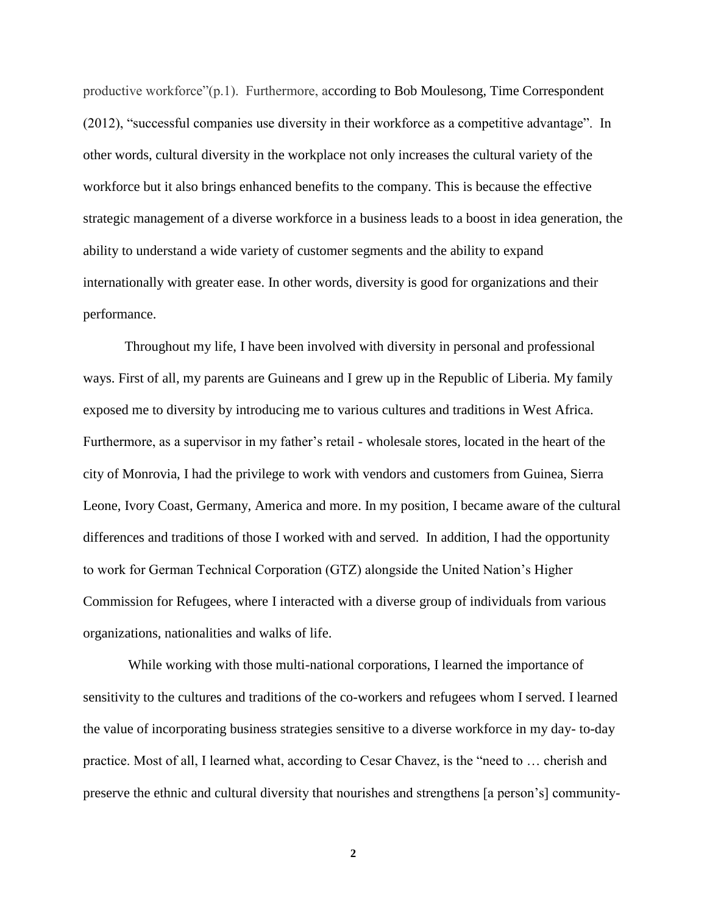productive workforce"(p.1). Furthermore, according to Bob Moulesong, Time Correspondent (2012), "successful companies use diversity in their workforce as a competitive advantage". In other words, cultural diversity in the workplace not only increases the cultural variety of the workforce but it also brings enhanced benefits to the company. This is because the effective strategic management of a diverse workforce in a business leads to a boost in idea generation, the ability to understand a wide variety of customer segments and the ability to expand internationally with greater ease. In other words, diversity is good for organizations and their performance.

Throughout my life, I have been involved with diversity in personal and professional ways. First of all, my parents are Guineans and I grew up in the Republic of Liberia. My family exposed me to diversity by introducing me to various cultures and traditions in West Africa. Furthermore, as a supervisor in my father's retail - wholesale stores, located in the heart of the city of Monrovia, I had the privilege to work with vendors and customers from Guinea, Sierra Leone, Ivory Coast, Germany, America and more. In my position, I became aware of the cultural differences and traditions of those I worked with and served. In addition, I had the opportunity to work for German Technical Corporation (GTZ) alongside the United Nation's Higher Commission for Refugees, where I interacted with a diverse group of individuals from various organizations, nationalities and walks of life.

While working with those multi-national corporations, I learned the importance of sensitivity to the cultures and traditions of the co-workers and refugees whom I served. I learned the value of incorporating business strategies sensitive to a diverse workforce in my day- to-day practice. Most of all, I learned what, according to Cesar Chavez, is the "need to … cherish and preserve the ethnic and cultural diversity that nourishes and strengthens [a person's] community-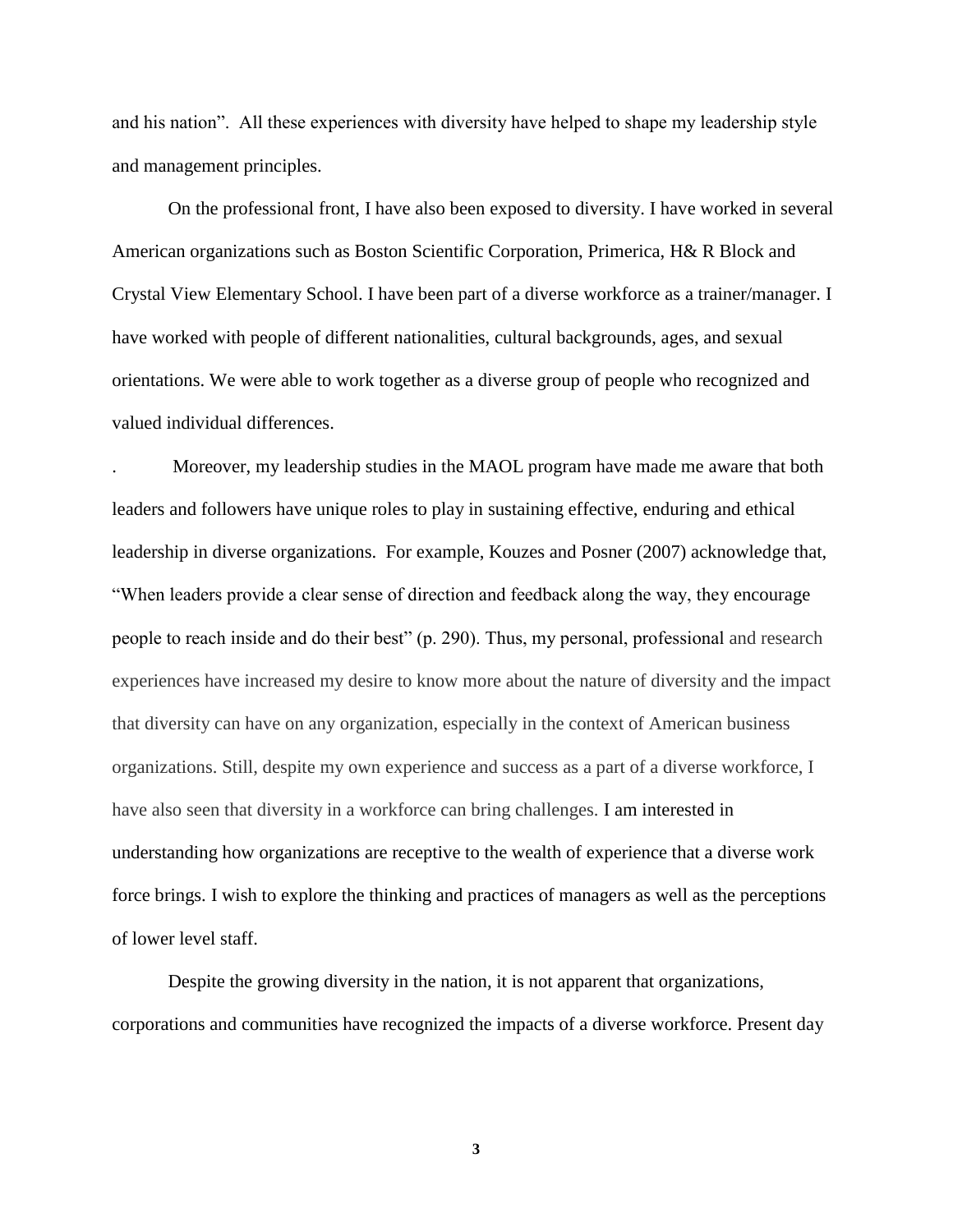and his nation". All these experiences with diversity have helped to shape my leadership style and management principles.

On the professional front, I have also been exposed to diversity. I have worked in several American organizations such as Boston Scientific Corporation, Primerica, H& R Block and Crystal View Elementary School. I have been part of a diverse workforce as a trainer/manager. I have worked with people of different nationalities, cultural backgrounds, ages, and sexual orientations. We were able to work together as a diverse group of people who recognized and valued individual differences.

. Moreover, my leadership studies in the MAOL program have made me aware that both leaders and followers have unique roles to play in sustaining effective, enduring and ethical leadership in diverse organizations. For example, Kouzes and Posner (2007) acknowledge that, "When leaders provide a clear sense of direction and feedback along the way, they encourage people to reach inside and do their best" (p. 290). Thus, my personal, professional and research experiences have increased my desire to know more about the nature of diversity and the impact that diversity can have on any organization, especially in the context of American business organizations. Still, despite my own experience and success as a part of a diverse workforce, I have also seen that diversity in a workforce can bring challenges. I am interested in understanding how organizations are receptive to the wealth of experience that a diverse work force brings. I wish to explore the thinking and practices of managers as well as the perceptions of lower level staff.

Despite the growing diversity in the nation, it is not apparent that organizations, corporations and communities have recognized the impacts of a diverse workforce. Present day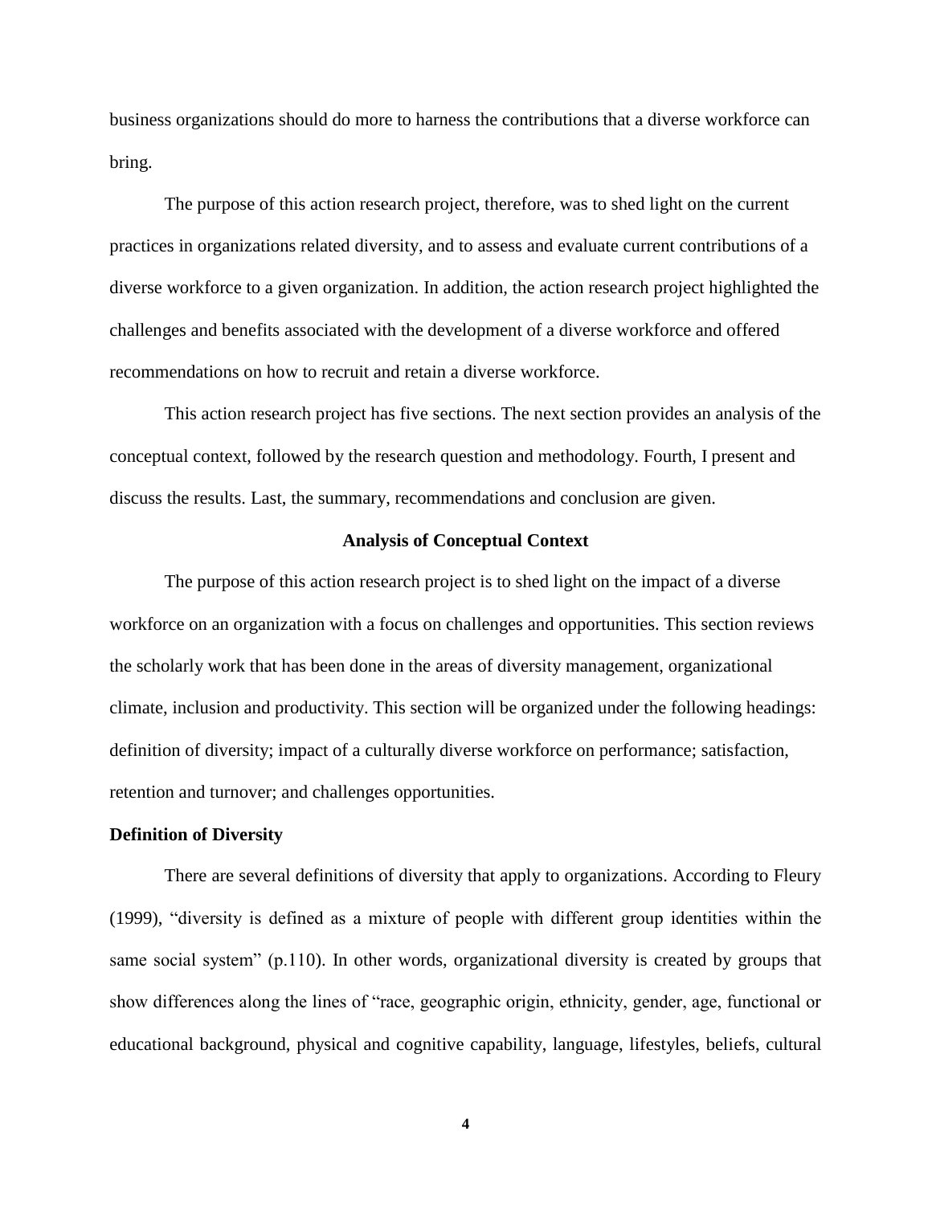business organizations should do more to harness the contributions that a diverse workforce can bring.

The purpose of this action research project, therefore, was to shed light on the current practices in organizations related diversity, and to assess and evaluate current contributions of a diverse workforce to a given organization. In addition, the action research project highlighted the challenges and benefits associated with the development of a diverse workforce and offered recommendations on how to recruit and retain a diverse workforce.

This action research project has five sections. The next section provides an analysis of the conceptual context, followed by the research question and methodology. Fourth, I present and discuss the results. Last, the summary, recommendations and conclusion are given.

## Analysis of Conceptual Context

The purpose of this action research project is to shed light on the impact of a diverse workforce on an organization with a focus on challenges and opportunities. This section reviews the scholarly work that has been done in the areas of diversity management, organizational climate, inclusion and productivity. This section will be organized under the following headings: definition of diversity; impact of a culturally diverse workforce on performance; satisfaction, retention and turnover; and challenges opportunities.

### Definition of Diversity

There are several definitions of diversity that apply to organizations. According to Fleury (1999), "diversity is defined as a mixture of people with different group identities within the same social system" (p.110). In other words, organizational diversity is created by groups that show differences along the lines of "race, geographic origin, ethnicity, gender, age, functional or educational background, physical and cognitive capability, language, lifestyles, beliefs, cultural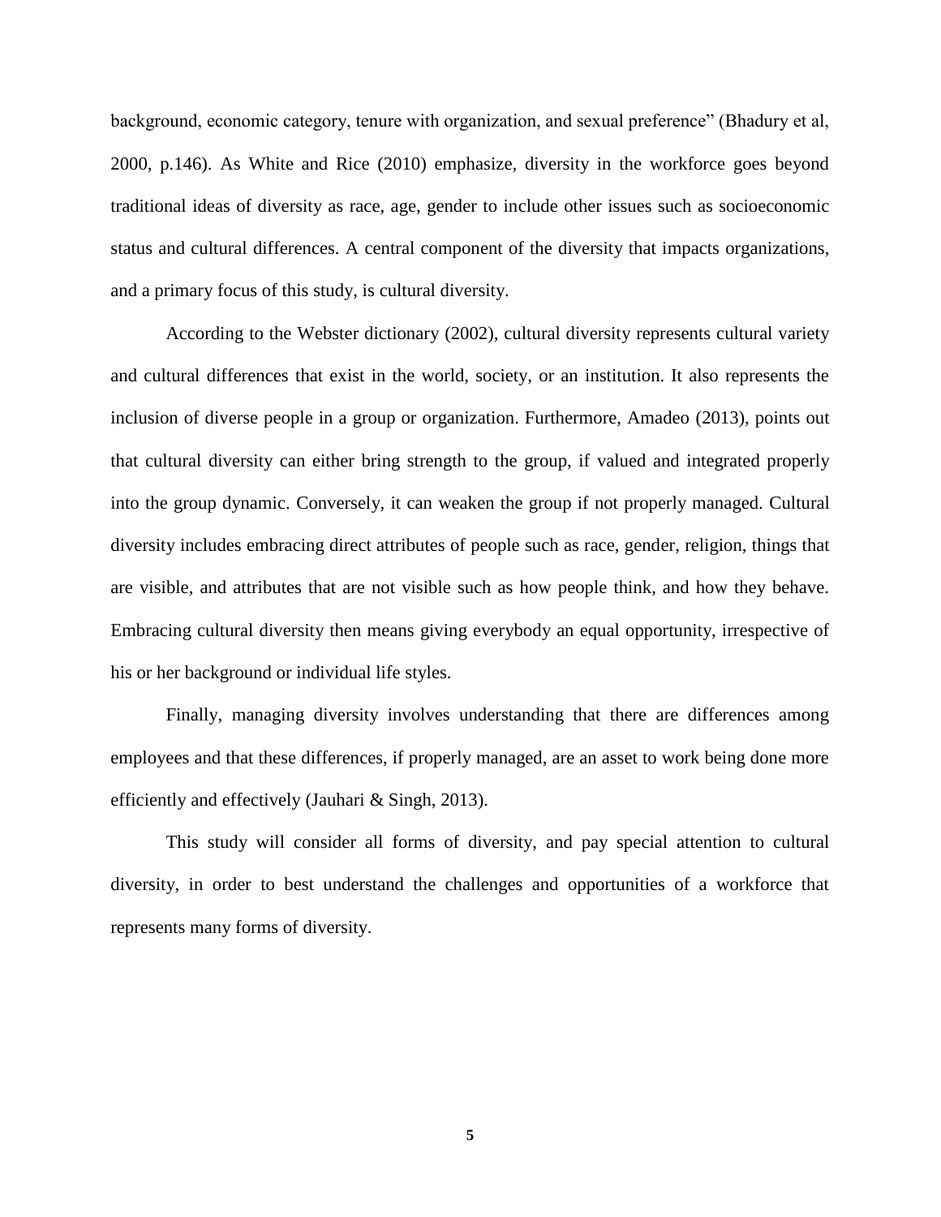background, economic category, tenure with organization, and sexual preference" (Bhadury et al, 2000, p.146). As White and Rice (2010) emphasize, diversity in the workforce goes beyond traditional ideas of diversity as race, age, gender to include other issues such as socioeconomic status and cultural differences. A central component of the diversity that impacts organizations, and a primary focus of this study, is cultural diversity.

According to the Webster dictionary (2002), cultural diversity represents cultural variety and cultural differences that exist in the world, society, or an institution. It also represents the inclusion of diverse people in a group or organization. Furthermore, Amadeo (2013), points out that cultural diversity can either bring strength to the group, if valued and integrated properly into the group dynamic. Conversely, it can weaken the group if not properly managed. Cultural diversity includes embracing direct attributes of people such as race, gender, religion, things that are visible, and attributes that are not visible such as how people think, and how they behave. Embracing cultural diversity then means giving everybody an equal opportunity, irrespective of his or her background or individual life styles.

Finally, managing diversity involves understanding that there are differences among employees and that these differences, if properly managed, are an asset to work being done more efficiently and effectively (Jauhari & Singh, 2013).

This study will consider all forms of diversity, and pay special attention to cultural diversity, in order to best understand the challenges and opportunities of a workforce that represents many forms of diversity.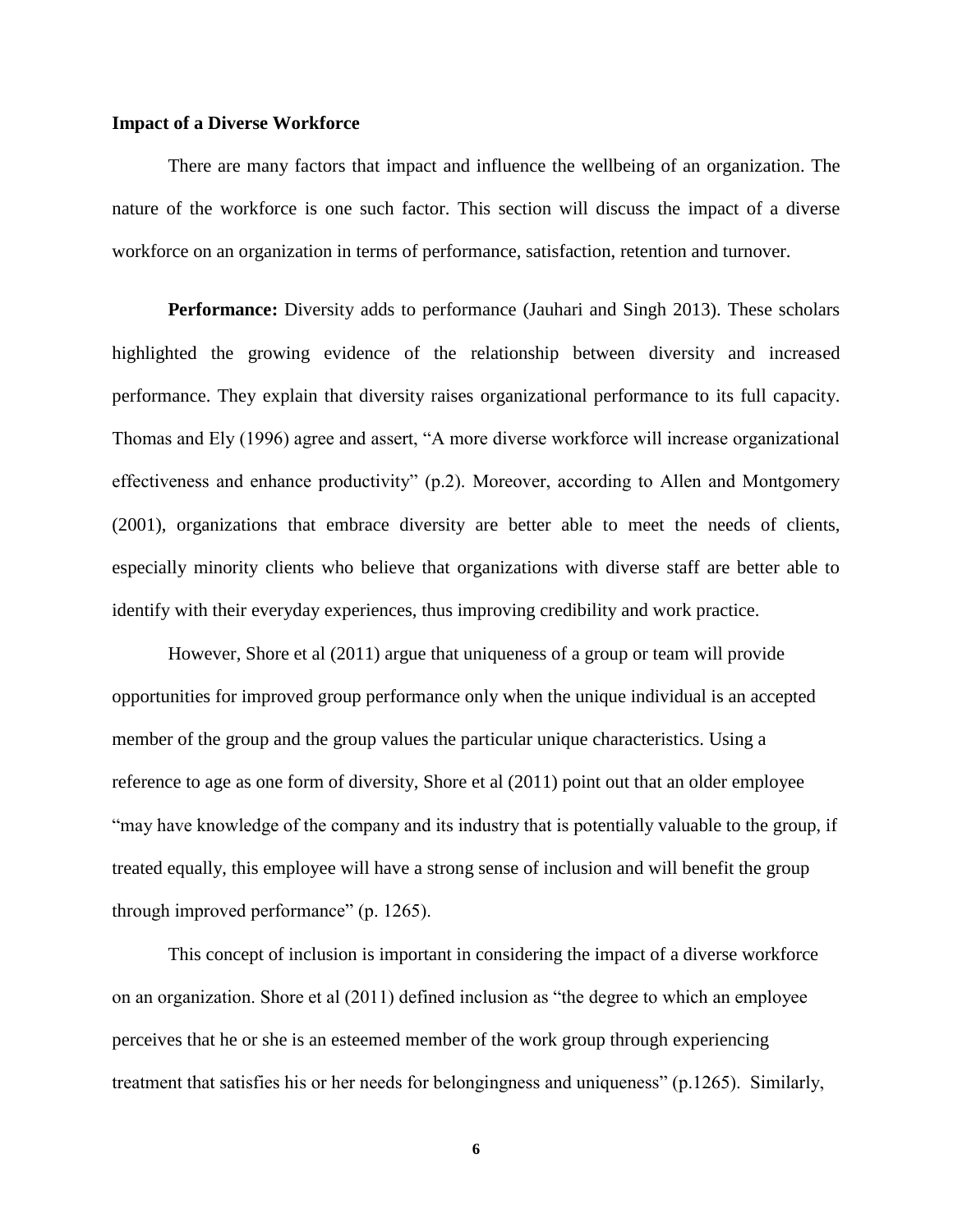**Impact of a Diverse Workforce**

There are many factors that impact and influence the wellbeing of an organization. The nature of the workforce is one such factor. This section will discuss the impact of a diverse workforce on an organization in terms of performance, satisfaction, retention and turnover.

**Performance:** Diversity adds to performance (Jauhari and Singh 2013). These scholars highlighted the growing evidence of the relationship between diversity and increased performance. They explain that diversity raises organizational performance to its full capacity. Thomas and Ely (1996) agree and assert, "A more diverse workforce will increase organizational effectiveness and enhance productivity" (p.2). Moreover, according to Allen and Montgomery (2001), organizations that embrace diversity are better able to meet the needs of clients, especially minority clients who believe that organizations with diverse staff are better able to identify with their everyday experiences, thus improving credibility and work practice.

However, Shore et al (2011) argue that uniqueness of a group or team will provide opportunities for improved group performance only when the unique individual is an accepted member of the group and the group values the particular unique characteristics. Using a reference to age as one form of diversity, Shore et al (2011) point out that an older employee "may have knowledge of the company and its industry that is potentially valuable to the group, if treated equally, this employee will have a strong sense of inclusion and will benefit the group through improved performance" (p. 1265).

This concept of inclusion is important in considering the impact of a diverse workforce on an organization. Shore et al (2011) defined inclusion as "the degree to which an employee perceives that he or she is an esteemed member of the work group through experiencing treatment that satisfies his or her needs for belongingness and uniqueness" (p.1265). Similarly,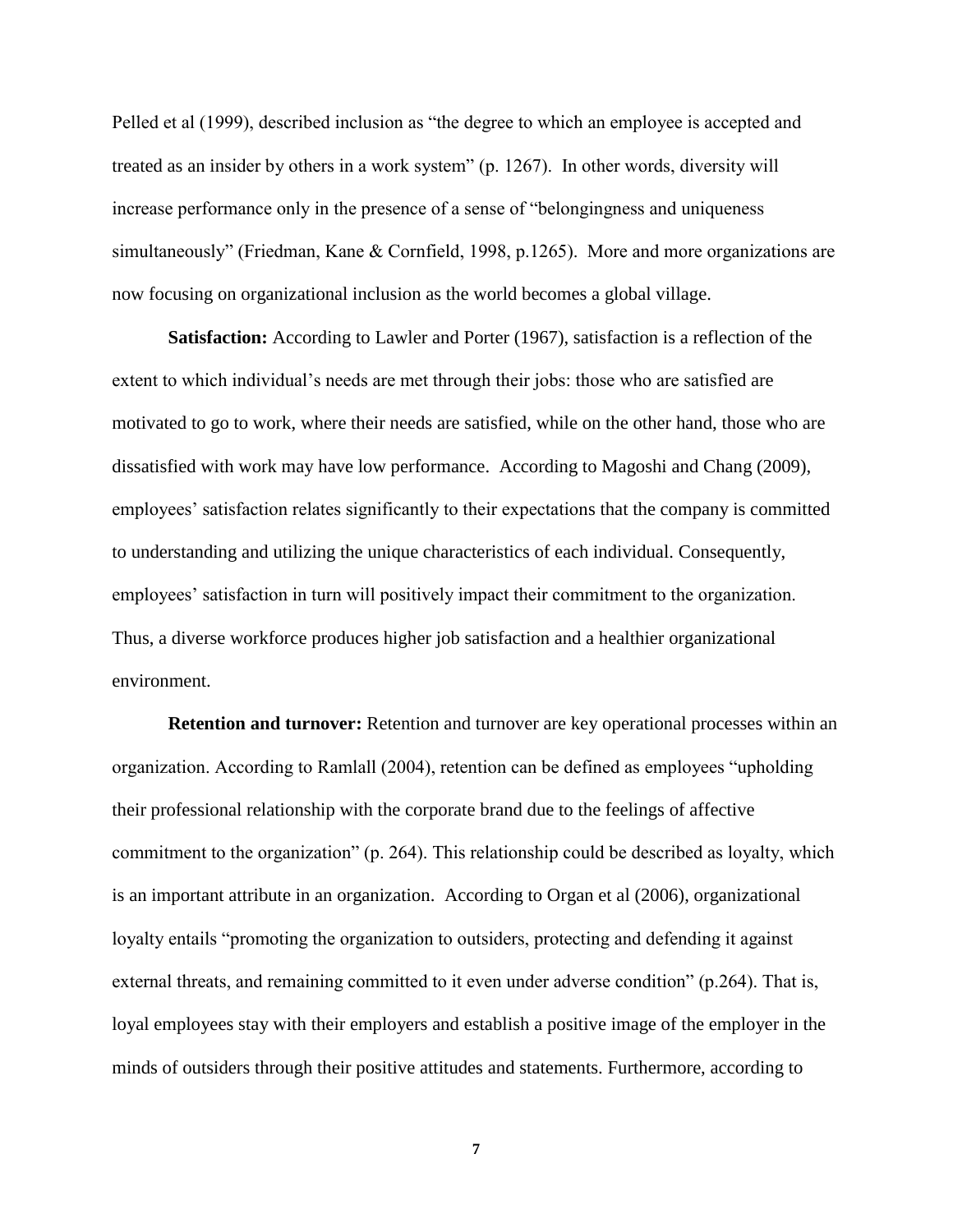Pelled et al (1999), described inclusion as "the degree to which an employee is accepted and treated as an insider by others in a work system" (p. 1267). In other words, diversity will increase performance only in the presence of a sense of "belongingness and uniqueness simultaneously" (Friedman, Kane & Cornfield, 1998, p.1265). More and more organizations are now focusing on organizational inclusion as the world becomes a global village.

**Satisfaction:** According to Lawler and Porter (1967), satisfaction is a reflection of the extent to which individual's needs are met through their jobs: those who are satisfied are motivated to go to work, where their needs are satisfied, while on the other hand, those who are dissatisfied with work may have low performance. According to Magoshi and Chang (2009), employees' satisfaction relates significantly to their expectations that the company is committed to understanding and utilizing the unique characteristics of each individual. Consequently, employees' satisfaction in turn will positively impact their commitment to the organization. Thus, a diverse workforce produces higher job satisfaction and a healthier organizational environment.

**Retention and turnover:** Retention and turnover are key operational processes within an organization. According to Ramlall (2004), retention can be defined as employees "upholding their professional relationship with the corporate brand due to the feelings of affective commitment to the organization" (p. 264). This relationship could be described as loyalty, which is an important attribute in an organization. According to Organ et al (2006), organizational loyalty entails "promoting the organization to outsiders, protecting and defending it against external threats, and remaining committed to it even under adverse condition" (p.264). That is, loyal employees stay with their employers and establish a positive image of the employer in the minds of outsiders through their positive attitudes and statements. Furthermore, according to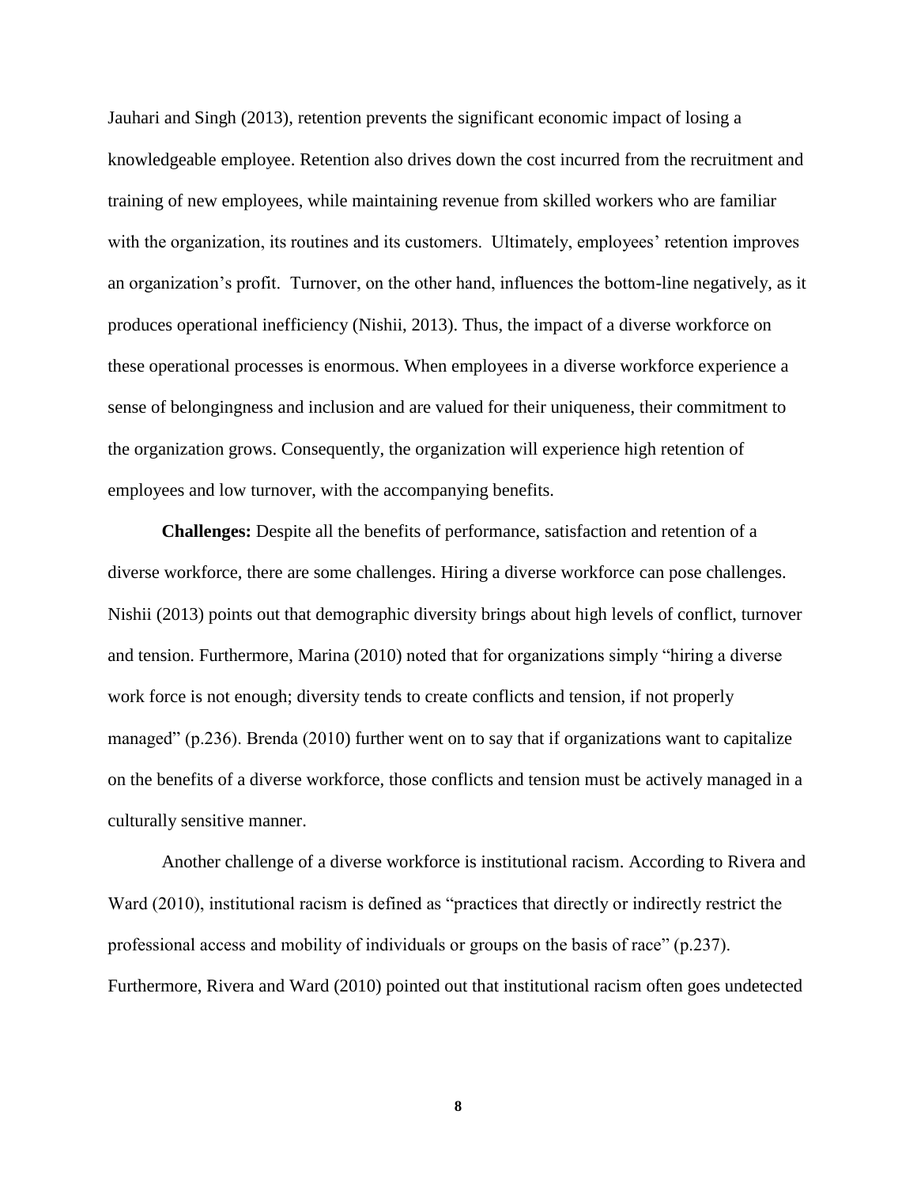Jauhari and Singh (2013), retention prevents the significant economic impact of losing a knowledgeable employee. Retention also drives down the cost incurred from the recruitment and training of new employees, while maintaining revenue from skilled workers who are familiar with the organization, its routines and its customers. Ultimately, employees' retention improves an organization's profit. Turnover, on the other hand, influences the bottom-line negatively, as it produces operational inefficiency (Nishii, 2013). Thus, the impact of a diverse workforce on these operational processes is enormous. When employees in a diverse workforce experience a sense of belongingness and inclusion and are valued for their uniqueness, their commitment to the organization grows. Consequently, the organization will experience high retention of employees and low turnover, with the accompanying benefits.

**Challenges:** Despite all the benefits of performance, satisfaction and retention of a diverse workforce, there are some challenges. Hiring a diverse workforce can pose challenges. Nishii (2013) points out that demographic diversity brings about high levels of conflict, turnover and tension. Furthermore, Marina (2010) noted that for organizations simply "hiring a diverse work force is not enough; diversity tends to create conflicts and tension, if not properly managed" (p.236). Brenda (2010) further went on to say that if organizations want to capitalize on the benefits of a diverse workforce, those conflicts and tension must be actively managed in a culturally sensitive manner.

Another challenge of a diverse workforce is institutional racism. According to Rivera and Ward (2010), institutional racism is defined as "practices that directly or indirectly restrict the professional access and mobility of individuals or groups on the basis of race" (p.237). Furthermore, Rivera and Ward (2010) pointed out that institutional racism often goes undetected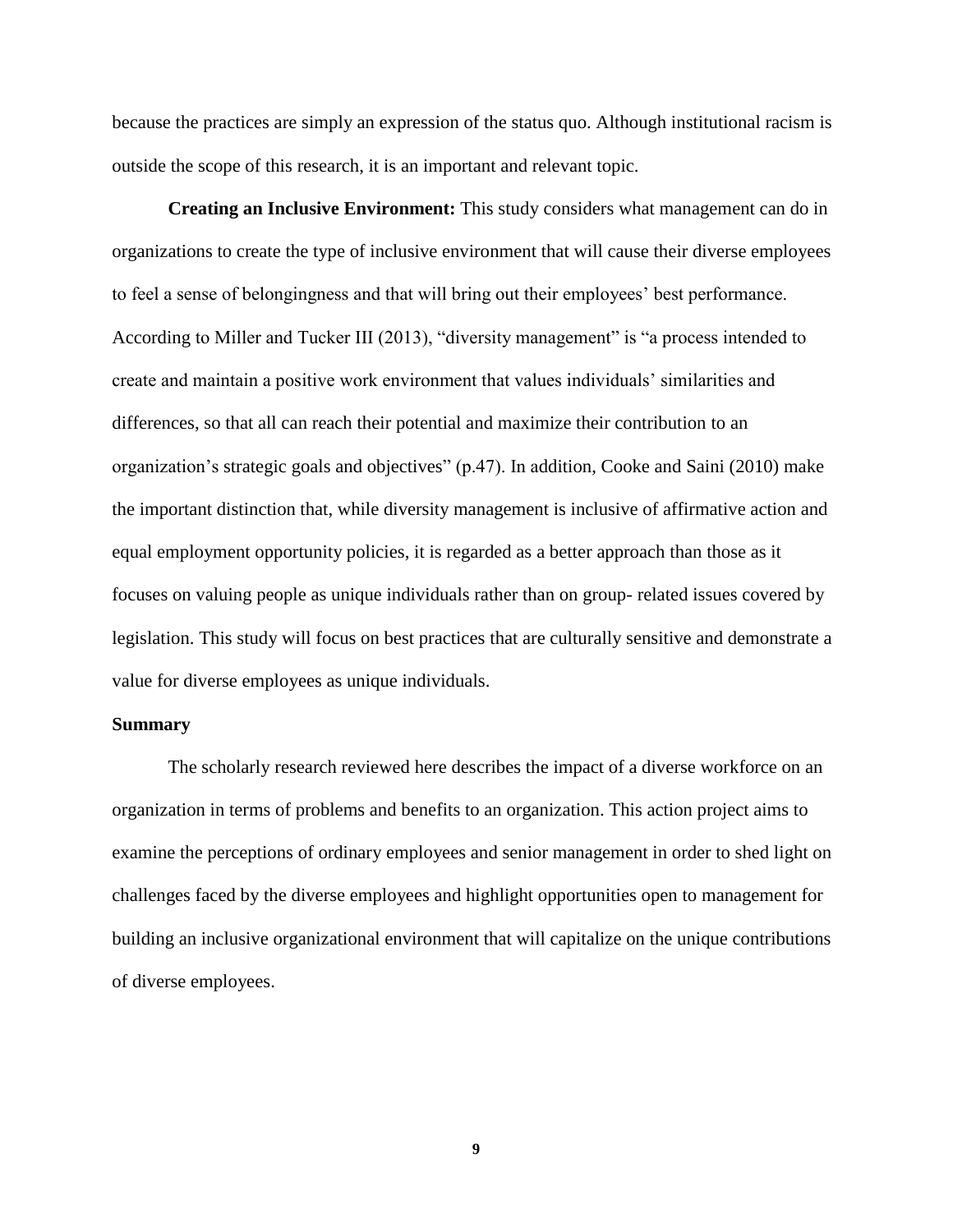because the practices are simply an expression of the status quo. Although institutional racism is outside the scope of this research, it is an important and relevant topic.

**Creating an Inclusive Environment:** This study considers what management can do in organizations to create the type of inclusive environment that will cause their diverse employees to feel a sense of belongingness and that will bring out their employees' best performance. According to Miller and Tucker III (2013), "diversity management" is "a process intended to create and maintain a positive work environment that values individuals' similarities and differences, so that all can reach their potential and maximize their contribution to an organization's strategic goals and objectives" (p.47). In addition, Cooke and Saini (2010) make the important distinction that, while diversity management is inclusive of affirmative action and equal employment opportunity policies, it is regarded as a better approach than those as it focuses on valuing people as unique individuals rather than on group- related issues covered by legislation. This study will focus on best practices that are culturally sensitive and demonstrate a value for diverse employees as unique individuals.

### Summary

The scholarly research reviewed here describes the impact of a diverse workforce on an organization in terms of problems and benefits to an organization. This action project aims to examine the perceptions of ordinary employees and senior management in order to shed light on challenges faced by the diverse employees and highlight opportunities open to management for building an inclusive organizational environment that will capitalize on the unique contributions of diverse employees.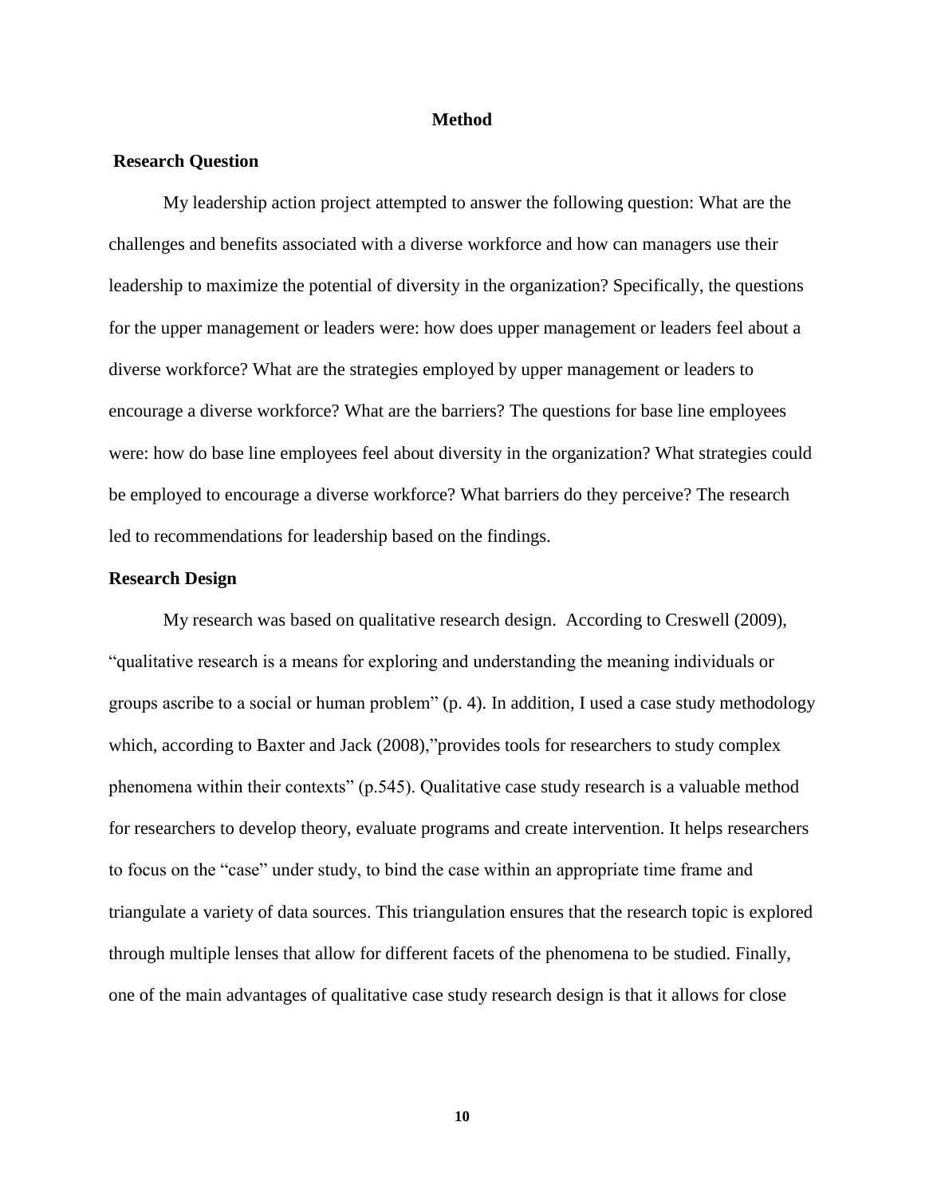# Method

## Research Question

My leadership action project attempted to answer the following question: What are the challenges and benefits associated with a diverse workforce and how can managers use their leadership to maximize the potential of diversity in the organization? Specifically, the questions for the upper management or leaders were: how does upper management or leaders feel about a diverse workforce? What are the strategies employed by upper management or leaders to encourage a diverse workforce? What are the barriers? The questions for base line employees were: how do base line employees feel about diversity in the organization? What strategies could be employed to encourage a diverse workforce? What barriers do they perceive? The research led to recommendations for leadership based on the findings.

## Research Design

My research was based on qualitative research design. According to Creswell (2009), "qualitative research is a means for exploring and understanding the meaning individuals or groups ascribe to a social or human problem" (p. 4). In addition, I used a case study methodology which, according to Baxter and Jack (2008),"provides tools for researchers to study complex phenomena within their contexts" (p.545). Qualitative case study research is a valuable method for researchers to develop theory, evaluate programs and create intervention. It helps researchers to focus on the "case" under study, to bind the case within an appropriate time frame and triangulate a variety of data sources. This triangulation ensures that the research topic is explored through multiple lenses that allow for different facets of the phenomena to be studied. Finally, one of the main advantages of qualitative case study research design is that it allows for close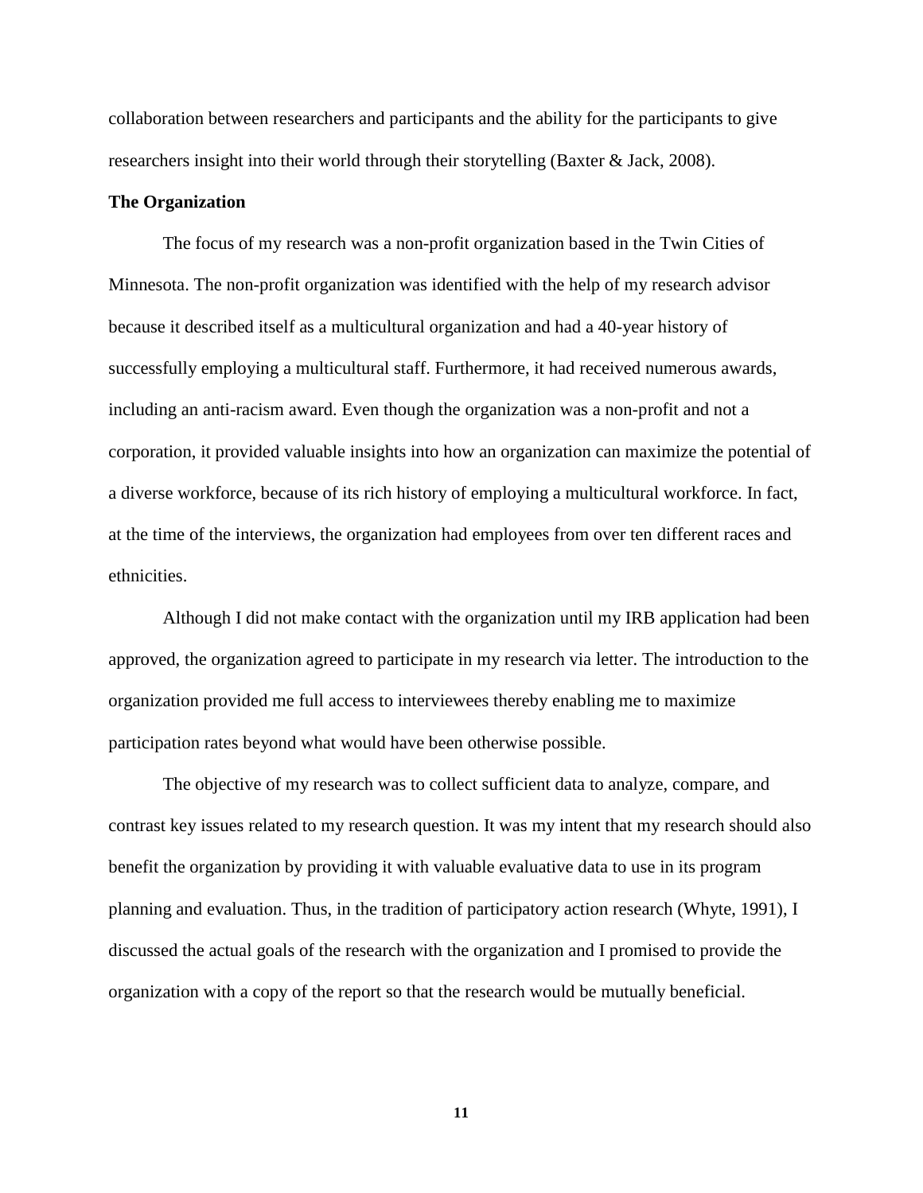collaboration between researchers and participants and the ability for the participants to give researchers insight into their world through their storytelling (Baxter & Jack, 2008).

**The Organization**

The focus of my research was a non-profit organization based in the Twin Cities of Minnesota. The non-profit organization was identified with the help of my research advisor because it described itself as a multicultural organization and had a 40-year history of successfully employing a multicultural staff. Furthermore, it had received numerous awards, including an anti-racism award. Even though the organization was a non-profit and not a corporation, it provided valuable insights into how an organization can maximize the potential of a diverse workforce, because of its rich history of employing a multicultural workforce. In fact, at the time of the interviews, the organization had employees from over ten different races and ethnicities.

Although I did not make contact with the organization until my IRB application had been approved, the organization agreed to participate in my research via letter. The introduction to the organization provided me full access to interviewees thereby enabling me to maximize participation rates beyond what would have been otherwise possible.

The objective of my research was to collect sufficient data to analyze, compare, and contrast key issues related to my research question. It was my intent that my research should also benefit the organization by providing it with valuable evaluative data to use in its program planning and evaluation. Thus, in the tradition of participatory action research (Whyte, 1991), I discussed the actual goals of the research with the organization and I promised to provide the organization with a copy of the report so that the research would be mutually beneficial.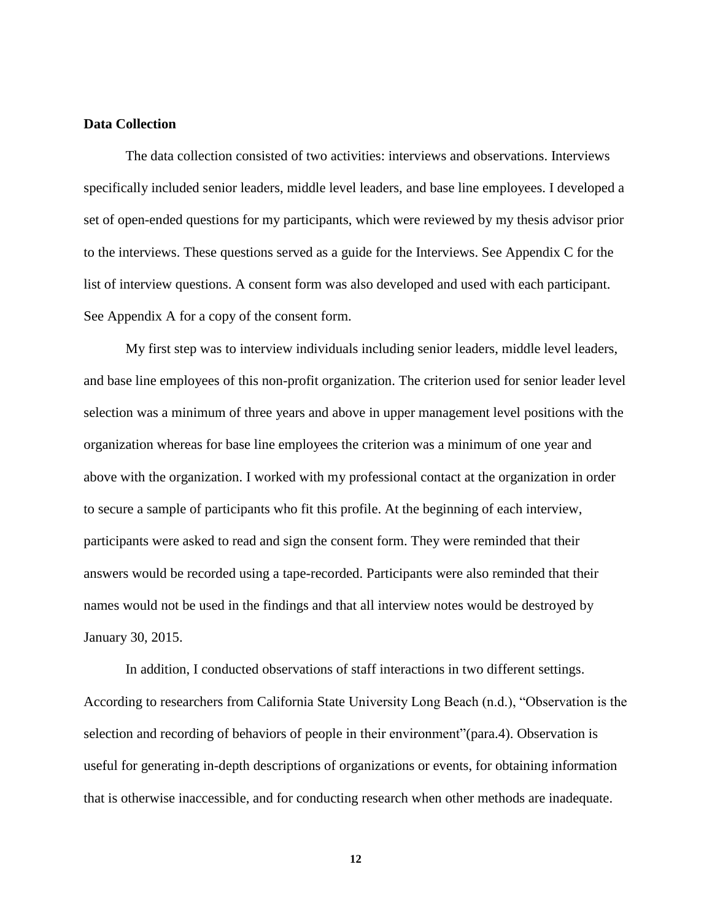**Data Collection**

The data collection consisted of two activities: interviews and observations. Interviews specifically included senior leaders, middle level leaders, and base line employees. I developed a set of open-ended questions for my participants, which were reviewed by my thesis advisor prior to the interviews. These questions served as a guide for the Interviews. See Appendix C for the list of interview questions. A consent form was also developed and used with each participant. See Appendix A for a copy of the consent form.

My first step was to interview individuals including senior leaders, middle level leaders, and base line employees of this non-profit organization. The criterion used for senior leader level selection was a minimum of three years and above in upper management level positions with the organization whereas for base line employees the criterion was a minimum of one year and above with the organization. I worked with my professional contact at the organization in order to secure a sample of participants who fit this profile. At the beginning of each interview, participants were asked to read and sign the consent form. They were reminded that their answers would be recorded using a tape-recorded. Participants were also reminded that their names would not be used in the findings and that all interview notes would be destroyed by January 30, 2015.

In addition, I conducted observations of staff interactions in two different settings. According to researchers from California State University Long Beach (n.d.), "Observation is the selection and recording of behaviors of people in their environment"(para.4). Observation is useful for generating in-depth descriptions of organizations or events, for obtaining information that is otherwise inaccessible, and for conducting research when other methods are inadequate.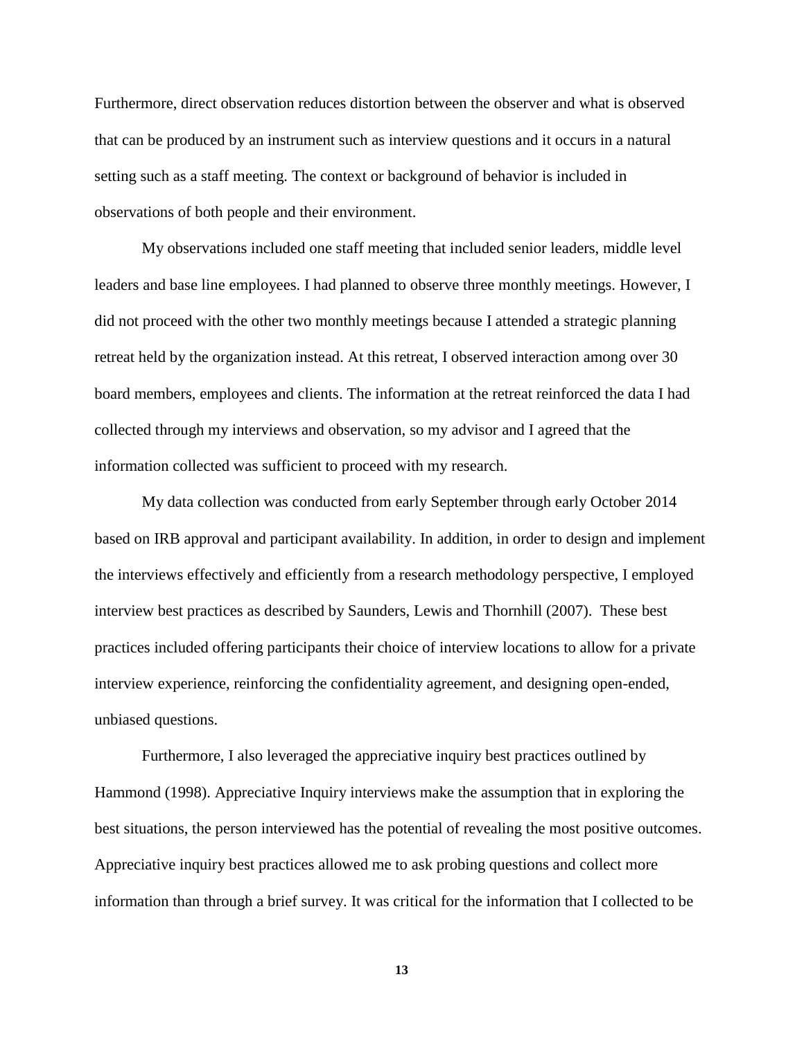Furthermore, direct observation reduces distortion between the observer and what is observed that can be produced by an instrument such as interview questions and it occurs in a natural setting such as a staff meeting. The context or background of behavior is included in observations of both people and their environment.

My observations included one staff meeting that included senior leaders, middle level leaders and base line employees. I had planned to observe three monthly meetings. However, I did not proceed with the other two monthly meetings because I attended a strategic planning retreat held by the organization instead. At this retreat, I observed interaction among over 30 board members, employees and clients. The information at the retreat reinforced the data I had collected through my interviews and observation, so my advisor and I agreed that the information collected was sufficient to proceed with my research.

My data collection was conducted from early September through early October 2014 based on IRB approval and participant availability. In addition, in order to design and implement the interviews effectively and efficiently from a research methodology perspective, I employed interview best practices as described by Saunders, Lewis and Thornhill (2007). These best practices included offering participants their choice of interview locations to allow for a private interview experience, reinforcing the confidentiality agreement, and designing open-ended, unbiased questions.

Furthermore, I also leveraged the appreciative inquiry best practices outlined by Hammond (1998). Appreciative Inquiry interviews make the assumption that in exploring the best situations, the person interviewed has the potential of revealing the most positive outcomes. Appreciative inquiry best practices allowed me to ask probing questions and collect more information than through a brief survey. It was critical for the information that I collected to be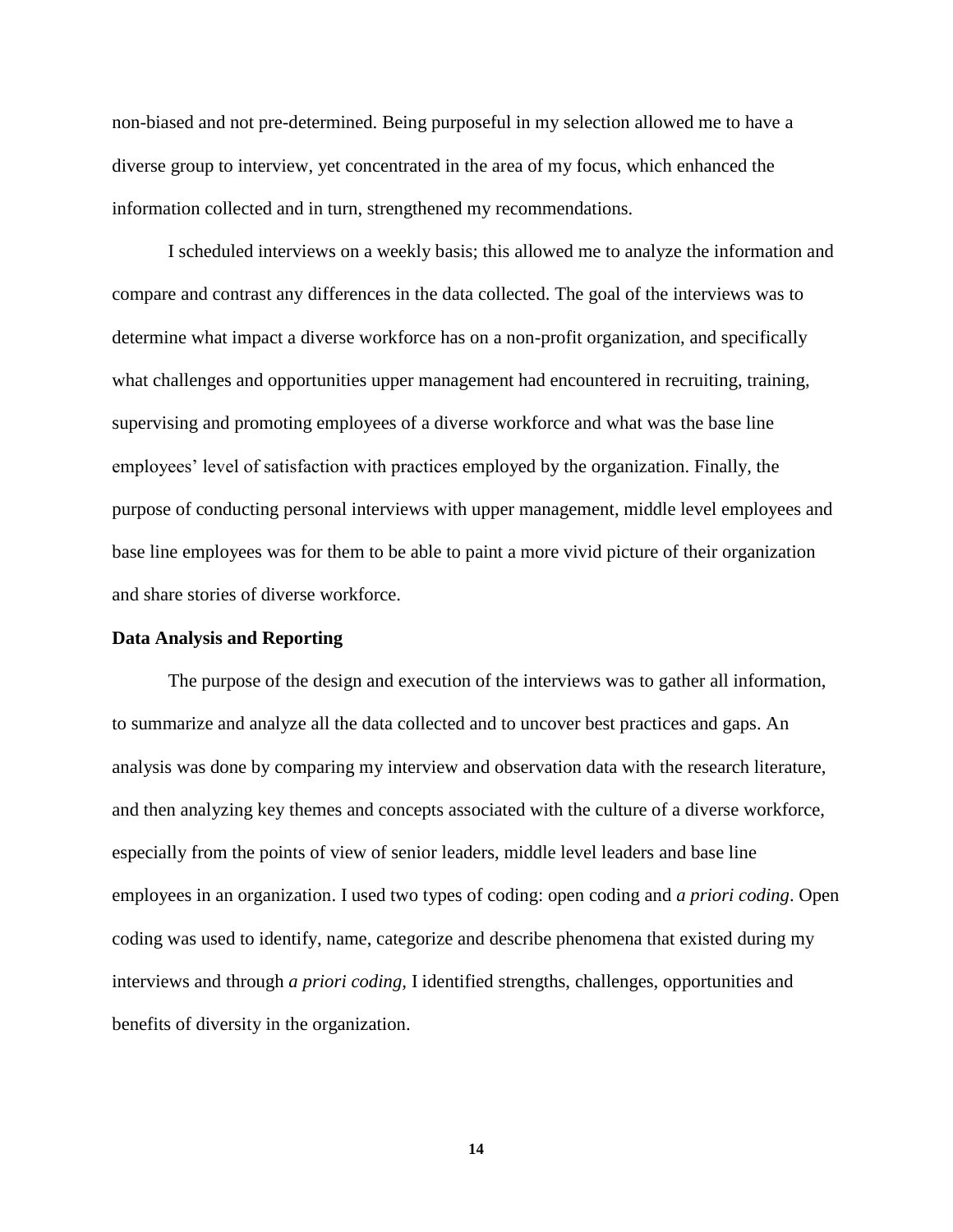non-biased and not pre-determined. Being purposeful in my selection allowed me to have a diverse group to interview, yet concentrated in the area of my focus, which enhanced the information collected and in turn, strengthened my recommendations.

I scheduled interviews on a weekly basis; this allowed me to analyze the information and compare and contrast any differences in the data collected. The goal of the interviews was to determine what impact a diverse workforce has on a non-profit organization, and specifically what challenges and opportunities upper management had encountered in recruiting, training, supervising and promoting employees of a diverse workforce and what was the base line employees' level of satisfaction with practices employed by the organization. Finally, the purpose of conducting personal interviews with upper management, middle level employees and base line employees was for them to be able to paint a more vivid picture of their organization and share stories of diverse workforce.

**Data Analysis and Reporting**

The purpose of the design and execution of the interviews was to gather all information, to summarize and analyze all the data collected and to uncover best practices and gaps. An analysis was done by comparing my interview and observation data with the research literature, and then analyzing key themes and concepts associated with the culture of a diverse workforce, especially from the points of view of senior leaders, middle level leaders and base line employees in an organization. I used two types of coding: open coding and *a priori coding*. Open coding was used to identify, name, categorize and describe phenomena that existed during my interviews and through *a priori coding,* I identified strengths, challenges, opportunities and benefits of diversity in the organization.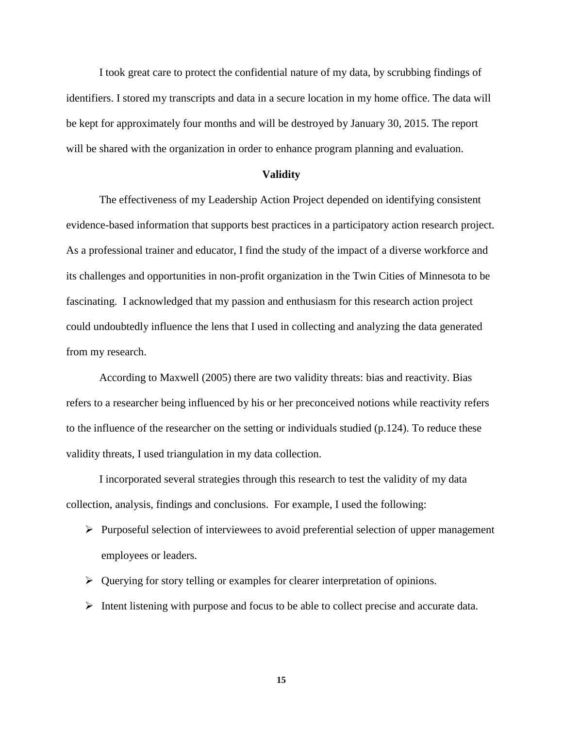I took great care to protect the confidential nature of my data, by scrubbing findings of identifiers. I stored my transcripts and data in a secure location in my home office. The data will be kept for approximately four months and will be destroyed by January 30, 2015. The report will be shared with the organization in order to enhance program planning and evaluation.

## Validity

The effectiveness of my Leadership Action Project depended on identifying consistent evidence-based information that supports best practices in a participatory action research project. As a professional trainer and educator, I find the study of the impact of a diverse workforce and its challenges and opportunities in non-profit organization in the Twin Cities of Minnesota to be fascinating. I acknowledged that my passion and enthusiasm for this research action project could undoubtedly influence the lens that I used in collecting and analyzing the data generated from my research.

According to Maxwell (2005) there are two validity threats: bias and reactivity. Bias refers to a researcher being influenced by his or her preconceived notions while reactivity refers to the influence of the researcher on the setting or individuals studied (p.124). To reduce these validity threats, I used triangulation in my data collection.

I incorporated several strategies through this research to test the validity of my data collection, analysis, findings and conclusions. For example, I used the following:

- Purposeful selection of interviewees to avoid preferential selection of upper management employees or leaders.
- Querying for story telling or examples for clearer interpretation of opinions.
- Intent listening with purpose and focus to be able to collect precise and accurate data.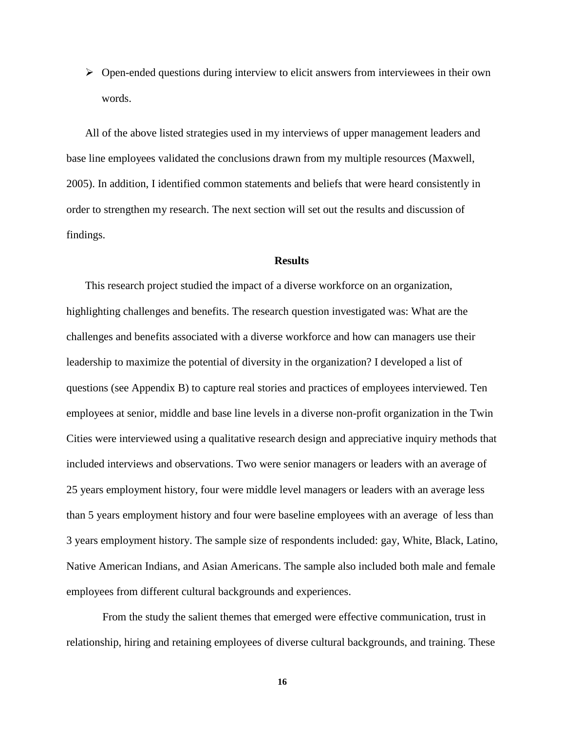- Open-ended questions during interview to elicit answers from interviewees in their own words.

All of the above listed strategies used in my interviews of upper management leaders and base line employees validated the conclusions drawn from my multiple resources (Maxwell, 2005). In addition, I identified common statements and beliefs that were heard consistently in order to strengthen my research. The next section will set out the results and discussion of findings.

## Results

This research project studied the impact of a diverse workforce on an organization, highlighting challenges and benefits. The research question investigated was: What are the challenges and benefits associated with a diverse workforce and how can managers use their leadership to maximize the potential of diversity in the organization? I developed a list of questions (see Appendix B) to capture real stories and practices of employees interviewed. Ten employees at senior, middle and base line levels in a diverse non-profit organization in the Twin Cities were interviewed using a qualitative research design and appreciative inquiry methods that included interviews and observations. Two were senior managers or leaders with an average of 25 years employment history, four were middle level managers or leaders with an average less than 5 years employment history and four were baseline employees with an average of less than 3 years employment history. The sample size of respondents included: gay, White, Black, Latino, Native American Indians, and Asian Americans. The sample also included both male and female employees from different cultural backgrounds and experiences.

From the study the salient themes that emerged were effective communication, trust in relationship, hiring and retaining employees of diverse cultural backgrounds, and training. These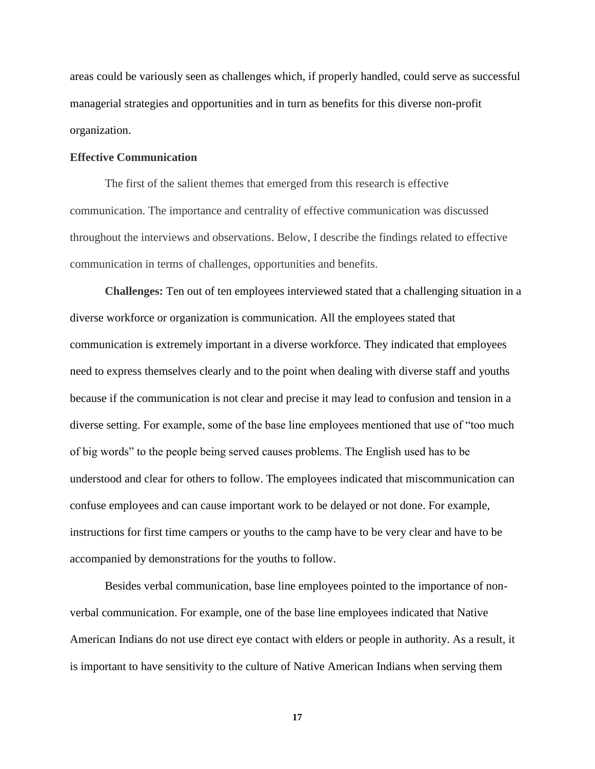areas could be variously seen as challenges which, if properly handled, could serve as successful managerial strategies and opportunities and in turn as benefits for this diverse non-profit organization.

### Effective Communication

The first of the salient themes that emerged from this research is effective communication. The importance and centrality of effective communication was discussed throughout the interviews and observations. Below, I describe the findings related to effective communication in terms of challenges, opportunities and benefits.

**Challenges:** Ten out of ten employees interviewed stated that a challenging situation in a diverse workforce or organization is communication. All the employees stated that communication is extremely important in a diverse workforce. They indicated that employees need to express themselves clearly and to the point when dealing with diverse staff and youths because if the communication is not clear and precise it may lead to confusion and tension in a diverse setting. For example, some of the base line employees mentioned that use of "too much of big words" to the people being served causes problems. The English used has to be understood and clear for others to follow. The employees indicated that miscommunication can confuse employees and can cause important work to be delayed or not done. For example, instructions for first time campers or youths to the camp have to be very clear and have to be accompanied by demonstrations for the youths to follow.

Besides verbal communication, base line employees pointed to the importance of non-verbal communication. For example, one of the base line employees indicated that Native American Indians do not use direct eye contact with elders or people in authority. As a result, it is important to have sensitivity to the culture of Native American Indians when serving them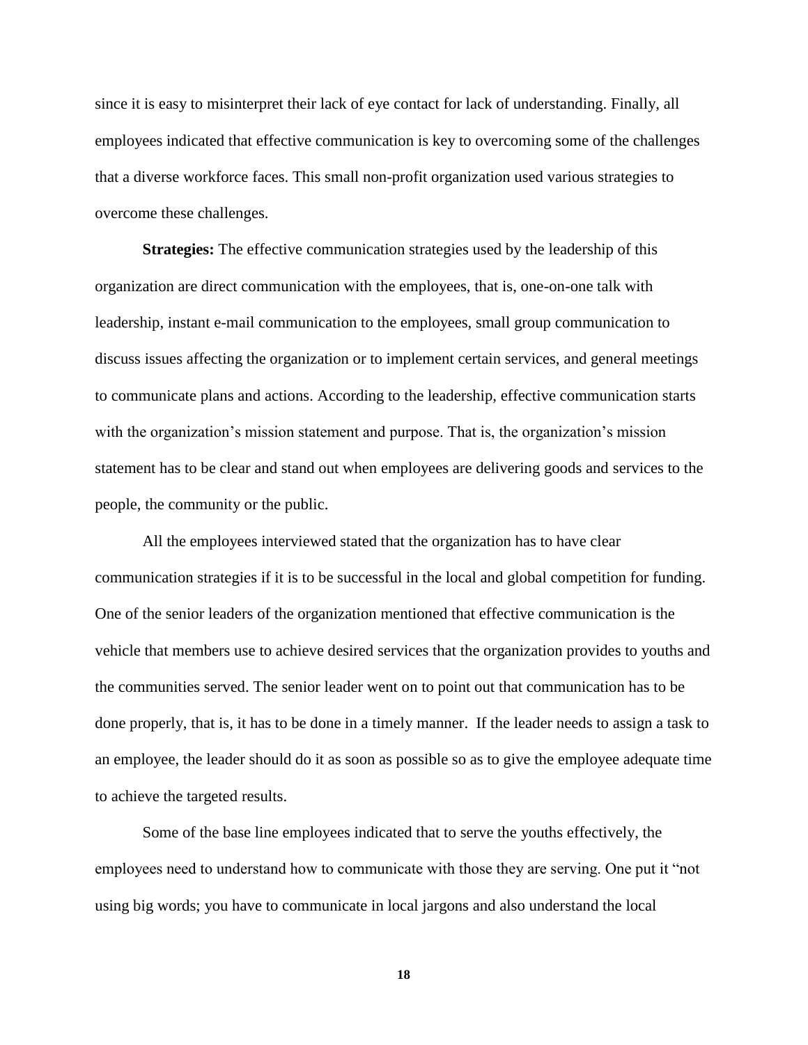since it is easy to misinterpret their lack of eye contact for lack of understanding. Finally, all employees indicated that effective communication is key to overcoming some of the challenges that a diverse workforce faces. This small non-profit organization used various strategies to overcome these challenges.

**Strategies:** The effective communication strategies used by the leadership of this organization are direct communication with the employees, that is, one-on-one talk with leadership, instant e-mail communication to the employees, small group communication to discuss issues affecting the organization or to implement certain services, and general meetings to communicate plans and actions. According to the leadership, effective communication starts with the organization's mission statement and purpose. That is, the organization's mission statement has to be clear and stand out when employees are delivering goods and services to the people, the community or the public.

All the employees interviewed stated that the organization has to have clear communication strategies if it is to be successful in the local and global competition for funding. One of the senior leaders of the organization mentioned that effective communication is the vehicle that members use to achieve desired services that the organization provides to youths and the communities served. The senior leader went on to point out that communication has to be done properly, that is, it has to be done in a timely manner. If the leader needs to assign a task to an employee, the leader should do it as soon as possible so as to give the employee adequate time to achieve the targeted results.

Some of the base line employees indicated that to serve the youths effectively, the employees need to understand how to communicate with those they are serving. One put it "not using big words; you have to communicate in local jargons and also understand the local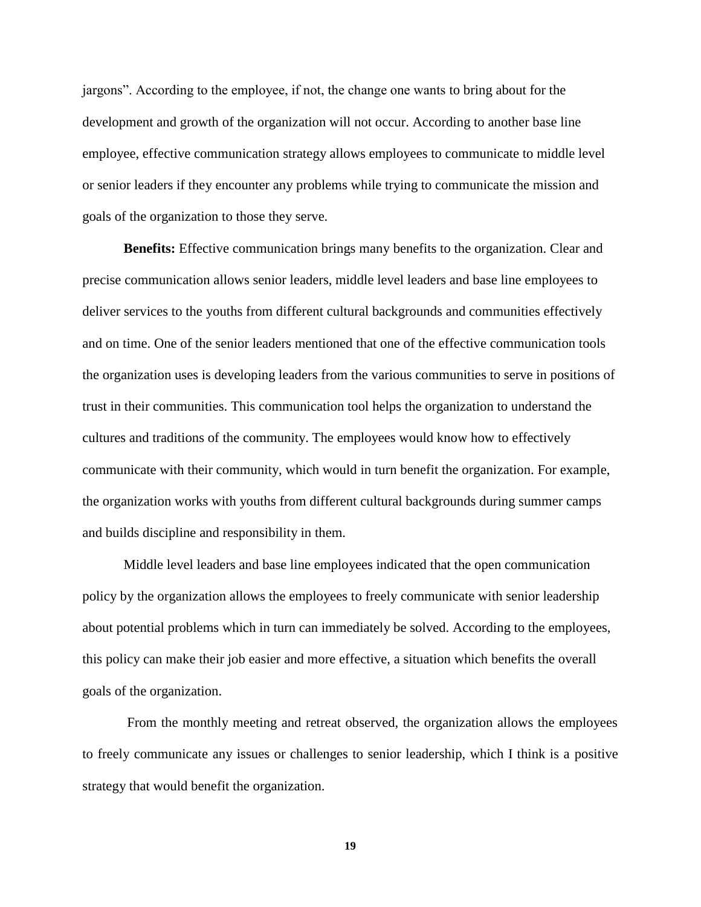jargons". According to the employee, if not, the change one wants to bring about for the development and growth of the organization will not occur. According to another base line employee, effective communication strategy allows employees to communicate to middle level or senior leaders if they encounter any problems while trying to communicate the mission and goals of the organization to those they serve.

**Benefits:** Effective communication brings many benefits to the organization. Clear and precise communication allows senior leaders, middle level leaders and base line employees to deliver services to the youths from different cultural backgrounds and communities effectively and on time. One of the senior leaders mentioned that one of the effective communication tools the organization uses is developing leaders from the various communities to serve in positions of trust in their communities. This communication tool helps the organization to understand the cultures and traditions of the community. The employees would know how to effectively communicate with their community, which would in turn benefit the organization. For example, the organization works with youths from different cultural backgrounds during summer camps and builds discipline and responsibility in them.

Middle level leaders and base line employees indicated that the open communication policy by the organization allows the employees to freely communicate with senior leadership about potential problems which in turn can immediately be solved. According to the employees, this policy can make their job easier and more effective, a situation which benefits the overall goals of the organization.

From the monthly meeting and retreat observed, the organization allows the employees to freely communicate any issues or challenges to senior leadership, which I think is a positive strategy that would benefit the organization.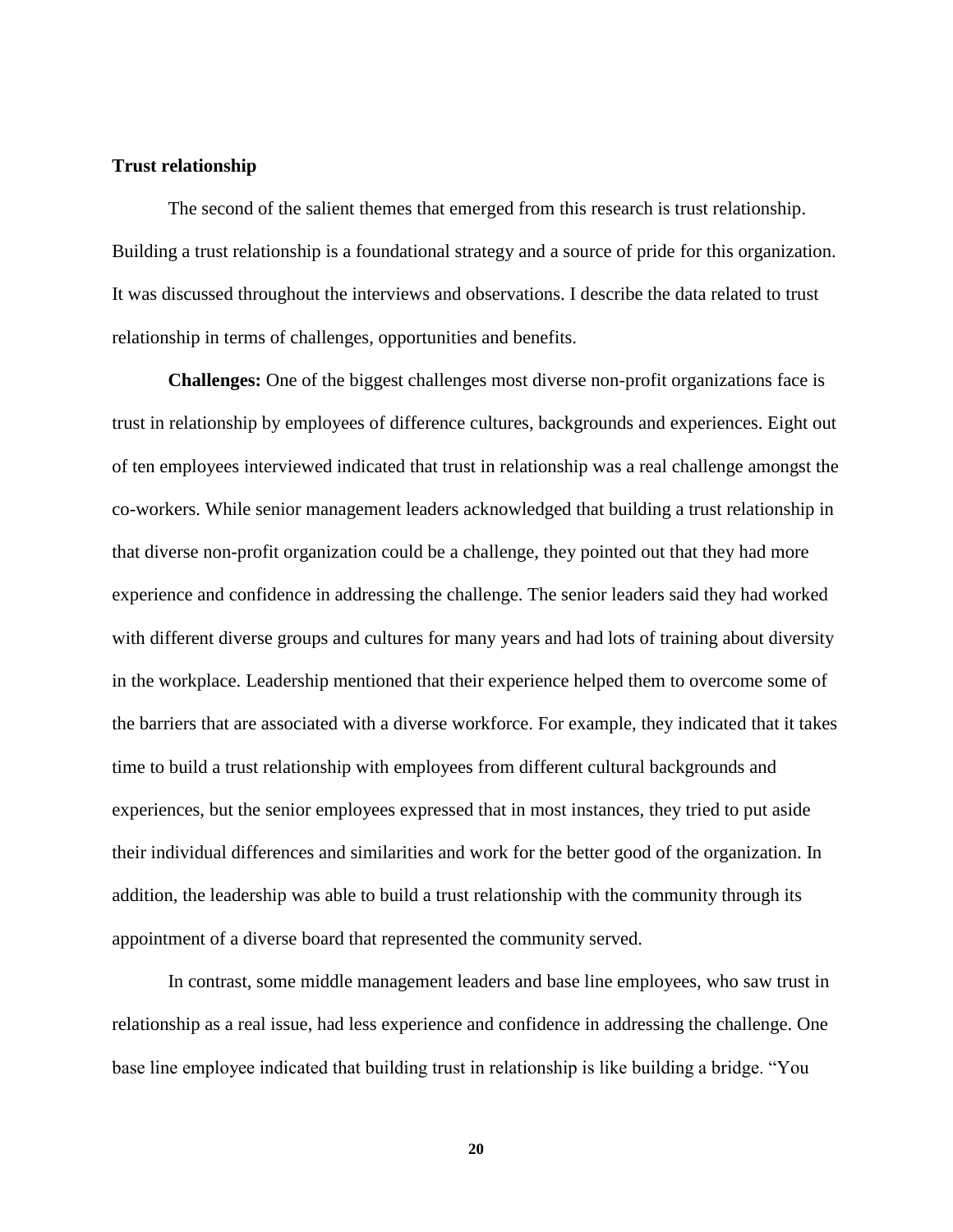**Trust relationship**

The second of the salient themes that emerged from this research is trust relationship. Building a trust relationship is a foundational strategy and a source of pride for this organization. It was discussed throughout the interviews and observations. I describe the data related to trust relationship in terms of challenges, opportunities and benefits.

**Challenges:** One of the biggest challenges most diverse non-profit organizations face is trust in relationship by employees of difference cultures, backgrounds and experiences. Eight out of ten employees interviewed indicated that trust in relationship was a real challenge amongst the co-workers. While senior management leaders acknowledged that building a trust relationship in that diverse non-profit organization could be a challenge, they pointed out that they had more experience and confidence in addressing the challenge. The senior leaders said they had worked with different diverse groups and cultures for many years and had lots of training about diversity in the workplace. Leadership mentioned that their experience helped them to overcome some of the barriers that are associated with a diverse workforce. For example, they indicated that it takes time to build a trust relationship with employees from different cultural backgrounds and experiences, but the senior employees expressed that in most instances, they tried to put aside their individual differences and similarities and work for the better good of the organization. In addition, the leadership was able to build a trust relationship with the community through its appointment of a diverse board that represented the community served.

In contrast, some middle management leaders and base line employees, who saw trust in relationship as a real issue, had less experience and confidence in addressing the challenge. One base line employee indicated that building trust in relationship is like building a bridge. "You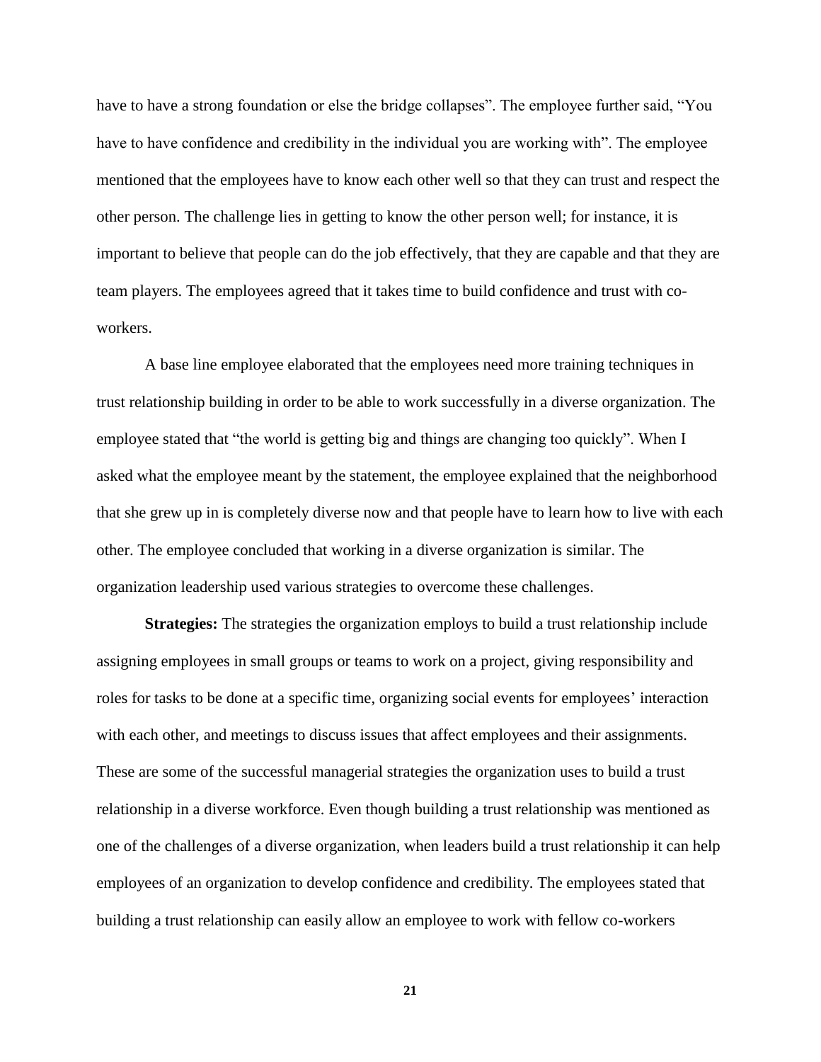have to have a strong foundation or else the bridge collapses". The employee further said, "You have to have confidence and credibility in the individual you are working with". The employee mentioned that the employees have to know each other well so that they can trust and respect the other person. The challenge lies in getting to know the other person well; for instance, it is important to believe that people can do the job effectively, that they are capable and that they are team players. The employees agreed that it takes time to build confidence and trust with co-workers.

A base line employee elaborated that the employees need more training techniques in trust relationship building in order to be able to work successfully in a diverse organization. The employee stated that "the world is getting big and things are changing too quickly". When I asked what the employee meant by the statement, the employee explained that the neighborhood that she grew up in is completely diverse now and that people have to learn how to live with each other. The employee concluded that working in a diverse organization is similar. The organization leadership used various strategies to overcome these challenges.

**Strategies:** The strategies the organization employs to build a trust relationship include assigning employees in small groups or teams to work on a project, giving responsibility and roles for tasks to be done at a specific time, organizing social events for employees' interaction with each other, and meetings to discuss issues that affect employees and their assignments. These are some of the successful managerial strategies the organization uses to build a trust relationship in a diverse workforce. Even though building a trust relationship was mentioned as one of the challenges of a diverse organization, when leaders build a trust relationship it can help employees of an organization to develop confidence and credibility. The employees stated that building a trust relationship can easily allow an employee to work with fellow co-workers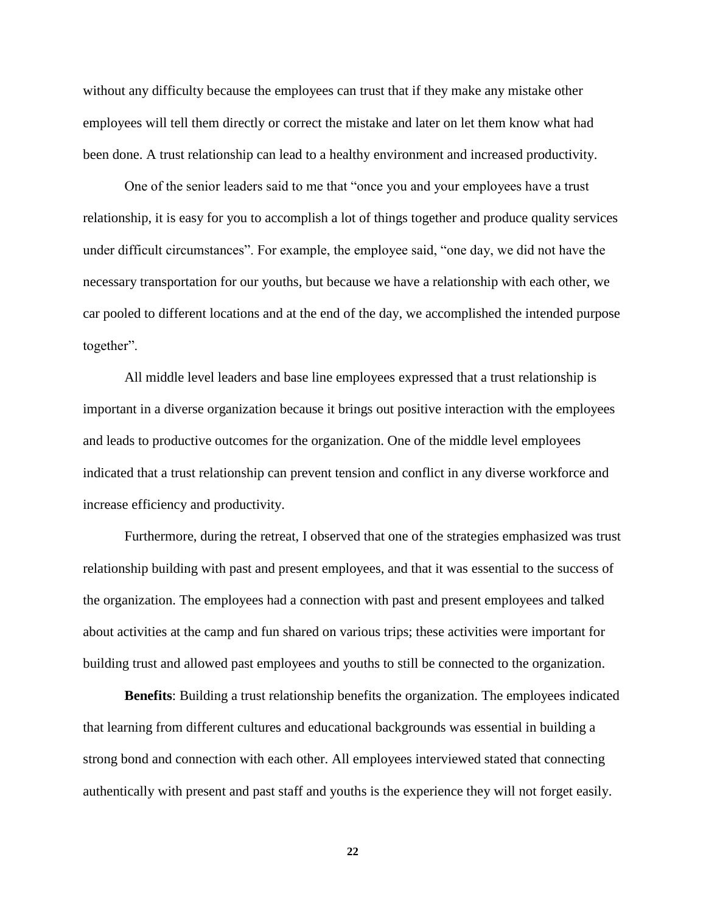without any difficulty because the employees can trust that if they make any mistake other employees will tell them directly or correct the mistake and later on let them know what had been done. A trust relationship can lead to a healthy environment and increased productivity.

One of the senior leaders said to me that "once you and your employees have a trust relationship, it is easy for you to accomplish a lot of things together and produce quality services under difficult circumstances". For example, the employee said, "one day, we did not have the necessary transportation for our youths, but because we have a relationship with each other, we car pooled to different locations and at the end of the day, we accomplished the intended purpose together".

All middle level leaders and base line employees expressed that a trust relationship is important in a diverse organization because it brings out positive interaction with the employees and leads to productive outcomes for the organization. One of the middle level employees indicated that a trust relationship can prevent tension and conflict in any diverse workforce and increase efficiency and productivity.

Furthermore, during the retreat, I observed that one of the strategies emphasized was trust relationship building with past and present employees, and that it was essential to the success of the organization. The employees had a connection with past and present employees and talked about activities at the camp and fun shared on various trips; these activities were important for building trust and allowed past employees and youths to still be connected to the organization.

**Benefits**: Building a trust relationship benefits the organization. The employees indicated that learning from different cultures and educational backgrounds was essential in building a strong bond and connection with each other. All employees interviewed stated that connecting authentically with present and past staff and youths is the experience they will not forget easily.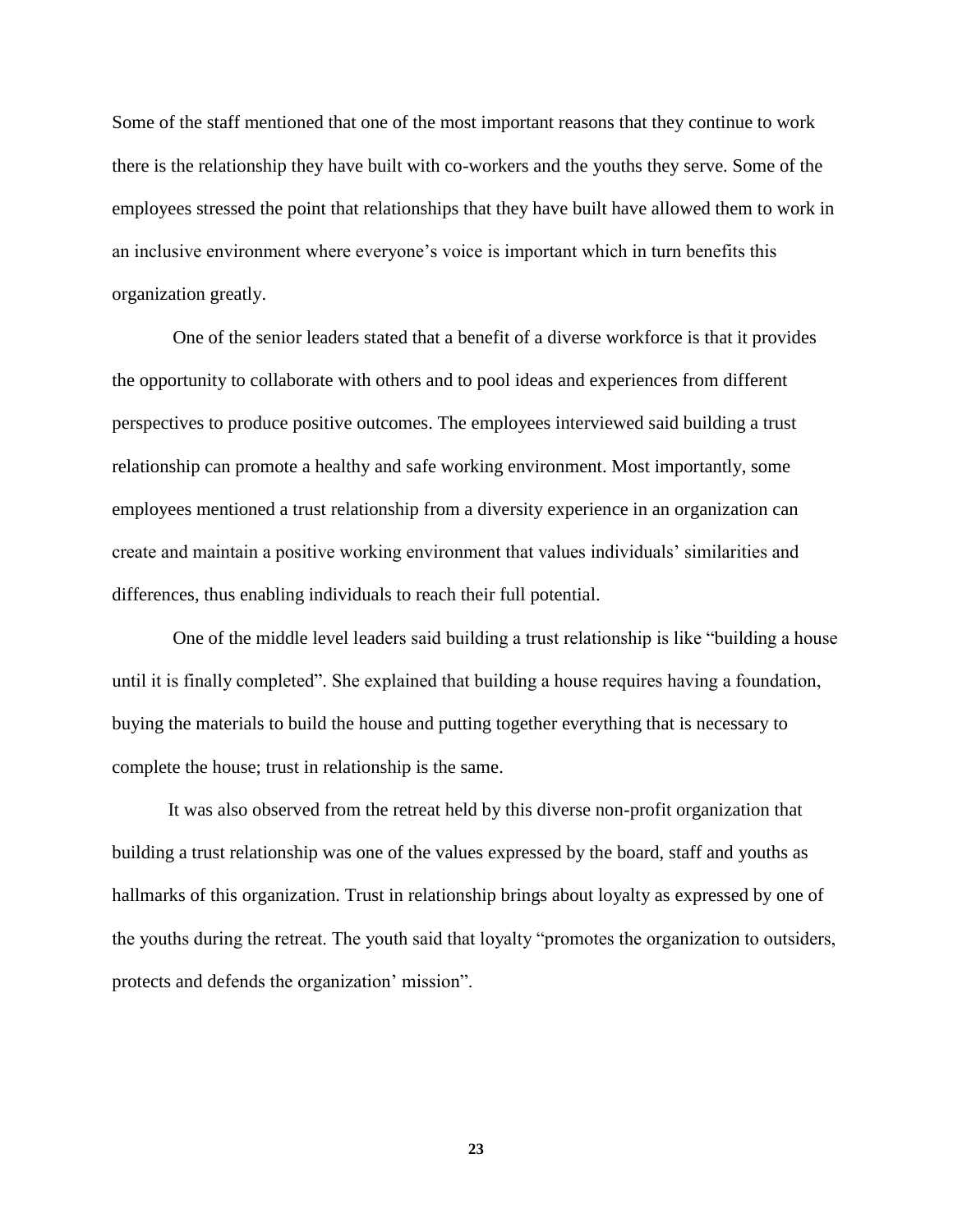Some of the staff mentioned that one of the most important reasons that they continue to work there is the relationship they have built with co-workers and the youths they serve. Some of the employees stressed the point that relationships that they have built have allowed them to work in an inclusive environment where everyone's voice is important which in turn benefits this organization greatly.

One of the senior leaders stated that a benefit of a diverse workforce is that it provides the opportunity to collaborate with others and to pool ideas and experiences from different perspectives to produce positive outcomes. The employees interviewed said building a trust relationship can promote a healthy and safe working environment. Most importantly, some employees mentioned a trust relationship from a diversity experience in an organization can create and maintain a positive working environment that values individuals' similarities and differences, thus enabling individuals to reach their full potential.

One of the middle level leaders said building a trust relationship is like "building a house until it is finally completed". She explained that building a house requires having a foundation, buying the materials to build the house and putting together everything that is necessary to complete the house; trust in relationship is the same.

It was also observed from the retreat held by this diverse non-profit organization that building a trust relationship was one of the values expressed by the board, staff and youths as hallmarks of this organization. Trust in relationship brings about loyalty as expressed by one of the youths during the retreat. The youth said that loyalty "promotes the organization to outsiders, protects and defends the organization' mission".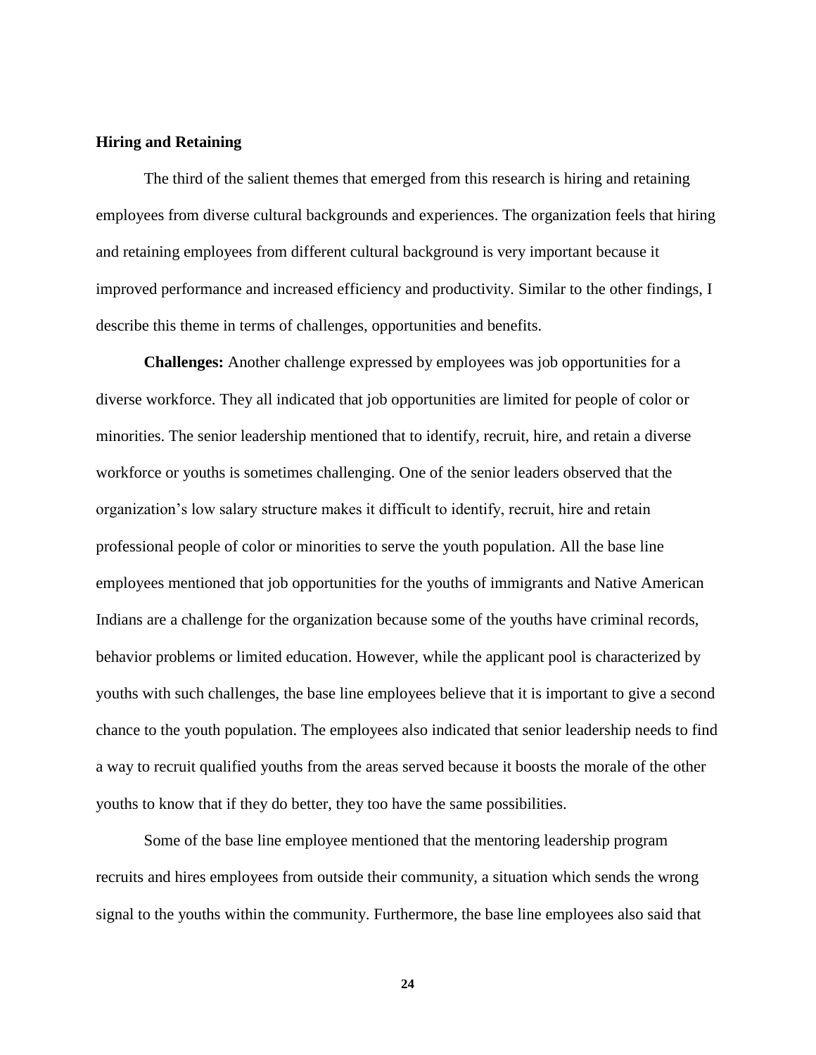**Hiring and Retaining**

The third of the salient themes that emerged from this research is hiring and retaining employees from diverse cultural backgrounds and experiences. The organization feels that hiring and retaining employees from different cultural background is very important because it improved performance and increased efficiency and productivity. Similar to the other findings, I describe this theme in terms of challenges, opportunities and benefits.

**Challenges:** Another challenge expressed by employees was job opportunities for a diverse workforce. They all indicated that job opportunities are limited for people of color or minorities. The senior leadership mentioned that to identify, recruit, hire, and retain a diverse workforce or youths is sometimes challenging. One of the senior leaders observed that the organization's low salary structure makes it difficult to identify, recruit, hire and retain professional people of color or minorities to serve the youth population. All the base line employees mentioned that job opportunities for the youths of immigrants and Native American Indians are a challenge for the organization because some of the youths have criminal records, behavior problems or limited education. However, while the applicant pool is characterized by youths with such challenges, the base line employees believe that it is important to give a second chance to the youth population. The employees also indicated that senior leadership needs to find a way to recruit qualified youths from the areas served because it boosts the morale of the other youths to know that if they do better, they too have the same possibilities.

Some of the base line employee mentioned that the mentoring leadership program recruits and hires employees from outside their community, a situation which sends the wrong signal to the youths within the community. Furthermore, the base line employees also said that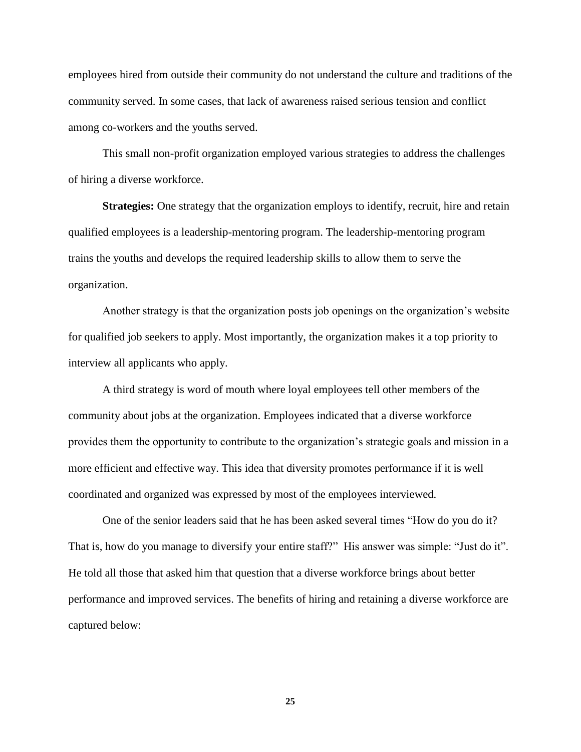employees hired from outside their community do not understand the culture and traditions of the community served. In some cases, that lack of awareness raised serious tension and conflict among co-workers and the youths served.

This small non-profit organization employed various strategies to address the challenges of hiring a diverse workforce.

**Strategies:** One strategy that the organization employs to identify, recruit, hire and retain qualified employees is a leadership-mentoring program. The leadership-mentoring program trains the youths and develops the required leadership skills to allow them to serve the organization.

Another strategy is that the organization posts job openings on the organization's website for qualified job seekers to apply. Most importantly, the organization makes it a top priority to interview all applicants who apply.

A third strategy is word of mouth where loyal employees tell other members of the community about jobs at the organization. Employees indicated that a diverse workforce provides them the opportunity to contribute to the organization's strategic goals and mission in a more efficient and effective way. This idea that diversity promotes performance if it is well coordinated and organized was expressed by most of the employees interviewed.

One of the senior leaders said that he has been asked several times "How do you do it? That is, how do you manage to diversify your entire staff?" His answer was simple: "Just do it". He told all those that asked him that question that a diverse workforce brings about better performance and improved services. The benefits of hiring and retaining a diverse workforce are captured below: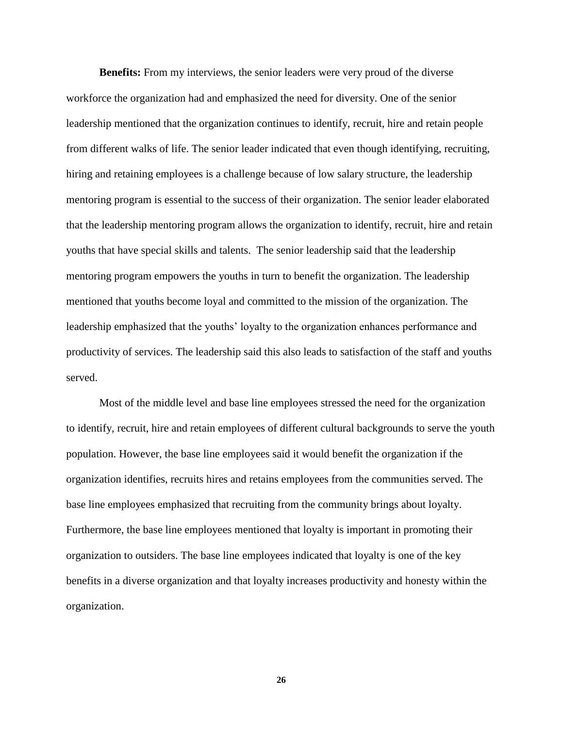**Benefits:** From my interviews, the senior leaders were very proud of the diverse workforce the organization had and emphasized the need for diversity. One of the senior leadership mentioned that the organization continues to identify, recruit, hire and retain people from different walks of life. The senior leader indicated that even though identifying, recruiting, hiring and retaining employees is a challenge because of low salary structure, the leadership mentoring program is essential to the success of their organization. The senior leader elaborated that the leadership mentoring program allows the organization to identify, recruit, hire and retain youths that have special skills and talents. The senior leadership said that the leadership mentoring program empowers the youths in turn to benefit the organization. The leadership mentioned that youths become loyal and committed to the mission of the organization. The leadership emphasized that the youths' loyalty to the organization enhances performance and productivity of services. The leadership said this also leads to satisfaction of the staff and youths served.

Most of the middle level and base line employees stressed the need for the organization to identify, recruit, hire and retain employees of different cultural backgrounds to serve the youth population. However, the base line employees said it would benefit the organization if the organization identifies, recruits hires and retains employees from the communities served. The base line employees emphasized that recruiting from the community brings about loyalty. Furthermore, the base line employees mentioned that loyalty is important in promoting their organization to outsiders. The base line employees indicated that loyalty is one of the key benefits in a diverse organization and that loyalty increases productivity and honesty within the organization.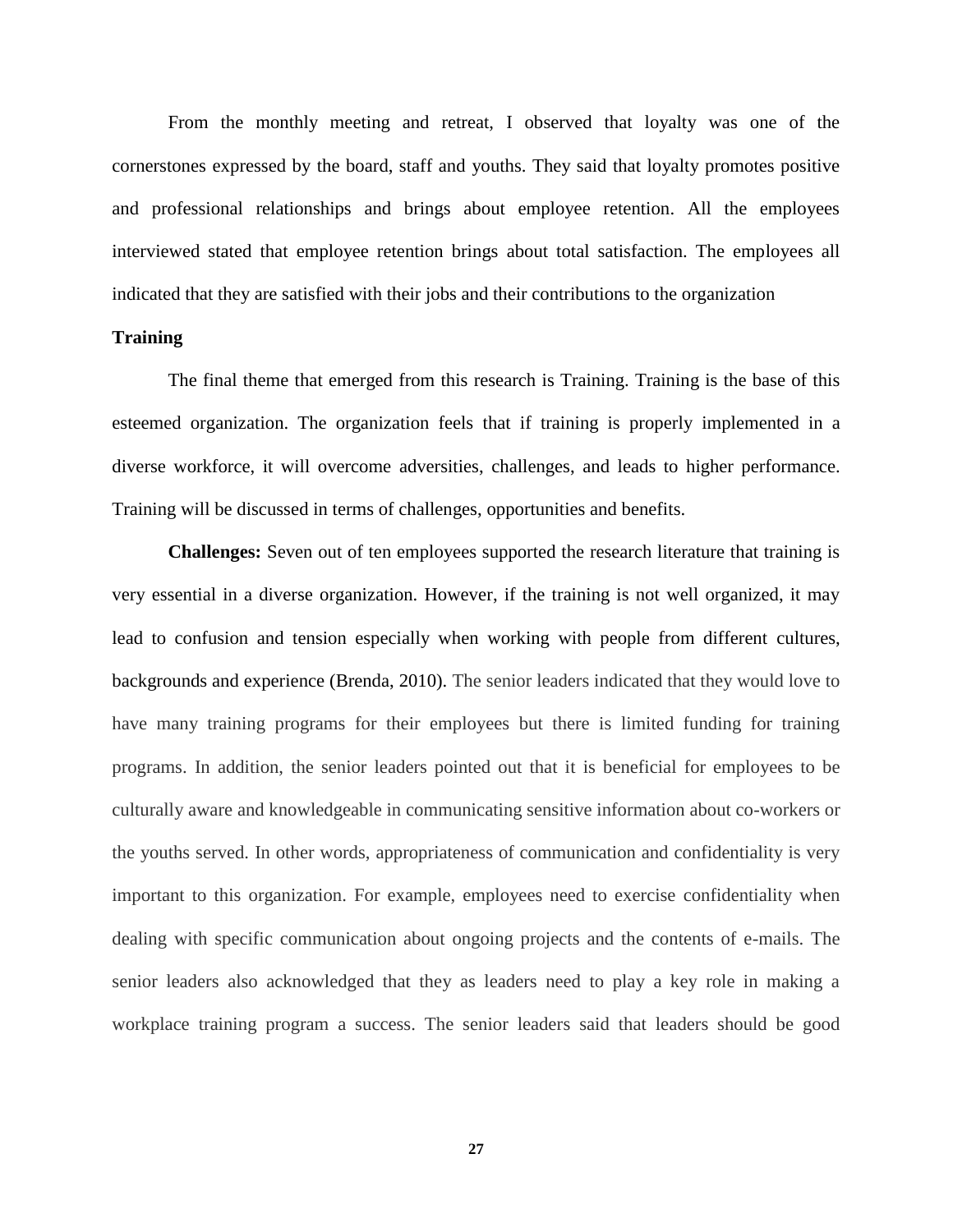From the monthly meeting and retreat, I observed that loyalty was one of the cornerstones expressed by the board, staff and youths. They said that loyalty promotes positive and professional relationships and brings about employee retention. All the employees interviewed stated that employee retention brings about total satisfaction. The employees all indicated that they are satisfied with their jobs and their contributions to the organization

**Training**

The final theme that emerged from this research is Training. Training is the base of this esteemed organization. The organization feels that if training is properly implemented in a diverse workforce, it will overcome adversities, challenges, and leads to higher performance. Training will be discussed in terms of challenges, opportunities and benefits.

**Challenges:** Seven out of ten employees supported the research literature that training is very essential in a diverse organization. However, if the training is not well organized, it may lead to confusion and tension especially when working with people from different cultures, backgrounds and experience (Brenda, 2010). The senior leaders indicated that they would love to have many training programs for their employees but there is limited funding for training programs. In addition, the senior leaders pointed out that it is beneficial for employees to be culturally aware and knowledgeable in communicating sensitive information about co-workers or the youths served. In other words, appropriateness of communication and confidentiality is very important to this organization. For example, employees need to exercise confidentiality when dealing with specific communication about ongoing projects and the contents of e-mails. The senior leaders also acknowledged that they as leaders need to play a key role in making a workplace training program a success. The senior leaders said that leaders should be good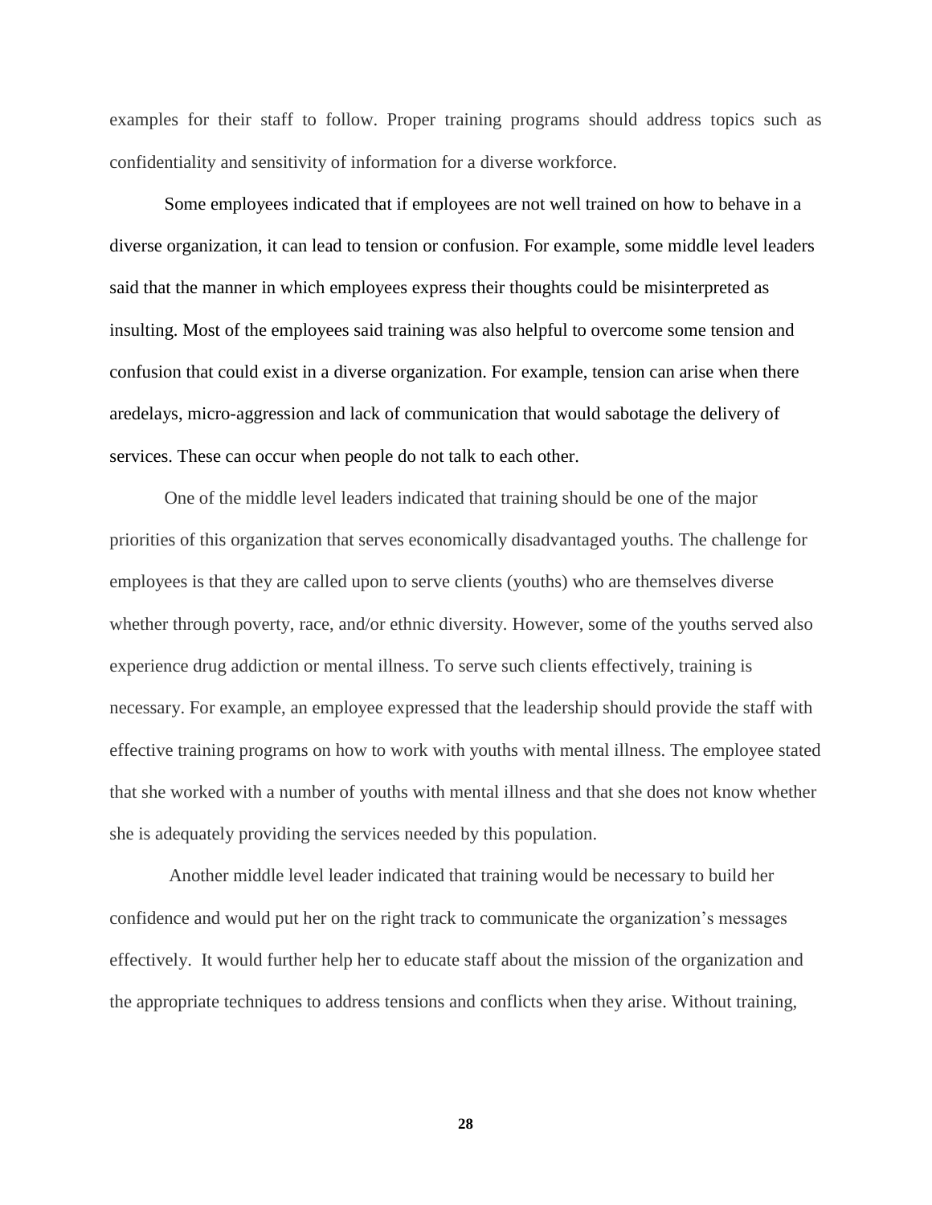examples for their staff to follow. Proper training programs should address topics such as confidentiality and sensitivity of information for a diverse workforce.

Some employees indicated that if employees are not well trained on how to behave in a diverse organization, it can lead to tension or confusion. For example, some middle level leaders said that the manner in which employees express their thoughts could be misinterpreted as insulting. Most of the employees said training was also helpful to overcome some tension and confusion that could exist in a diverse organization. For example, tension can arise when there aredelays, micro-aggression and lack of communication that would sabotage the delivery of services. These can occur when people do not talk to each other.

One of the middle level leaders indicated that training should be one of the major priorities of this organization that serves economically disadvantaged youths. The challenge for employees is that they are called upon to serve clients (youths) who are themselves diverse whether through poverty, race, and/or ethnic diversity. However, some of the youths served also experience drug addiction or mental illness. To serve such clients effectively, training is necessary. For example, an employee expressed that the leadership should provide the staff with effective training programs on how to work with youths with mental illness. The employee stated that she worked with a number of youths with mental illness and that she does not know whether she is adequately providing the services needed by this population.

Another middle level leader indicated that training would be necessary to build her confidence and would put her on the right track to communicate the organization's messages effectively. It would further help her to educate staff about the mission of the organization and the appropriate techniques to address tensions and conflicts when they arise. Without training,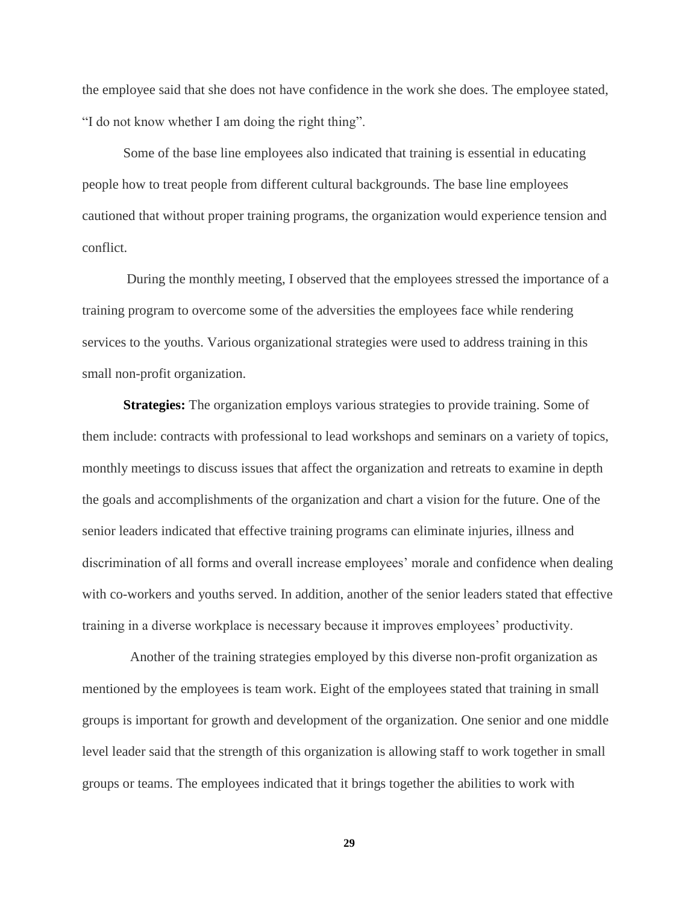the employee said that she does not have confidence in the work she does. The employee stated, "I do not know whether I am doing the right thing".

Some of the base line employees also indicated that training is essential in educating people how to treat people from different cultural backgrounds. The base line employees cautioned that without proper training programs, the organization would experience tension and conflict.

During the monthly meeting, I observed that the employees stressed the importance of a training program to overcome some of the adversities the employees face while rendering services to the youths. Various organizational strategies were used to address training in this small non-profit organization.

**Strategies:** The organization employs various strategies to provide training. Some of them include: contracts with professional to lead workshops and seminars on a variety of topics, monthly meetings to discuss issues that affect the organization and retreats to examine in depth the goals and accomplishments of the organization and chart a vision for the future. One of the senior leaders indicated that effective training programs can eliminate injuries, illness and discrimination of all forms and overall increase employees' morale and confidence when dealing with co-workers and youths served. In addition, another of the senior leaders stated that effective training in a diverse workplace is necessary because it improves employees' productivity.

Another of the training strategies employed by this diverse non-profit organization as mentioned by the employees is team work. Eight of the employees stated that training in small groups is important for growth and development of the organization. One senior and one middle level leader said that the strength of this organization is allowing staff to work together in small groups or teams. The employees indicated that it brings together the abilities to work with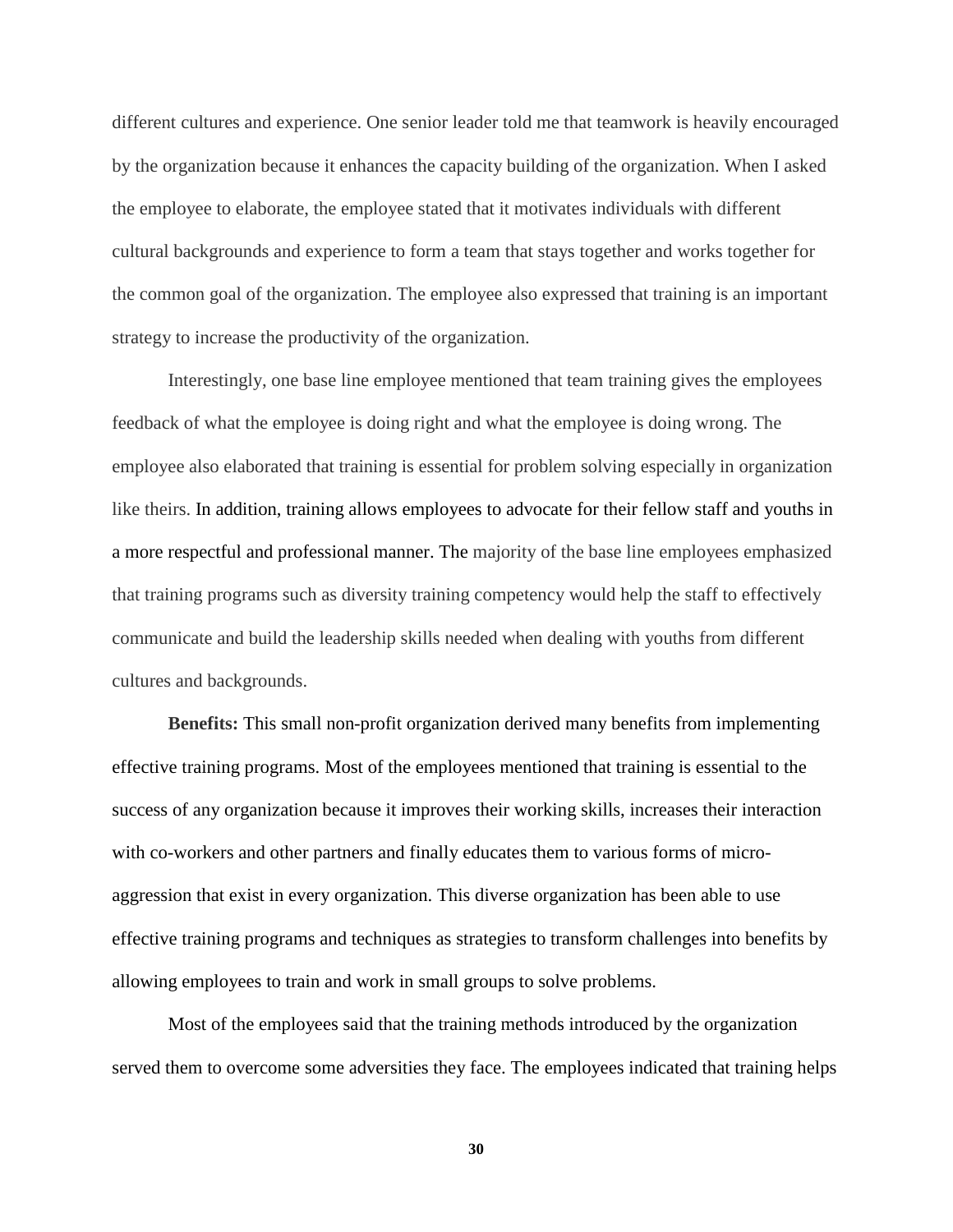different cultures and experience. One senior leader told me that teamwork is heavily encouraged by the organization because it enhances the capacity building of the organization. When I asked the employee to elaborate, the employee stated that it motivates individuals with different cultural backgrounds and experience to form a team that stays together and works together for the common goal of the organization. The employee also expressed that training is an important strategy to increase the productivity of the organization.

Interestingly, one base line employee mentioned that team training gives the employees feedback of what the employee is doing right and what the employee is doing wrong. The employee also elaborated that training is essential for problem solving especially in organization like theirs. In addition, training allows employees to advocate for their fellow staff and youths in a more respectful and professional manner. The majority of the base line employees emphasized that training programs such as diversity training competency would help the staff to effectively communicate and build the leadership skills needed when dealing with youths from different cultures and backgrounds.

**Benefits:** This small non-profit organization derived many benefits from implementing effective training programs. Most of the employees mentioned that training is essential to the success of any organization because it improves their working skills, increases their interaction with co-workers and other partners and finally educates them to various forms of micro-aggression that exist in every organization. This diverse organization has been able to use effective training programs and techniques as strategies to transform challenges into benefits by allowing employees to train and work in small groups to solve problems.

Most of the employees said that the training methods introduced by the organization served them to overcome some adversities they face. The employees indicated that training helps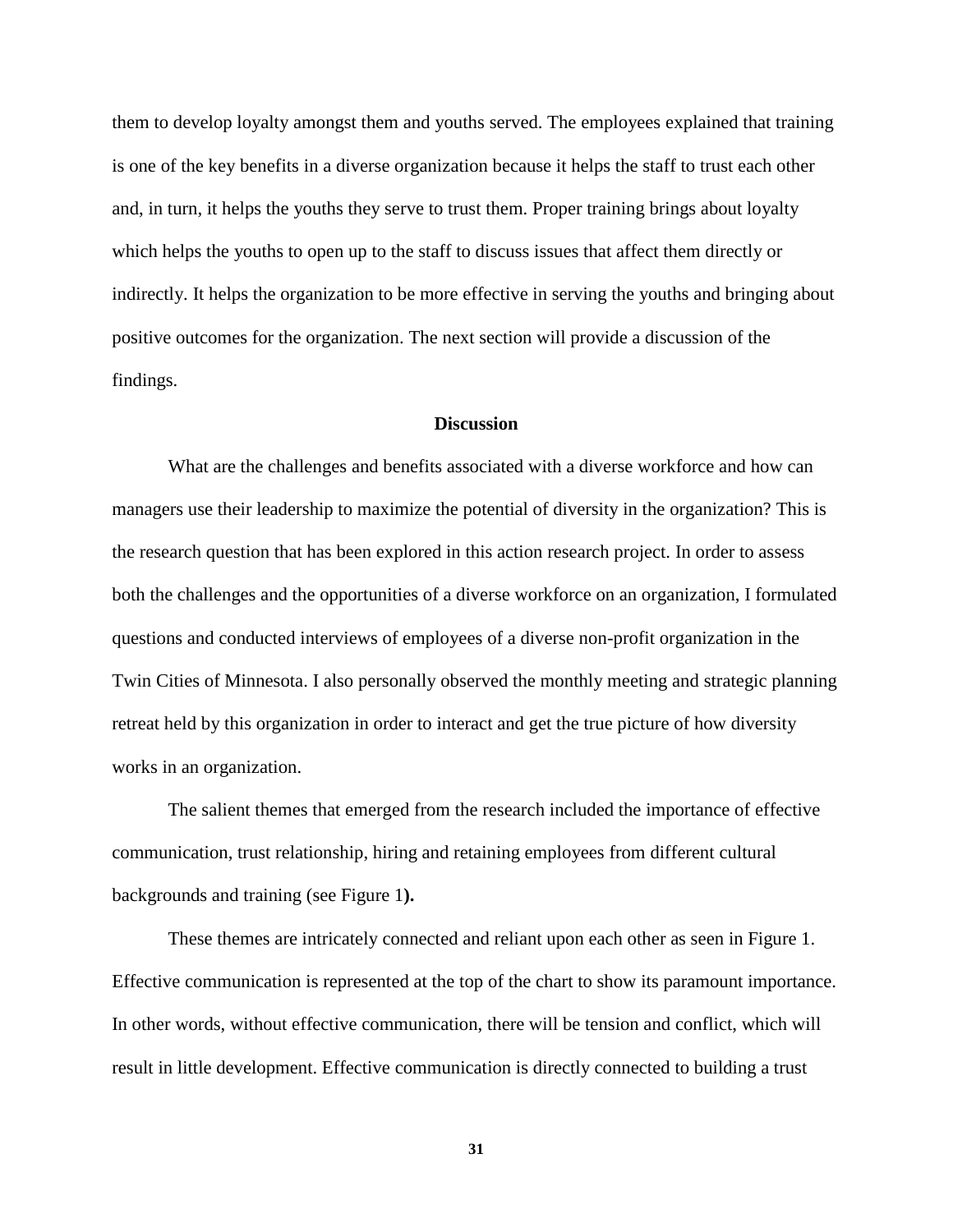them to develop loyalty amongst them and youths served. The employees explained that training is one of the key benefits in a diverse organization because it helps the staff to trust each other and, in turn, it helps the youths they serve to trust them. Proper training brings about loyalty which helps the youths to open up to the staff to discuss issues that affect them directly or indirectly. It helps the organization to be more effective in serving the youths and bringing about positive outcomes for the organization. The next section will provide a discussion of the findings.

## Discussion

What are the challenges and benefits associated with a diverse workforce and how can managers use their leadership to maximize the potential of diversity in the organization? This is the research question that has been explored in this action research project. In order to assess both the challenges and the opportunities of a diverse workforce on an organization, I formulated questions and conducted interviews of employees of a diverse non-profit organization in the Twin Cities of Minnesota. I also personally observed the monthly meeting and strategic planning retreat held by this organization in order to interact and get the true picture of how diversity works in an organization.

The salient themes that emerged from the research included the importance of effective communication, trust relationship, hiring and retaining employees from different cultural backgrounds and training (see Figure 1**).**

These themes are intricately connected and reliant upon each other as seen in Figure 1. Effective communication is represented at the top of the chart to show its paramount importance. In other words, without effective communication, there will be tension and conflict, which will result in little development. Effective communication is directly connected to building a trust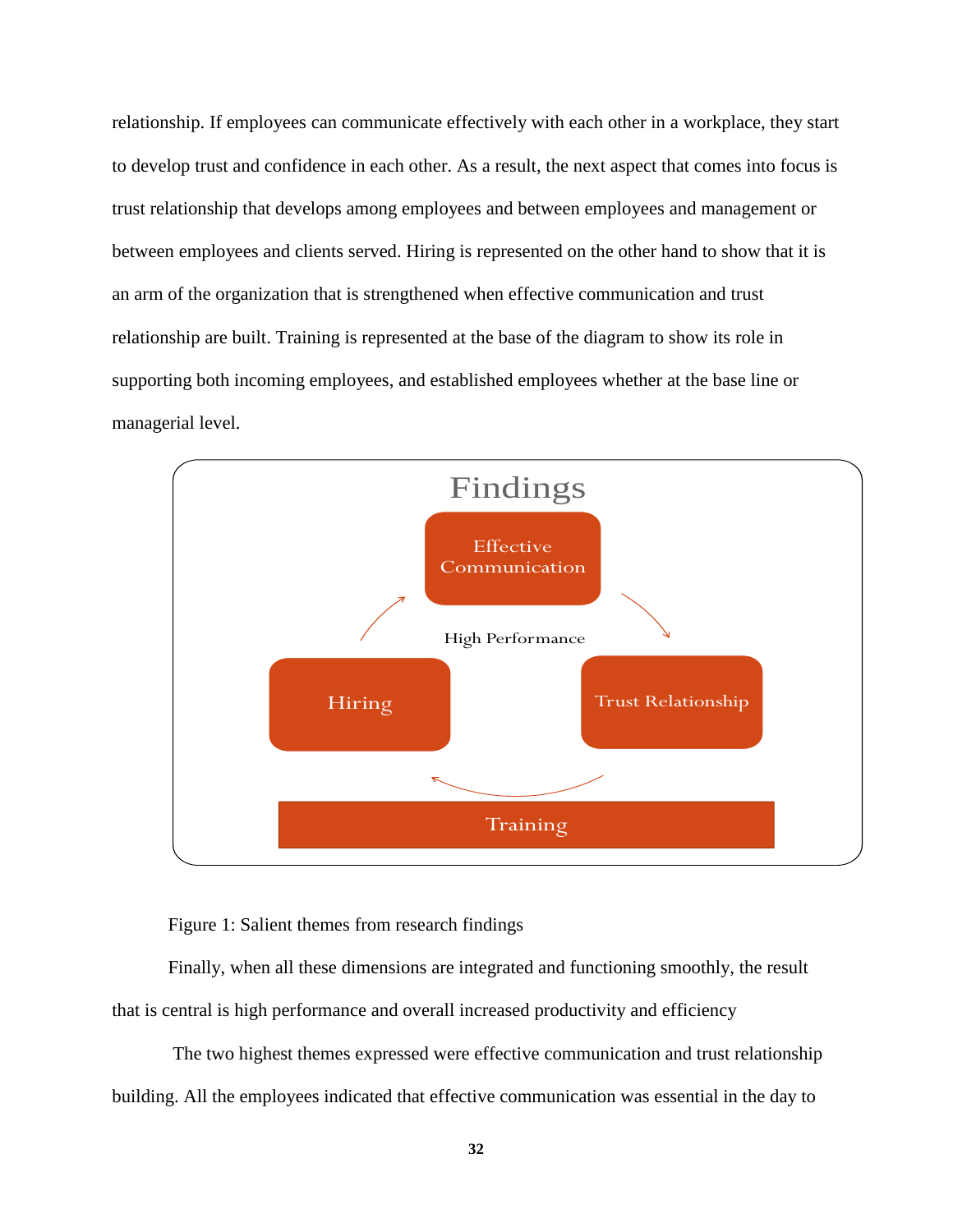relationship. If employees can communicate effectively with each other in a workplace, they start to develop trust and confidence in each other. As a result, the next aspect that comes into focus is trust relationship that develops among employees and between employees and management or between employees and clients served. Hiring is represented on the other hand to show that it is an arm of the organization that is strengthened when effective communication and trust relationship are built. Training is represented at the base of the diagram to show its role in supporting both incoming employees, and established employees whether at the base line or managerial level.

Findings

Effective Communication

High Performance

Hiring

Trust Relationship

Training

Figure 1: Salient themes from research findings

Finally, when all these dimensions are integrated and functioning smoothly, the result that is central is high performance and overall increased productivity and efficiency

The two highest themes expressed were effective communication and trust relationship building. All the employees indicated that effective communication was essential in the day to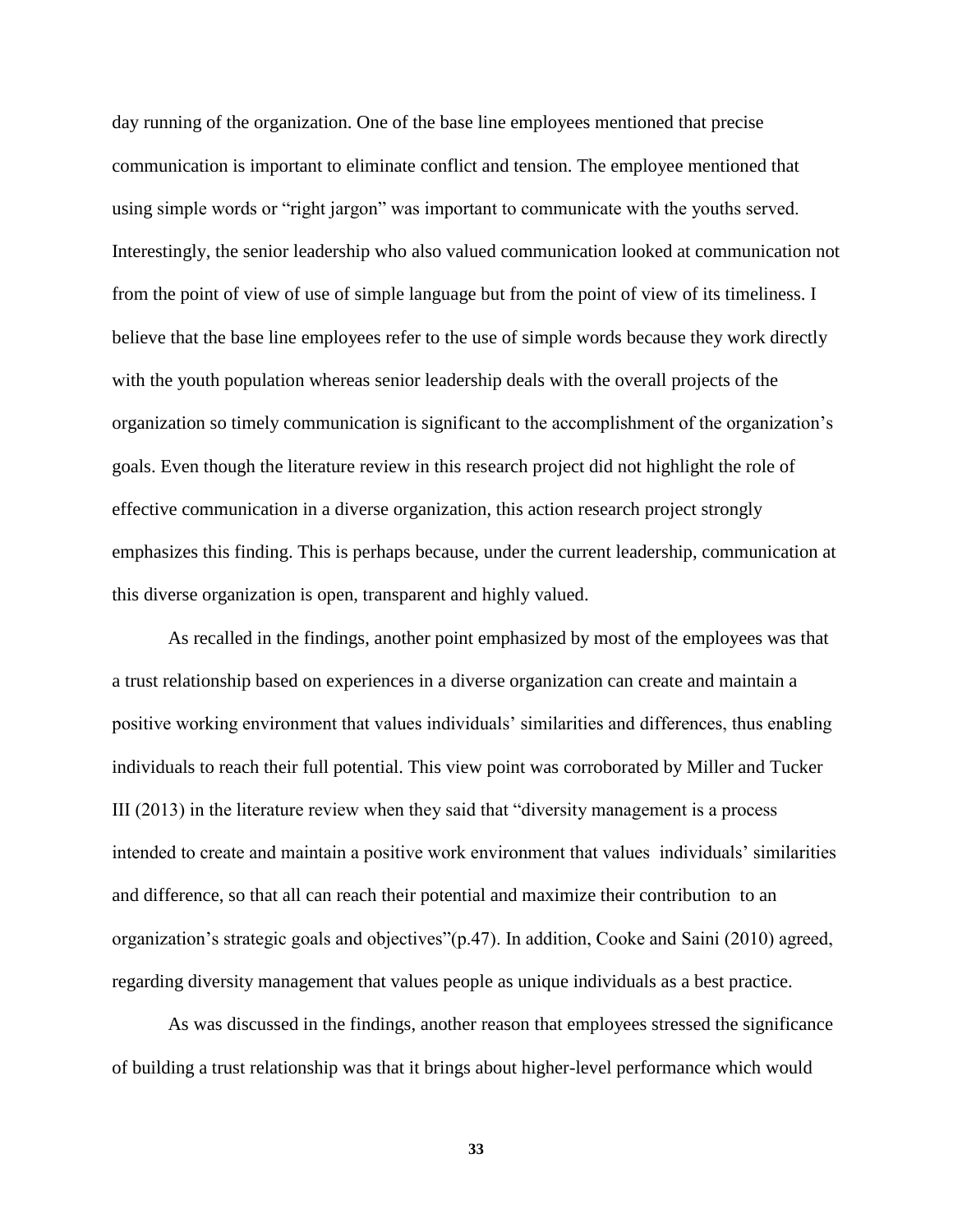day running of the organization. One of the base line employees mentioned that precise communication is important to eliminate conflict and tension. The employee mentioned that using simple words or "right jargon" was important to communicate with the youths served. Interestingly, the senior leadership who also valued communication looked at communication not from the point of view of use of simple language but from the point of view of its timeliness. I believe that the base line employees refer to the use of simple words because they work directly with the youth population whereas senior leadership deals with the overall projects of the organization so timely communication is significant to the accomplishment of the organization's goals. Even though the literature review in this research project did not highlight the role of effective communication in a diverse organization, this action research project strongly emphasizes this finding. This is perhaps because, under the current leadership, communication at this diverse organization is open, transparent and highly valued.

As recalled in the findings, another point emphasized by most of the employees was that a trust relationship based on experiences in a diverse organization can create and maintain a positive working environment that values individuals' similarities and differences, thus enabling individuals to reach their full potential. This view point was corroborated by Miller and Tucker III (2013) in the literature review when they said that "diversity management is a process intended to create and maintain a positive work environment that values individuals' similarities and difference, so that all can reach their potential and maximize their contribution to an organization's strategic goals and objectives"(p.47). In addition, Cooke and Saini (2010) agreed, regarding diversity management that values people as unique individuals as a best practice.

As was discussed in the findings, another reason that employees stressed the significance of building a trust relationship was that it brings about higher-level performance which would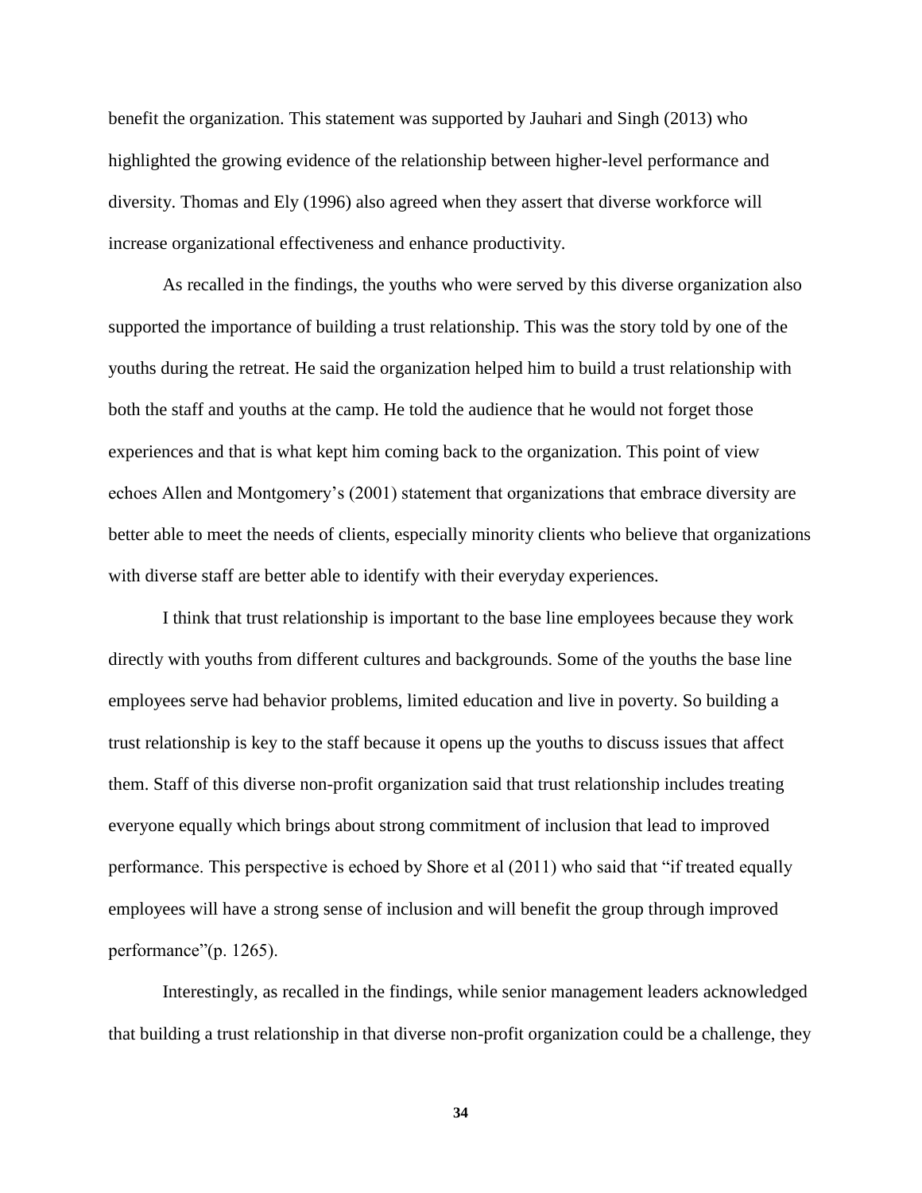benefit the organization. This statement was supported by Jauhari and Singh (2013) who highlighted the growing evidence of the relationship between higher-level performance and diversity. Thomas and Ely (1996) also agreed when they assert that diverse workforce will increase organizational effectiveness and enhance productivity.

As recalled in the findings, the youths who were served by this diverse organization also supported the importance of building a trust relationship. This was the story told by one of the youths during the retreat. He said the organization helped him to build a trust relationship with both the staff and youths at the camp. He told the audience that he would not forget those experiences and that is what kept him coming back to the organization. This point of view echoes Allen and Montgomery's (2001) statement that organizations that embrace diversity are better able to meet the needs of clients, especially minority clients who believe that organizations with diverse staff are better able to identify with their everyday experiences.

I think that trust relationship is important to the base line employees because they work directly with youths from different cultures and backgrounds. Some of the youths the base line employees serve had behavior problems, limited education and live in poverty. So building a trust relationship is key to the staff because it opens up the youths to discuss issues that affect them. Staff of this diverse non-profit organization said that trust relationship includes treating everyone equally which brings about strong commitment of inclusion that lead to improved performance. This perspective is echoed by Shore et al (2011) who said that "if treated equally employees will have a strong sense of inclusion and will benefit the group through improved performance"(p. 1265).

Interestingly, as recalled in the findings, while senior management leaders acknowledged that building a trust relationship in that diverse non-profit organization could be a challenge, they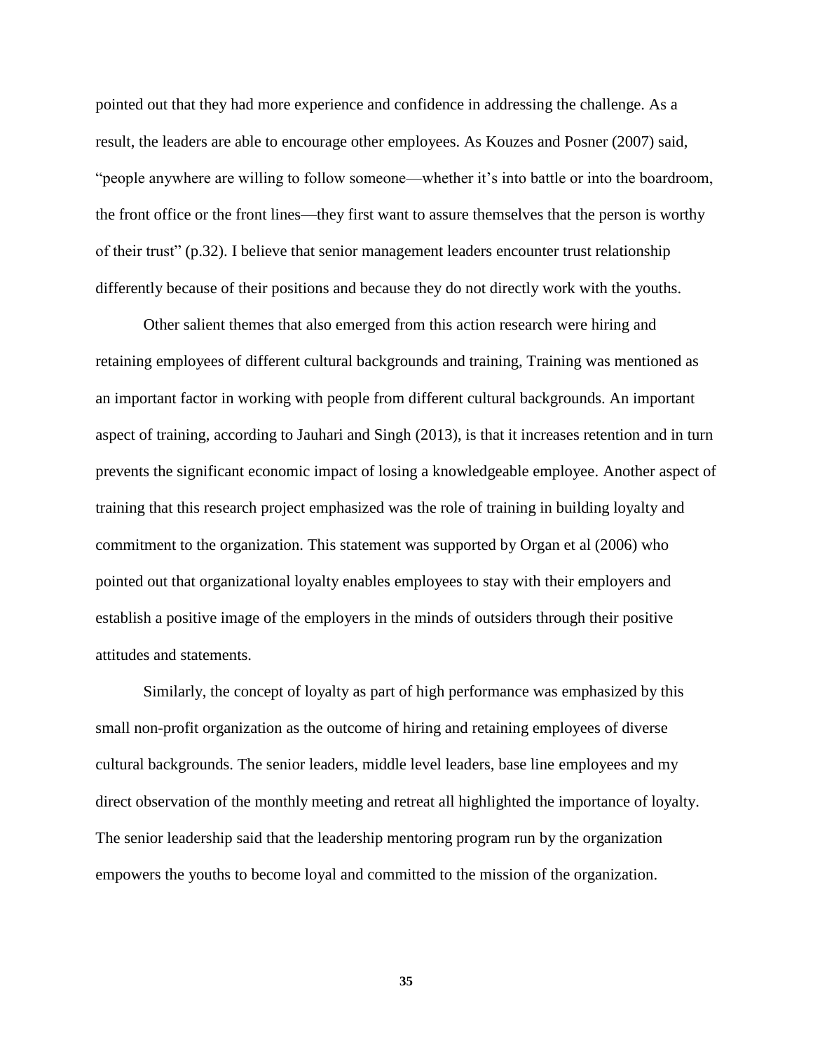pointed out that they had more experience and confidence in addressing the challenge. As a result, the leaders are able to encourage other employees. As Kouzes and Posner (2007) said, "people anywhere are willing to follow someone—whether it's into battle or into the boardroom, the front office or the front lines—they first want to assure themselves that the person is worthy of their trust" (p.32). I believe that senior management leaders encounter trust relationship differently because of their positions and because they do not directly work with the youths.

Other salient themes that also emerged from this action research were hiring and retaining employees of different cultural backgrounds and training, Training was mentioned as an important factor in working with people from different cultural backgrounds. An important aspect of training, according to Jauhari and Singh (2013), is that it increases retention and in turn prevents the significant economic impact of losing a knowledgeable employee. Another aspect of training that this research project emphasized was the role of training in building loyalty and commitment to the organization. This statement was supported by Organ et al (2006) who pointed out that organizational loyalty enables employees to stay with their employers and establish a positive image of the employers in the minds of outsiders through their positive attitudes and statements.

Similarly, the concept of loyalty as part of high performance was emphasized by this small non-profit organization as the outcome of hiring and retaining employees of diverse cultural backgrounds. The senior leaders, middle level leaders, base line employees and my direct observation of the monthly meeting and retreat all highlighted the importance of loyalty. The senior leadership said that the leadership mentoring program run by the organization empowers the youths to become loyal and committed to the mission of the organization.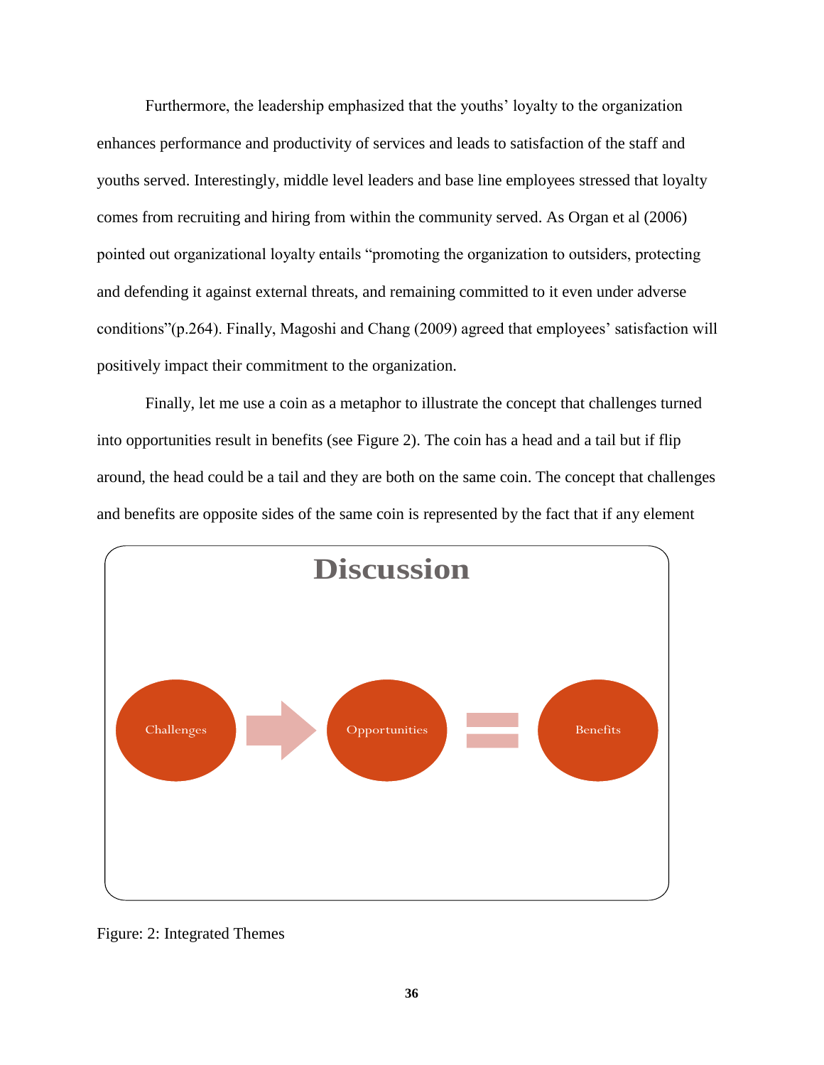Furthermore, the leadership emphasized that the youths' loyalty to the organization enhances performance and productivity of services and leads to satisfaction of the staff and youths served. Interestingly, middle level leaders and base line employees stressed that loyalty comes from recruiting and hiring from within the community served. As Organ et al (2006) pointed out organizational loyalty entails "promoting the organization to outsiders, protecting and defending it against external threats, and remaining committed to it even under adverse conditions"(p.264). Finally, Magoshi and Chang (2009) agreed that employees' satisfaction will positively impact their commitment to the organization.

Finally, let me use a coin as a metaphor to illustrate the concept that challenges turned into opportunities result in benefits (see Figure 2). The coin has a head and a tail but if flip around, the head could be a tail and they are both on the same coin. The concept that challenges and benefits are opposite sides of the same coin is represented by the fact that if any element

**Discussion**

Challenges → Opportunities = Benefits

Figure: 2: Integrated Themes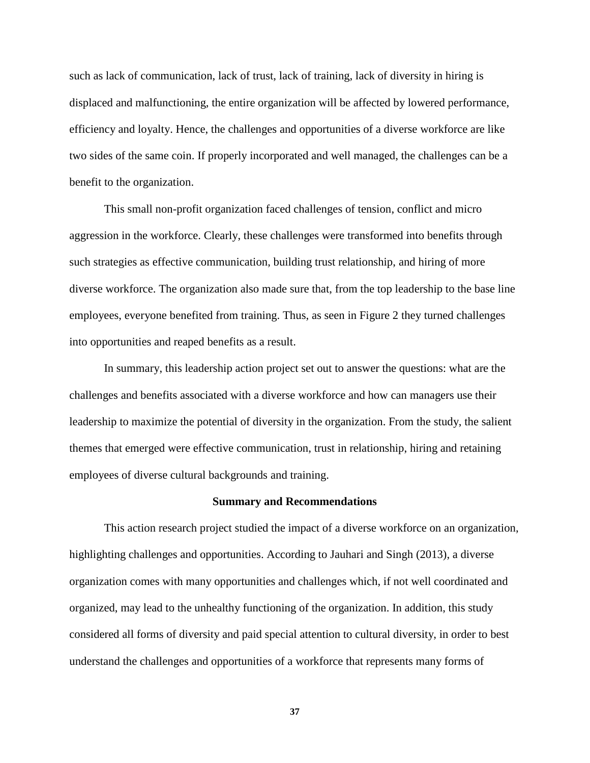such as lack of communication, lack of trust, lack of training, lack of diversity in hiring is displaced and malfunctioning, the entire organization will be affected by lowered performance, efficiency and loyalty. Hence, the challenges and opportunities of a diverse workforce are like two sides of the same coin. If properly incorporated and well managed, the challenges can be a benefit to the organization.

This small non-profit organization faced challenges of tension, conflict and micro aggression in the workforce. Clearly, these challenges were transformed into benefits through such strategies as effective communication, building trust relationship, and hiring of more diverse workforce. The organization also made sure that, from the top leadership to the base line employees, everyone benefited from training. Thus, as seen in Figure 2 they turned challenges into opportunities and reaped benefits as a result.

In summary, this leadership action project set out to answer the questions: what are the challenges and benefits associated with a diverse workforce and how can managers use their leadership to maximize the potential of diversity in the organization. From the study, the salient themes that emerged were effective communication, trust in relationship, hiring and retaining employees of diverse cultural backgrounds and training.

## Summary and Recommendations

This action research project studied the impact of a diverse workforce on an organization, highlighting challenges and opportunities. According to Jauhari and Singh (2013), a diverse organization comes with many opportunities and challenges which, if not well coordinated and organized, may lead to the unhealthy functioning of the organization. In addition, this study considered all forms of diversity and paid special attention to cultural diversity, in order to best understand the challenges and opportunities of a workforce that represents many forms of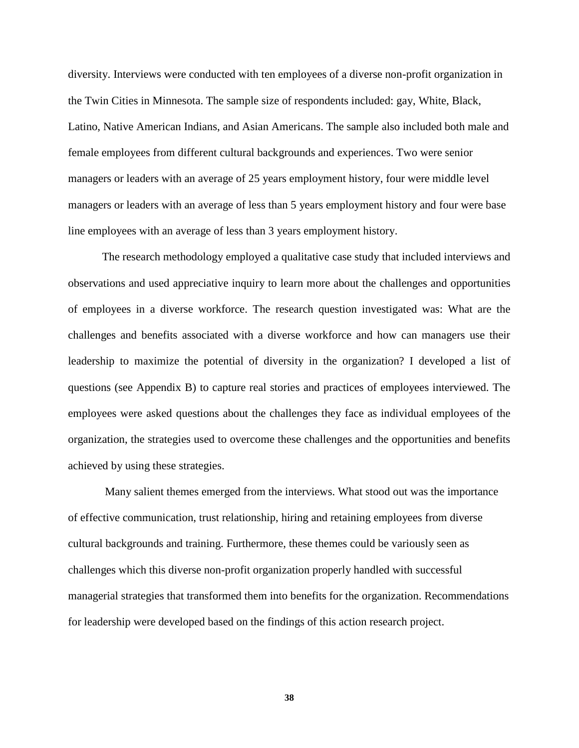diversity. Interviews were conducted with ten employees of a diverse non-profit organization in the Twin Cities in Minnesota. The sample size of respondents included: gay, White, Black, Latino, Native American Indians, and Asian Americans. The sample also included both male and female employees from different cultural backgrounds and experiences. Two were senior managers or leaders with an average of 25 years employment history, four were middle level managers or leaders with an average of less than 5 years employment history and four were base line employees with an average of less than 3 years employment history.

The research methodology employed a qualitative case study that included interviews and observations and used appreciative inquiry to learn more about the challenges and opportunities of employees in a diverse workforce. The research question investigated was: What are the challenges and benefits associated with a diverse workforce and how can managers use their leadership to maximize the potential of diversity in the organization? I developed a list of questions (see Appendix B) to capture real stories and practices of employees interviewed. The employees were asked questions about the challenges they face as individual employees of the organization, the strategies used to overcome these challenges and the opportunities and benefits achieved by using these strategies.

Many salient themes emerged from the interviews. What stood out was the importance of effective communication, trust relationship, hiring and retaining employees from diverse cultural backgrounds and training. Furthermore, these themes could be variously seen as challenges which this diverse non-profit organization properly handled with successful managerial strategies that transformed them into benefits for the organization. Recommendations for leadership were developed based on the findings of this action research project.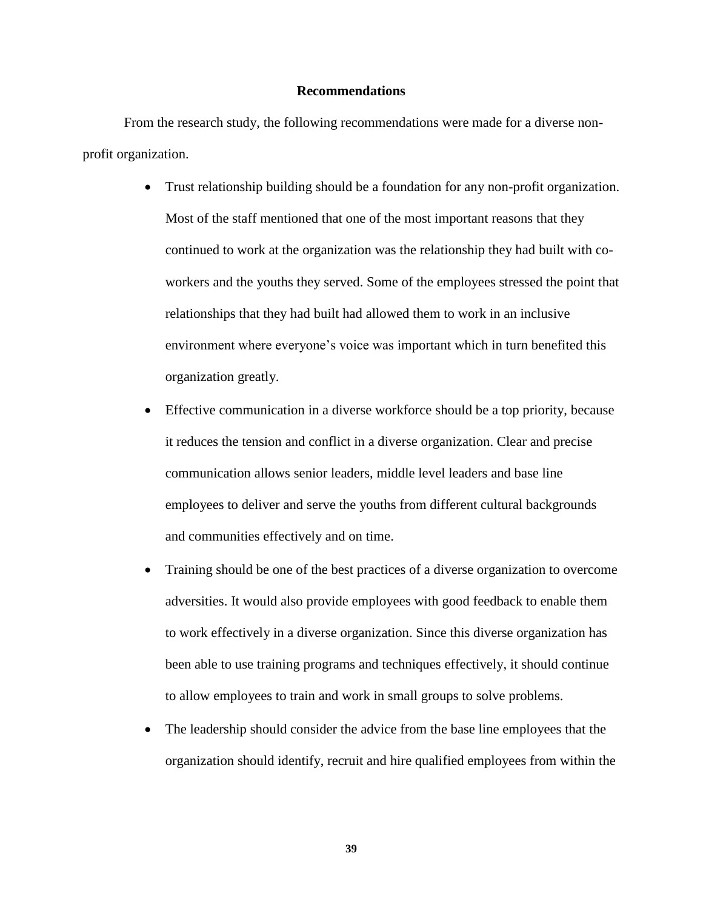## Recommendations

From the research study, the following recommendations were made for a diverse non-profit organization.

- Trust relationship building should be a foundation for any non-profit organization. Most of the staff mentioned that one of the most important reasons that they continued to work at the organization was the relationship they had built with co-workers and the youths they served. Some of the employees stressed the point that relationships that they had built had allowed them to work in an inclusive environment where everyone's voice was important which in turn benefited this organization greatly.
- Effective communication in a diverse workforce should be a top priority, because it reduces the tension and conflict in a diverse organization. Clear and precise communication allows senior leaders, middle level leaders and base line employees to deliver and serve the youths from different cultural backgrounds and communities effectively and on time.
- Training should be one of the best practices of a diverse organization to overcome adversities. It would also provide employees with good feedback to enable them to work effectively in a diverse organization. Since this diverse organization has been able to use training programs and techniques effectively, it should continue to allow employees to train and work in small groups to solve problems.
- The leadership should consider the advice from the base line employees that the organization should identify, recruit and hire qualified employees from within the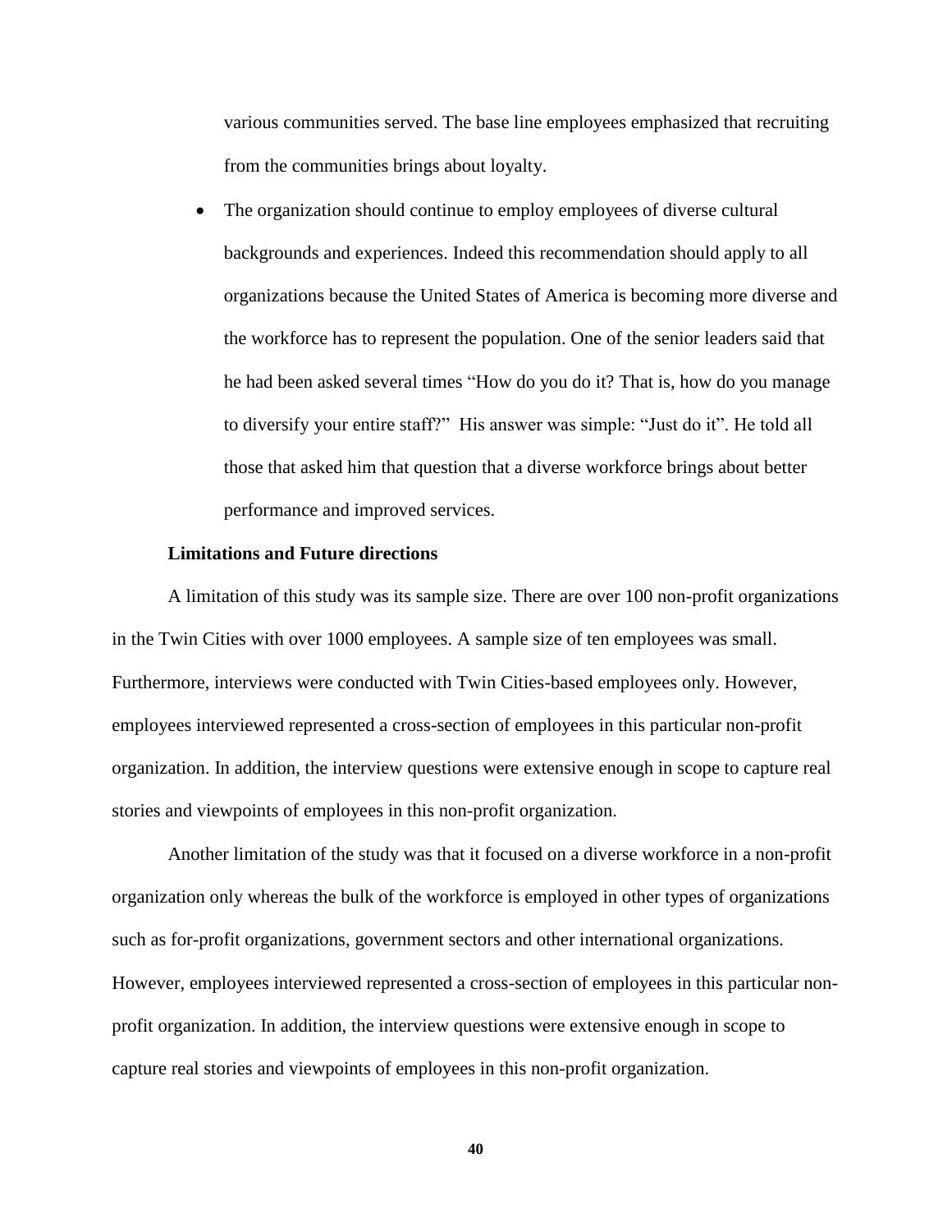various communities served. The base line employees emphasized that recruiting from the communities brings about loyalty.

- The organization should continue to employ employees of diverse cultural backgrounds and experiences. Indeed this recommendation should apply to all organizations because the United States of America is becoming more diverse and the workforce has to represent the population. One of the senior leaders said that he had been asked several times "How do you do it? That is, how do you manage to diversify your entire staff?" His answer was simple: "Just do it". He told all those that asked him that question that a diverse workforce brings about better performance and improved services.

### Limitations and Future directions

A limitation of this study was its sample size. There are over 100 non-profit organizations in the Twin Cities with over 1000 employees. A sample size of ten employees was small. Furthermore, interviews were conducted with Twin Cities-based employees only. However, employees interviewed represented a cross-section of employees in this particular non-profit organization. In addition, the interview questions were extensive enough in scope to capture real stories and viewpoints of employees in this non-profit organization.

Another limitation of the study was that it focused on a diverse workforce in a non-profit organization only whereas the bulk of the workforce is employed in other types of organizations such as for-profit organizations, government sectors and other international organizations. However, employees interviewed represented a cross-section of employees in this particular non-profit organization. In addition, the interview questions were extensive enough in scope to capture real stories and viewpoints of employees in this non-profit organization.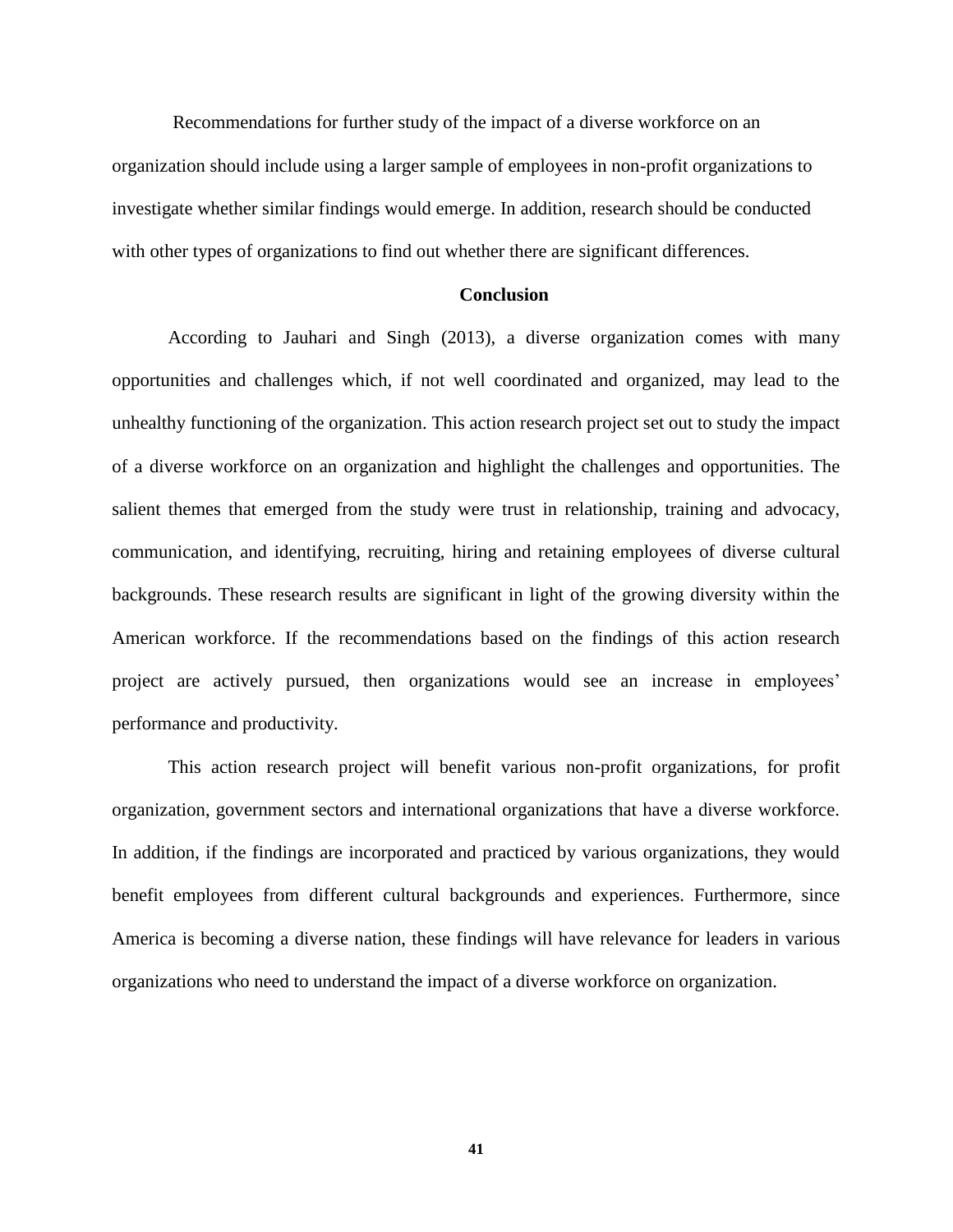Recommendations for further study of the impact of a diverse workforce on an organization should include using a larger sample of employees in non-profit organizations to investigate whether similar findings would emerge. In addition, research should be conducted with other types of organizations to find out whether there are significant differences.

## Conclusion

According to Jauhari and Singh (2013), a diverse organization comes with many opportunities and challenges which, if not well coordinated and organized, may lead to the unhealthy functioning of the organization. This action research project set out to study the impact of a diverse workforce on an organization and highlight the challenges and opportunities. The salient themes that emerged from the study were trust in relationship, training and advocacy, communication, and identifying, recruiting, hiring and retaining employees of diverse cultural backgrounds. These research results are significant in light of the growing diversity within the American workforce. If the recommendations based on the findings of this action research project are actively pursued, then organizations would see an increase in employees' performance and productivity.

This action research project will benefit various non-profit organizations, for profit organization, government sectors and international organizations that have a diverse workforce. In addition, if the findings are incorporated and practiced by various organizations, they would benefit employees from different cultural backgrounds and experiences. Furthermore, since America is becoming a diverse nation, these findings will have relevance for leaders in various organizations who need to understand the impact of a diverse workforce on organization.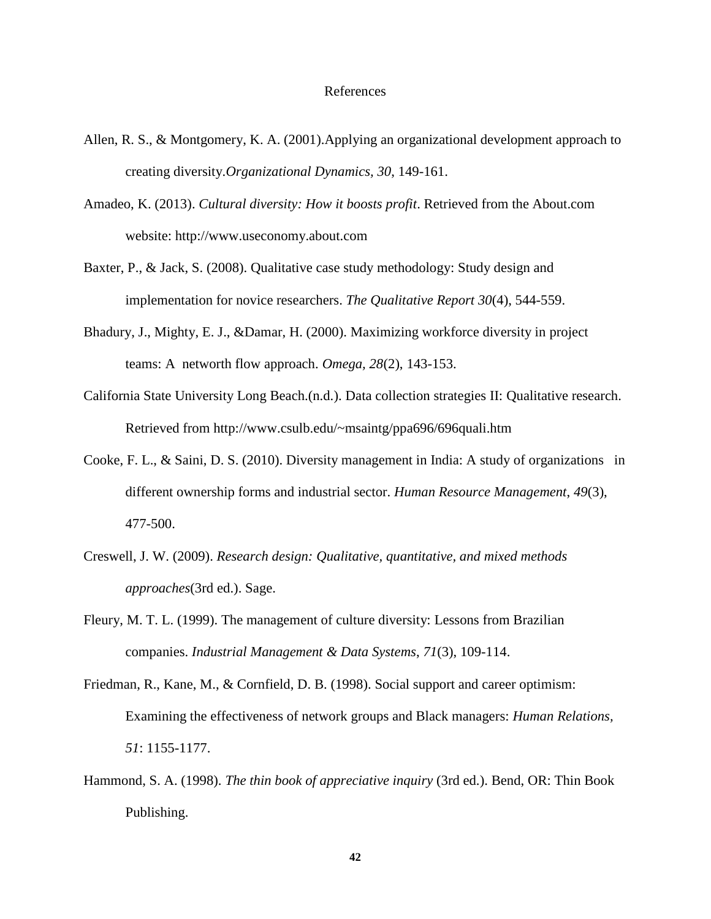# References

Allen, R. S., & Montgomery, K. A. (2001).Applying an organizational development approach to creating diversity.*Organizational Dynamics, 30*, 149-161.

Amadeo, K. (2013). *Cultural diversity: How it boosts profit*. Retrieved from the About.com website: http://www.useconomy.about.com

Baxter, P., & Jack, S. (2008). Qualitative case study methodology: Study design and implementation for novice researchers. *The Qualitative Report 30*(4), 544-559.

Bhadury, J., Mighty, E. J., &Damar, H. (2000). Maximizing workforce diversity in project teams: A networth flow approach. *Omega, 28*(2), 143-153.

California State University Long Beach.(n.d.). Data collection strategies II: Qualitative research. Retrieved from http://www.csulb.edu/~msaintg/ppa696/696quali.htm

Cooke, F. L., & Saini, D. S. (2010). Diversity management in India: A study of organizations in different ownership forms and industrial sector. *Human Resource Management*, *49*(3), 477-500.

Creswell, J. W. (2009). *Research design: Qualitative, quantitative, and mixed methods approaches*(3rd ed.). Sage.

Fleury, M. T. L. (1999). The management of culture diversity: Lessons from Brazilian companies. *Industrial Management & Data Systems*, *71*(3), 109-114.

Friedman, R., Kane, M., & Cornfield, D. B. (1998). Social support and career optimism: Examining the effectiveness of network groups and Black managers: *Human Relations, 51*: 1155-1177.

Hammond, S. A. (1998). *The thin book of appreciative inquiry* (3rd ed.). Bend, OR: Thin Book Publishing.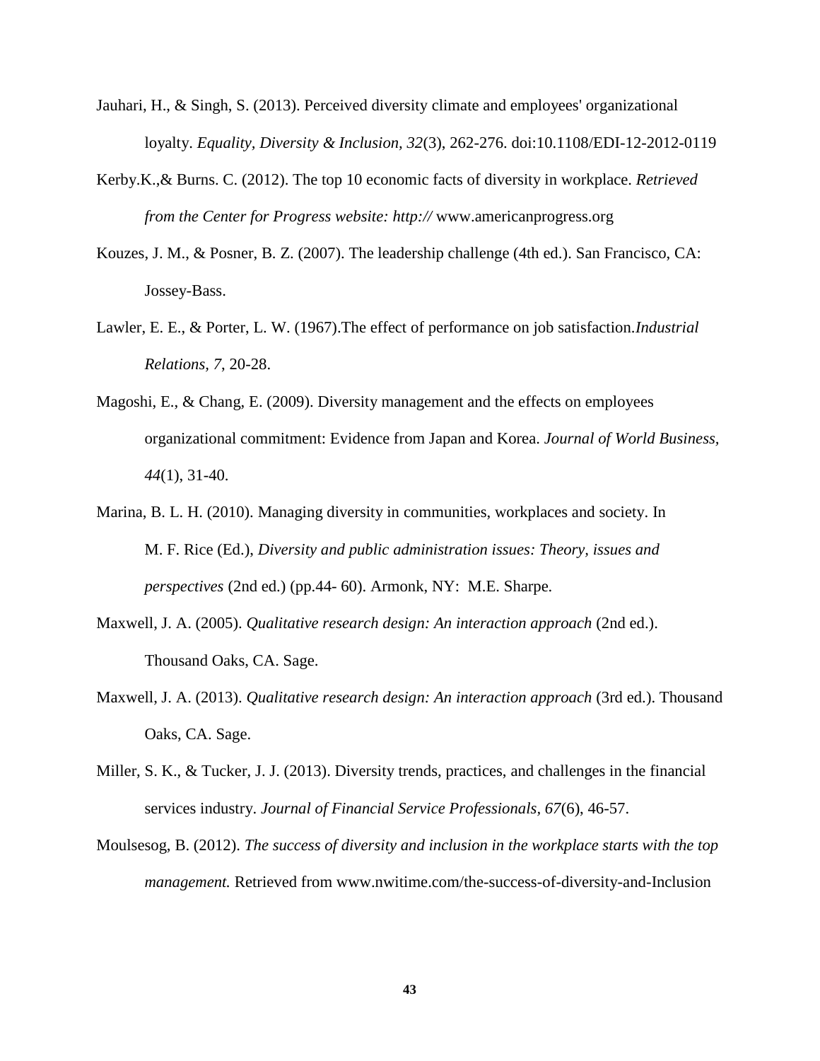Jauhari, H., & Singh, S. (2013). Perceived diversity climate and employees' organizational loyalty. *Equality, Diversity & Inclusion, 32*(3), 262-276. doi:10.1108/EDI-12-2012-0119

Kerby.K.,& Burns. C. (2012). The top 10 economic facts of diversity in workplace. *Retrieved from the Center for Progress website: http://* www.americanprogress.org

Kouzes, J. M., & Posner, B. Z. (2007). The leadership challenge (4th ed.). San Francisco, CA: Jossey-Bass.

Lawler, E. E., & Porter, L. W. (1967).The effect of performance on job satisfaction.*Industrial Relations, 7*, 20-28.

Magoshi, E., & Chang, E. (2009). Diversity management and the effects on employees organizational commitment: Evidence from Japan and Korea. *Journal of World Business, 44*(1), 31-40.

Marina, B. L. H. (2010). Managing diversity in communities, workplaces and society. In M. F. Rice (Ed.), *Diversity and public administration issues: Theory, issues and perspectives* (2nd ed.) (pp.44- 60). Armonk, NY: M.E. Sharpe.

Maxwell, J. A. (2005). *Qualitative research design: An interaction approach* (2nd ed.). Thousand Oaks, CA. Sage.

Maxwell, J. A. (2013). *Qualitative research design: An interaction approach* (3rd ed.). Thousand Oaks, CA. Sage.

Miller, S. K., & Tucker, J. J. (2013). Diversity trends, practices, and challenges in the financial services industry. *Journal of Financial Service Professionals, 67*(6), 46-57.

Moulsesog, B. (2012). *The success of diversity and inclusion in the workplace starts with the top management.* Retrieved from www.nwitime.com/the-success-of-diversity-and-Inclusion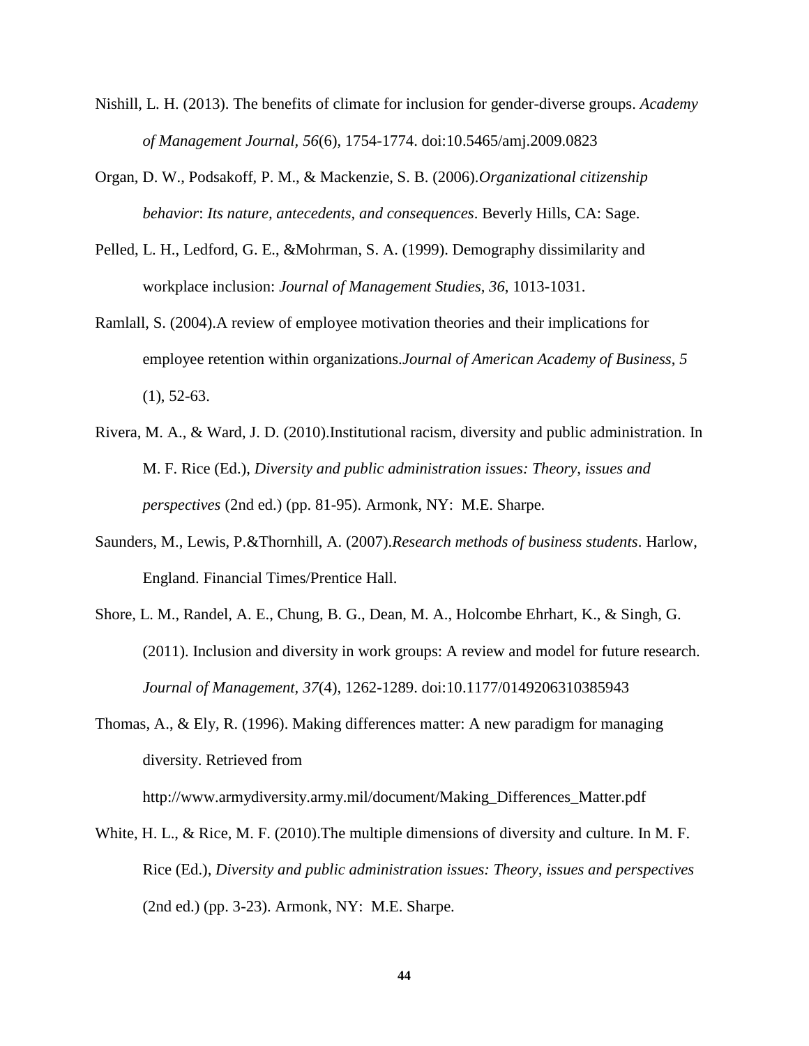Nishill, L. H. (2013). The benefits of climate for inclusion for gender-diverse groups. *Academy of Management Journal*, *56*(6), 1754-1774. doi:10.5465/amj.2009.0823

Organ, D. W., Podsakoff, P. M., & Mackenzie, S. B. (2006).*Organizational citizenship behavior*: *Its nature, antecedents, and consequences*. Beverly Hills, CA: Sage.

Pelled, L. H., Ledford, G. E., &Mohrman, S. A. (1999). Demography dissimilarity and workplace inclusion: *Journal of Management Studies*, *36*, 1013-1031.

Ramlall, S. (2004).A review of employee motivation theories and their implications for employee retention within organizations.*Journal of American Academy of Business*, *5* (1), 52-63.

Rivera, M. A., & Ward, J. D. (2010).Institutional racism, diversity and public administration. In M. F. Rice (Ed.), *Diversity and public administration issues: Theory, issues and perspectives* (2nd ed.) (pp. 81-95). Armonk, NY: M.E. Sharpe.

Saunders, M., Lewis, P.&Thornhill, A. (2007).*Research methods of business students*. Harlow, England. Financial Times/Prentice Hall.

Shore, L. M., Randel, A. E., Chung, B. G., Dean, M. A., Holcombe Ehrhart, K., & Singh, G. (2011). Inclusion and diversity in work groups: A review and model for future research. *Journal of Management*, *37*(4), 1262-1289. doi:10.1177/0149206310385943

Thomas, A., & Ely, R. (1996). Making differences matter: A new paradigm for managing diversity. Retrieved from http://www.armydiversity.army.mil/document/Making_Differences_Matter.pdf

White, H. L., & Rice, M. F. (2010).The multiple dimensions of diversity and culture. In M. F. Rice (Ed.), *Diversity and public administration issues: Theory, issues and perspectives* (2nd ed.) (pp. 3-23). Armonk, NY: M.E. Sharpe.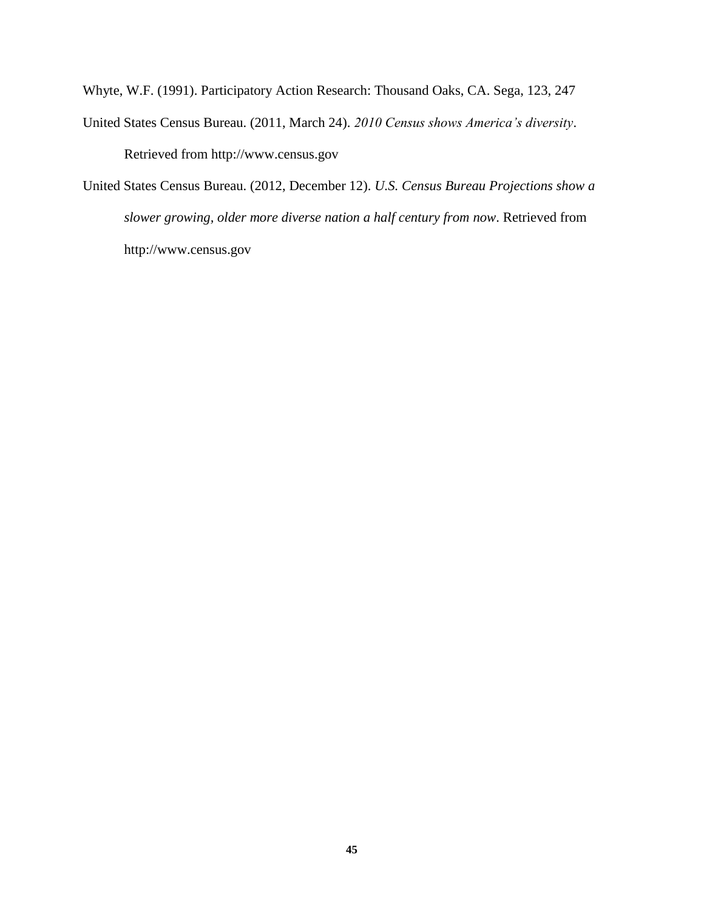Whyte, W.F. (1991). Participatory Action Research: Thousand Oaks, CA. Sega, 123, 247

United States Census Bureau. (2011, March 24). *2010 Census shows America's diversity*. Retrieved from http://www.census.gov

United States Census Bureau. (2012, December 12). *U.S. Census Bureau Projections show a slower growing, older more diverse nation a half century from now*. Retrieved from http://www.census.gov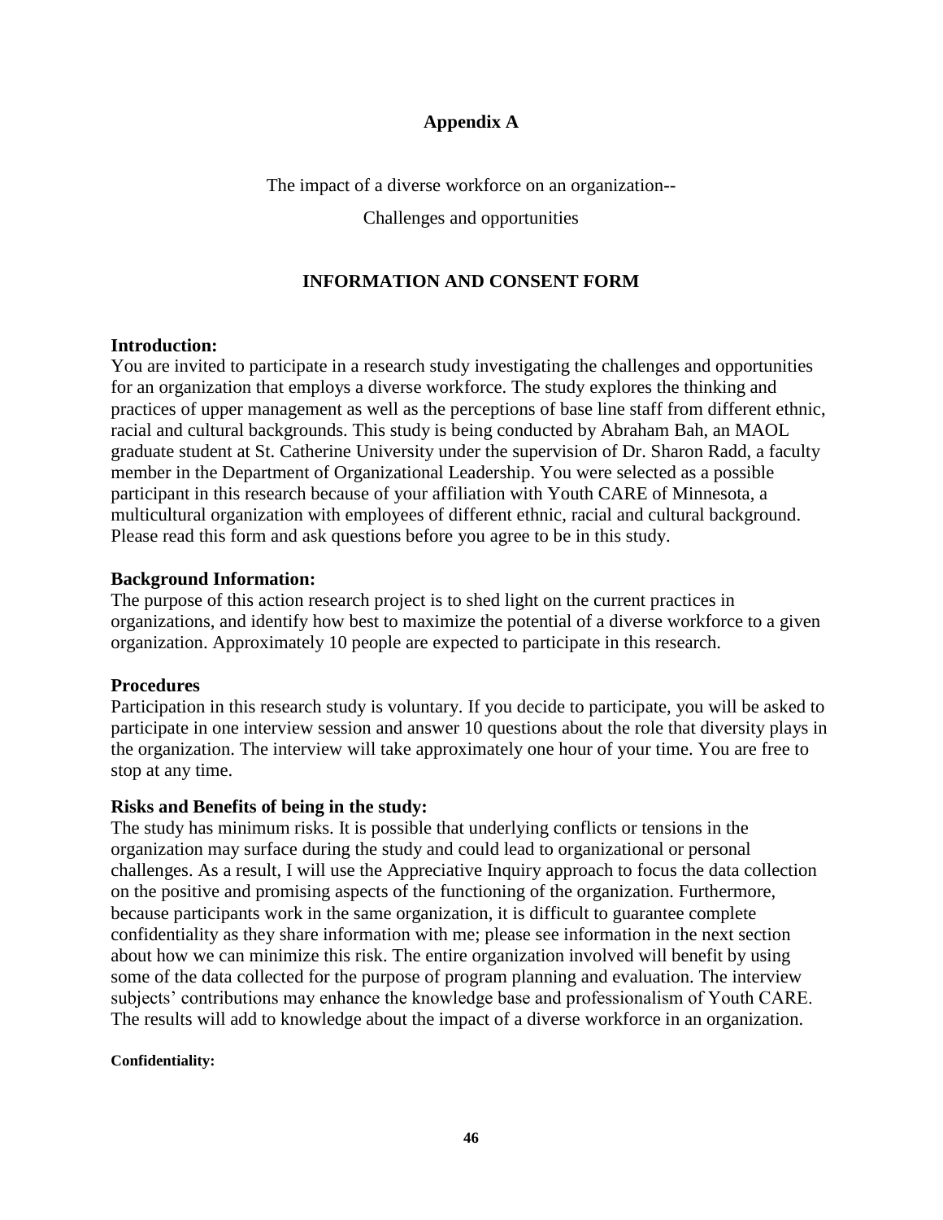## Appendix A

The impact of a diverse workforce on an organization--

Challenges and opportunities

### INFORMATION AND CONSENT FORM

**Introduction:**
You are invited to participate in a research study investigating the challenges and opportunities for an organization that employs a diverse workforce. The study explores the thinking and practices of upper management as well as the perceptions of base line staff from different ethnic, racial and cultural backgrounds. This study is being conducted by Abraham Bah, an MAOL graduate student at St. Catherine University under the supervision of Dr. Sharon Radd, a faculty member in the Department of Organizational Leadership. You were selected as a possible participant in this research because of your affiliation with Youth CARE of Minnesota, a multicultural organization with employees of different ethnic, racial and cultural background. Please read this form and ask questions before you agree to be in this study.

**Background Information:**
The purpose of this action research project is to shed light on the current practices in organizations, and identify how best to maximize the potential of a diverse workforce to a given organization. Approximately 10 people are expected to participate in this research.

**Procedures**
Participation in this research study is voluntary. If you decide to participate, you will be asked to participate in one interview session and answer 10 questions about the role that diversity plays in the organization. The interview will take approximately one hour of your time. You are free to stop at any time.

**Risks and Benefits of being in the study:**
The study has minimum risks. It is possible that underlying conflicts or tensions in the organization may surface during the study and could lead to organizational or personal challenges. As a result, I will use the Appreciative Inquiry approach to focus the data collection on the positive and promising aspects of the functioning of the organization. Furthermore, because participants work in the same organization, it is difficult to guarantee complete confidentiality as they share information with me; please see information in the next section about how we can minimize this risk. The entire organization involved will benefit by using some of the data collected for the purpose of program planning and evaluation. The interview subjects' contributions may enhance the knowledge base and professionalism of Youth CARE. The results will add to knowledge about the impact of a diverse workforce in an organization.

**Confidentiality:**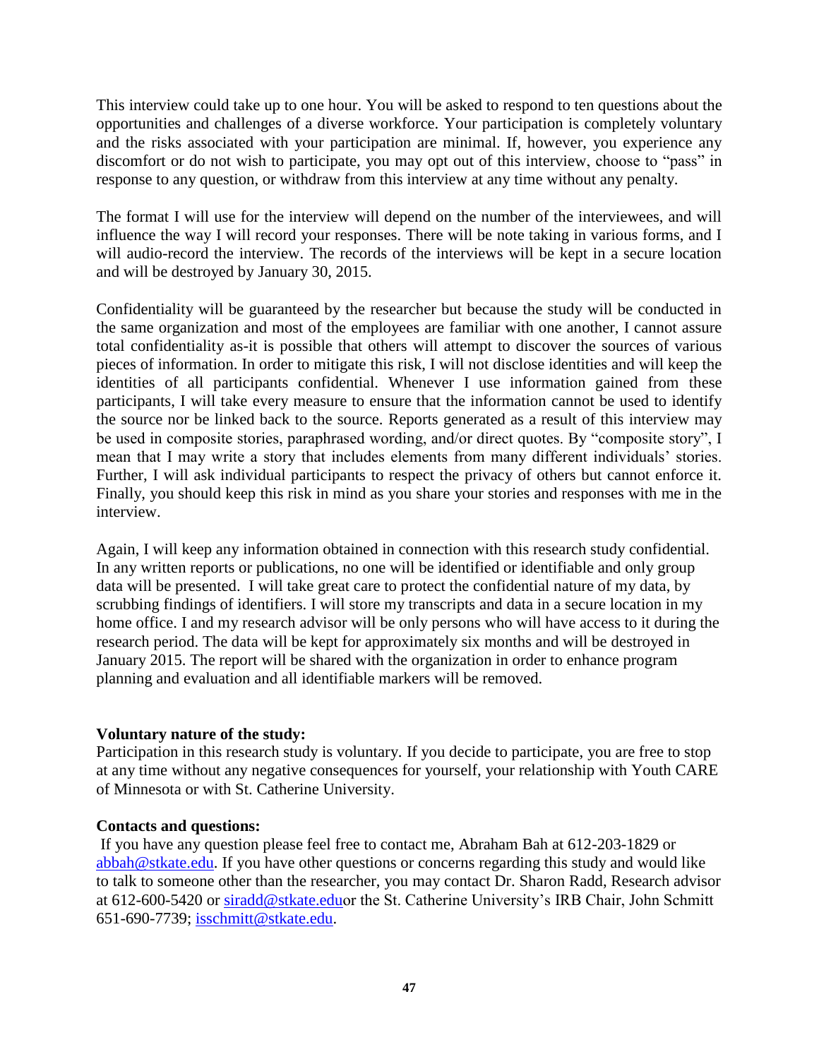This interview could take up to one hour. You will be asked to respond to ten questions about the opportunities and challenges of a diverse workforce. Your participation is completely voluntary and the risks associated with your participation are minimal. If, however, you experience any discomfort or do not wish to participate, you may opt out of this interview, choose to "pass" in response to any question, or withdraw from this interview at any time without any penalty.

The format I will use for the interview will depend on the number of the interviewees, and will influence the way I will record your responses. There will be note taking in various forms, and I will audio-record the interview. The records of the interviews will be kept in a secure location and will be destroyed by January 30, 2015.

Confidentiality will be guaranteed by the researcher but because the study will be conducted in the same organization and most of the employees are familiar with one another, I cannot assure total confidentiality as-it is possible that others will attempt to discover the sources of various pieces of information. In order to mitigate this risk, I will not disclose identities and will keep the identities of all participants confidential. Whenever I use information gained from these participants, I will take every measure to ensure that the information cannot be used to identify the source nor be linked back to the source. Reports generated as a result of this interview may be used in composite stories, paraphrased wording, and/or direct quotes. By "composite story", I mean that I may write a story that includes elements from many different individuals' stories. Further, I will ask individual participants to respect the privacy of others but cannot enforce it. Finally, you should keep this risk in mind as you share your stories and responses with me in the interview.

Again, I will keep any information obtained in connection with this research study confidential. In any written reports or publications, no one will be identified or identifiable and only group data will be presented. I will take great care to protect the confidential nature of my data, by scrubbing findings of identifiers. I will store my transcripts and data in a secure location in my home office. I and my research advisor will be only persons who will have access to it during the research period. The data will be kept for approximately six months and will be destroyed in January 2015. The report will be shared with the organization in order to enhance program planning and evaluation and all identifiable markers will be removed.

**Voluntary nature of the study:**
Participation in this research study is voluntary. If you decide to participate, you are free to stop at any time without any negative consequences for yourself, your relationship with Youth CARE of Minnesota or with St. Catherine University.

**Contacts and questions:**
If you have any question please feel free to contact me, Abraham Bah at 612-203-1829 or abbah@stkate.edu. If you have other questions or concerns regarding this study and would like to talk to someone other than the researcher, you may contact Dr. Sharon Radd, Research advisor at 612-600-5420 or siradd@stkate.eduor the St. Catherine University's IRB Chair, John Schmitt 651-690-7739; isschmitt@stkate.edu.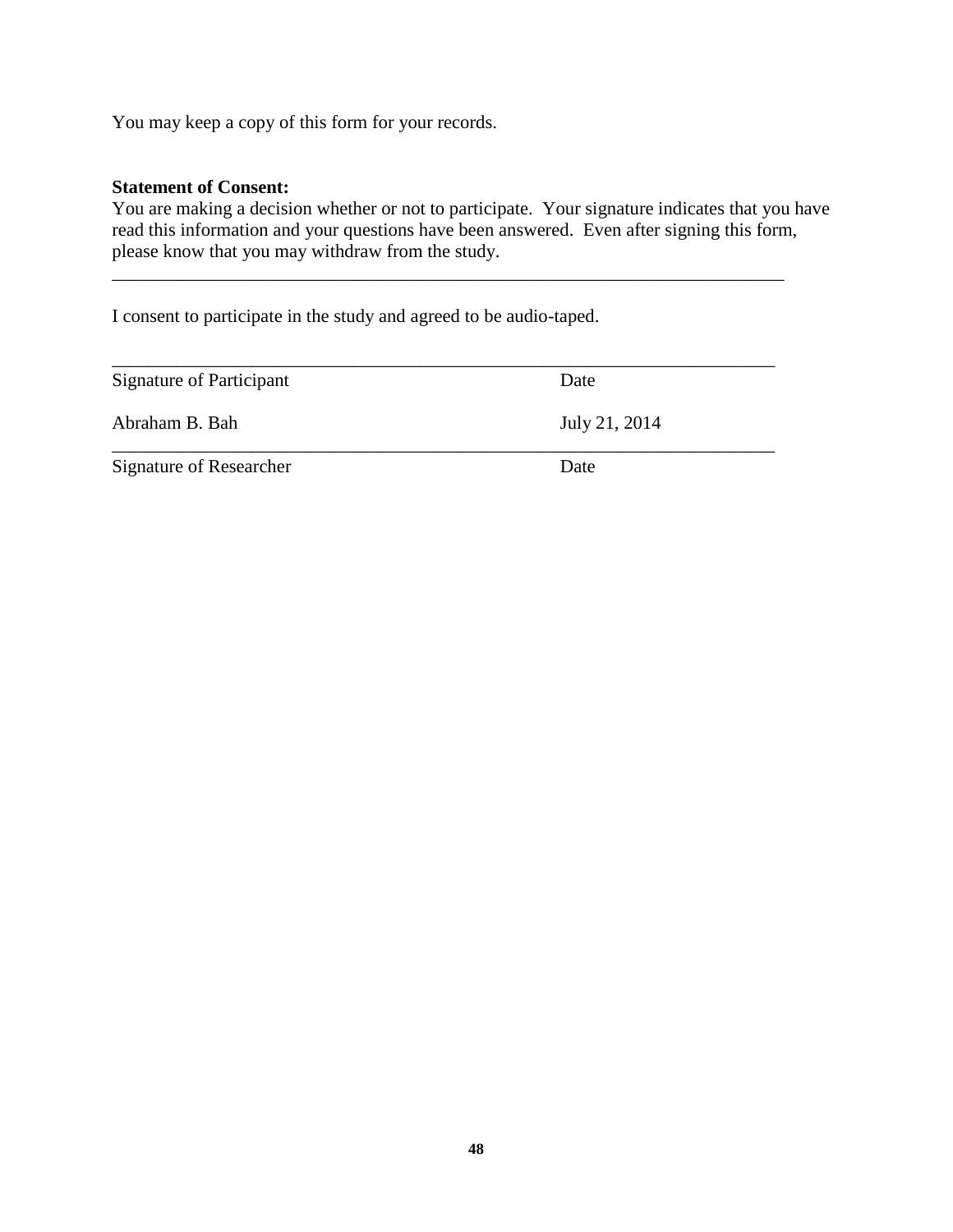You may keep a copy of this form for your records.

**Statement of Consent:**
You are making a decision whether or not to participate. Your signature indicates that you have read this information and your questions have been answered. Even after signing this form, please know that you may withdraw from the study.

______________________________________________________________________________

I consent to participate in the study and agreed to be audio-taped.

______________________________________________________________________________

Signature of Participant                                        Date

Abraham B. Bah                                                  July 21, 2014

______________________________________________________________________________

Signature of Researcher                                         Date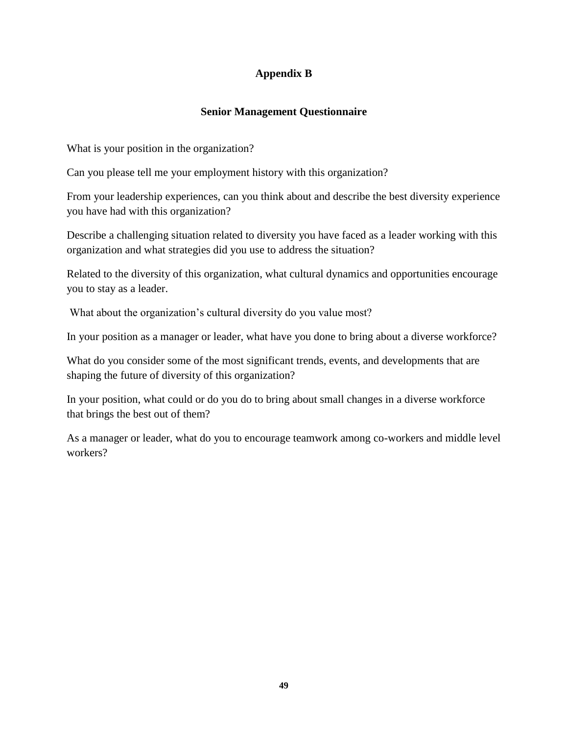# Appendix B

## Senior Management Questionnaire

What is your position in the organization?

Can you please tell me your employment history with this organization?

From your leadership experiences, can you think about and describe the best diversity experience you have had with this organization?

Describe a challenging situation related to diversity you have faced as a leader working with this organization and what strategies did you use to address the situation?

Related to the diversity of this organization, what cultural dynamics and opportunities encourage you to stay as a leader.

What about the organization's cultural diversity do you value most?

In your position as a manager or leader, what have you done to bring about a diverse workforce?

What do you consider some of the most significant trends, events, and developments that are shaping the future of diversity of this organization?

In your position, what could or do you do to bring about small changes in a diverse workforce that brings the best out of them?

As a manager or leader, what do you to encourage teamwork among co-workers and middle level workers?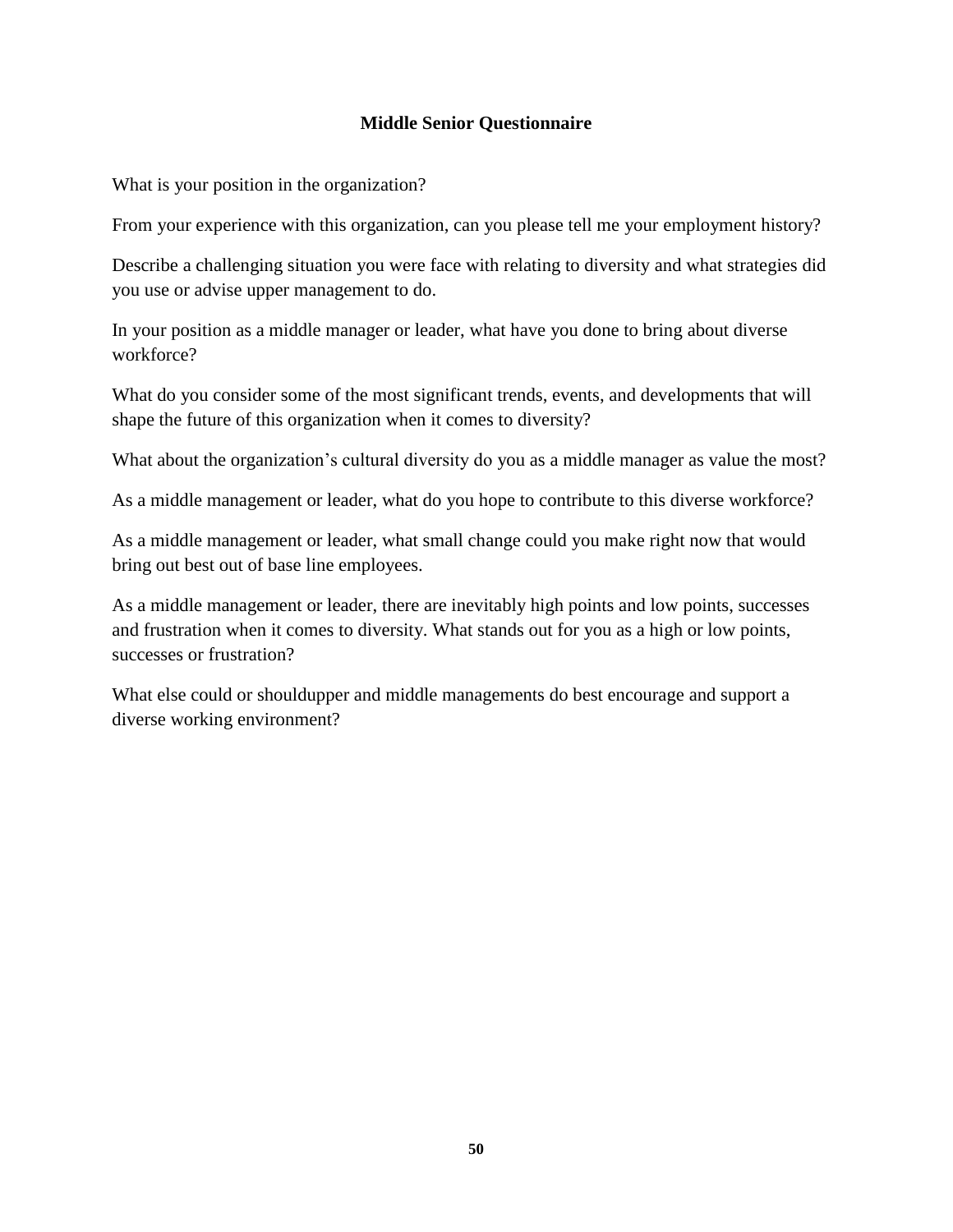**Middle Senior Questionnaire**

What is your position in the organization?

From your experience with this organization, can you please tell me your employment history?

Describe a challenging situation you were face with relating to diversity and what strategies did you use or advise upper management to do.

In your position as a middle manager or leader, what have you done to bring about diverse workforce?

What do you consider some of the most significant trends, events, and developments that will shape the future of this organization when it comes to diversity?

What about the organization's cultural diversity do you as a middle manager as value the most?

As a middle management or leader, what do you hope to contribute to this diverse workforce?

As a middle management or leader, what small change could you make right now that would bring out best out of base line employees.

As a middle management or leader, there are inevitably high points and low points, successes and frustration when it comes to diversity. What stands out for you as a high or low points, successes or frustration?

What else could or shouldupper and middle managements do best encourage and support a diverse working environment?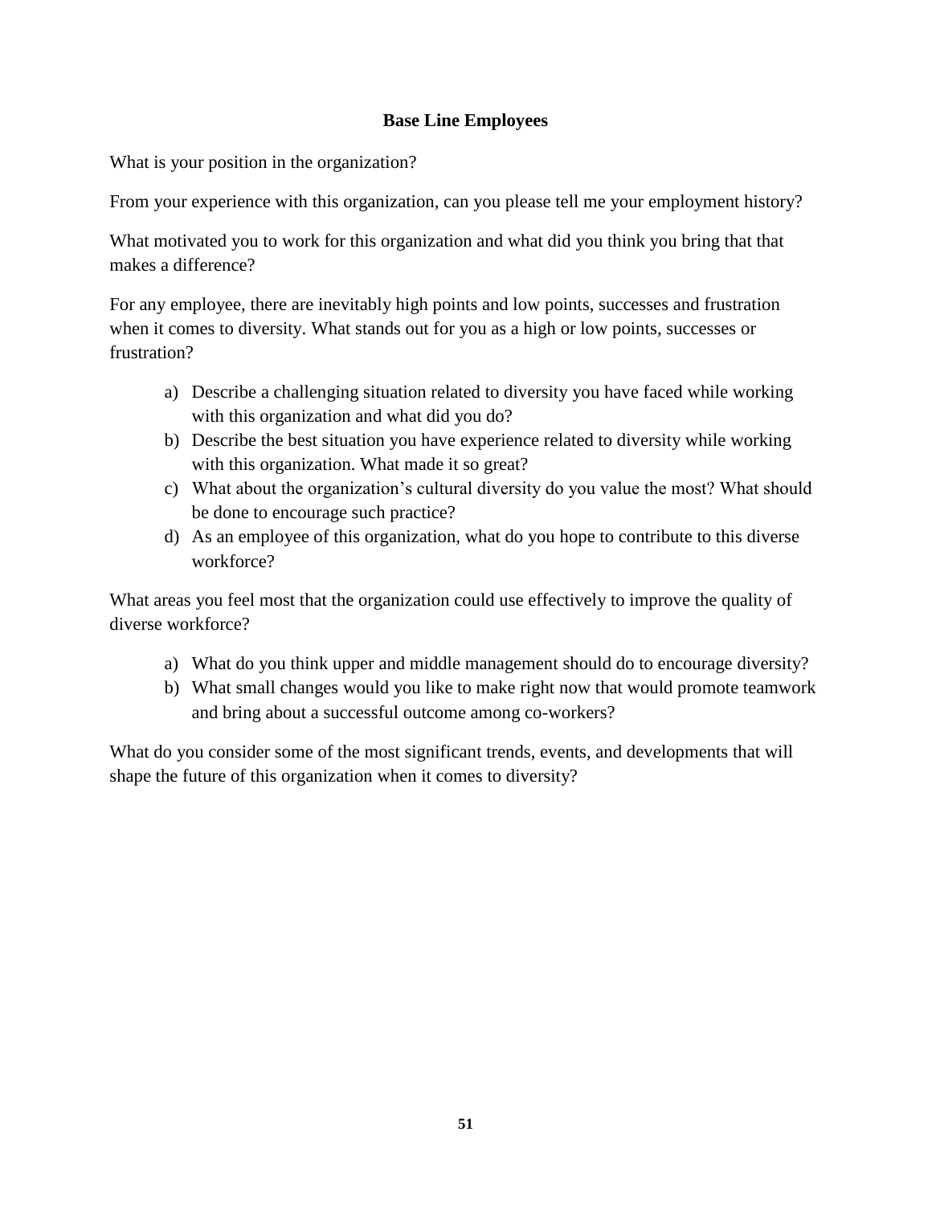**Base Line Employees**

What is your position in the organization?

From your experience with this organization, can you please tell me your employment history?

What motivated you to work for this organization and what did you think you bring that that makes a difference?

For any employee, there are inevitably high points and low points, successes and frustration when it comes to diversity. What stands out for you as a high or low points, successes or frustration?

a) Describe a challenging situation related to diversity you have faced while working with this organization and what did you do?
b) Describe the best situation you have experience related to diversity while working with this organization. What made it so great?
c) What about the organization's cultural diversity do you value the most? What should be done to encourage such practice?
d) As an employee of this organization, what do you hope to contribute to this diverse workforce?

What areas you feel most that the organization could use effectively to improve the quality of diverse workforce?

a) What do you think upper and middle management should do to encourage diversity?
b) What small changes would you like to make right now that would promote teamwork and bring about a successful outcome among co-workers?

What do you consider some of the most significant trends, events, and developments that will shape the future of this organization when it comes to diversity?